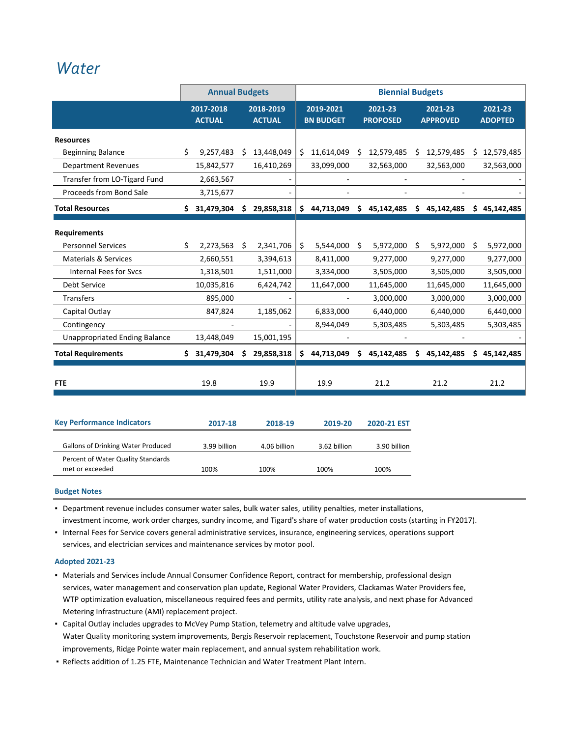# Water

| | Annual Budgets | | Biennial Budgets | | | |
|---|---|---|---|---|---|---|
| | 2017-2018 ACTUAL | 2018-2019 ACTUAL | 2019-2021 BN BUDGET | 2021-23 PROPOSED | 2021-23 APPROVED | 2021-23 ADOPTED |
| **Resources** | | | | | | |
| Beginning Balance | $ 9,257,483 | $ 13,448,049 | $ 11,614,049 | $ 12,579,485 | $ 12,579,485 | $ 12,579,485 |
| Department Revenues | 15,842,577 | 16,410,269 | 33,099,000 | 32,563,000 | 32,563,000 | 32,563,000 |
| Transfer from LO-Tigard Fund | 2,663,567 | - | - | - | - | - |
| Proceeds from Bond Sale | 3,715,677 | - | - | - | - | - |
| **Total Resources** | **$ 31,479,304** | **$ 29,858,318** | **$ 44,713,049** | **$ 45,142,485** | **$ 45,142,485** | **$ 45,142,485** |
| **Requirements** | | | | | | |
| Personnel Services | $ 2,273,563 | $ 2,341,706 | $ 5,544,000 | $ 5,972,000 | $ 5,972,000 | $ 5,972,000 |
| Materials & Services | 2,660,551 | 3,394,613 | 8,411,000 | 9,277,000 | 9,277,000 | 9,277,000 |
| Internal Fees for Svcs | 1,318,501 | 1,511,000 | 3,334,000 | 3,505,000 | 3,505,000 | 3,505,000 |
| Debt Service | 10,035,816 | 6,424,742 | 11,647,000 | 11,645,000 | 11,645,000 | 11,645,000 |
| Transfers | 895,000 | - | - | 3,000,000 | 3,000,000 | 3,000,000 |
| Capital Outlay | 847,824 | 1,185,062 | 6,833,000 | 6,440,000 | 6,440,000 | 6,440,000 |
| Contingency | - | - | 8,944,049 | 5,303,485 | 5,303,485 | 5,303,485 |
| Unappropriated Ending Balance | 13,448,049 | 15,001,195 | - | - | - | - |
| **Total Requirements** | **$ 31,479,304** | **$ 29,858,318** | **$ 44,713,049** | **$ 45,142,485** | **$ 45,142,485** | **$ 45,142,485** |
| **FTE** | 19.8 | 19.9 | 19.9 | 21.2 | 21.2 | 21.2 |

| Key Performance Indicators | 2017-18 | 2018-19 | 2019-20 | 2020-21 EST |
|---|---|---|---|---|
| Gallons of Drinking Water Produced | 3.99 billion | 4.06 billion | 3.62 billion | 3.90 billion |
| Percent of Water Quality Standards met or exceeded | 100% | 100% | 100% | 100% |

### Budget Notes

- Department revenue includes consumer water sales, bulk water sales, utility penalties, meter installations, investment income, work order charges, sundry income, and Tigard's share of water production costs (starting in FY2017).
- Internal Fees for Service covers general administrative services, insurance, engineering services, operations support services, and electrician services and maintenance services by motor pool.

### Adopted 2021-23

- Materials and Services include Annual Consumer Confidence Report, contract for membership, professional design services, water management and conservation plan update, Regional Water Providers, Clackamas Water Providers fee, WTP optimization evaluation, miscellaneous required fees and permits, utility rate analysis, and next phase for Advanced Metering Infrastructure (AMI) replacement project.
- Capital Outlay includes upgrades to McVey Pump Station, telemetry and altitude valve upgrades, Water Quality monitoring system improvements, Bergis Reservoir replacement, Touchstone Reservoir and pump station improvements, Ridge Pointe water main replacement, and annual system rehabilitation work.
- Reflects addition of 1.25 FTE, Maintenance Technician and Water Treatment Plant Intern.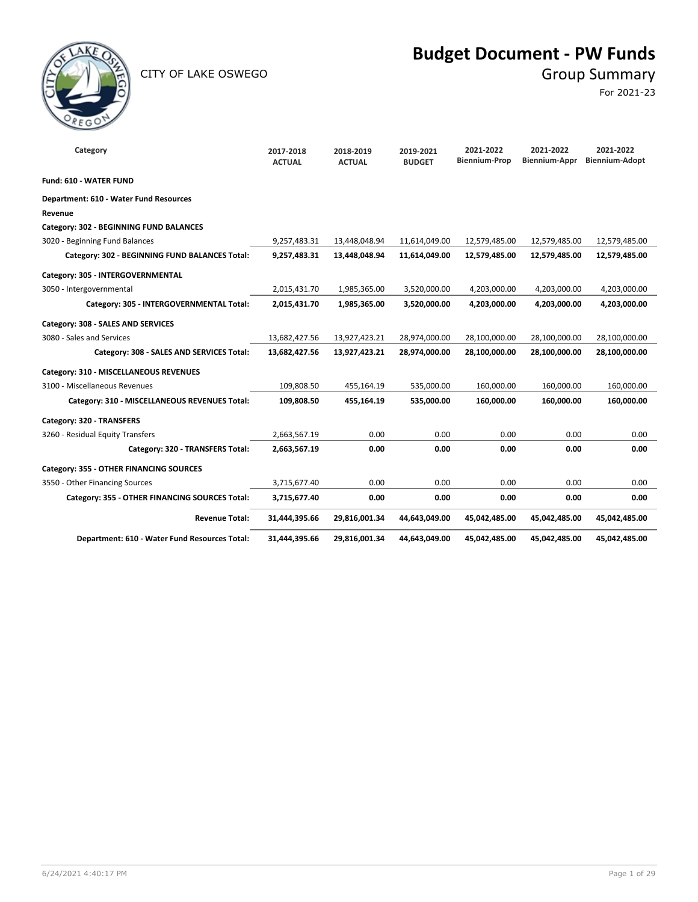CITY OF LAKE OSWEGO

# Budget Document - PW Funds

## Group Summary

For 2021-23

| Category | 2017-2018 ACTUAL | 2018-2019 ACTUAL | 2019-2021 BUDGET | 2021-2022 Biennium-Prop | 2021-2022 Biennium-Appr | 2021-2022 Biennium-Adopt |
|---|---|---|---|---|---|---|
| **Fund: 610 - WATER FUND** | | | | | | |
| **Department: 610 - Water Fund Resources** | | | | | | |
| **Revenue** | | | | | | |
| **Category: 302 - BEGINNING FUND BALANCES** | | | | | | |
| 3020 - Beginning Fund Balances | 9,257,483.31 | 13,448,048.94 | 11,614,049.00 | 12,579,485.00 | 12,579,485.00 | 12,579,485.00 |
| **Category: 302 - BEGINNING FUND BALANCES Total:** | **9,257,483.31** | **13,448,048.94** | **11,614,049.00** | **12,579,485.00** | **12,579,485.00** | **12,579,485.00** |
| **Category: 305 - INTERGOVERNMENTAL** | | | | | | |
| 3050 - Intergovernmental | 2,015,431.70 | 1,985,365.00 | 3,520,000.00 | 4,203,000.00 | 4,203,000.00 | 4,203,000.00 |
| **Category: 305 - INTERGOVERNMENTAL Total:** | **2,015,431.70** | **1,985,365.00** | **3,520,000.00** | **4,203,000.00** | **4,203,000.00** | **4,203,000.00** |
| **Category: 308 - SALES AND SERVICES** | | | | | | |
| 3080 - Sales and Services | 13,682,427.56 | 13,927,423.21 | 28,974,000.00 | 28,100,000.00 | 28,100,000.00 | 28,100,000.00 |
| **Category: 308 - SALES AND SERVICES Total:** | **13,682,427.56** | **13,927,423.21** | **28,974,000.00** | **28,100,000.00** | **28,100,000.00** | **28,100,000.00** |
| **Category: 310 - MISCELLANEOUS REVENUES** | | | | | | |
| 3100 - Miscellaneous Revenues | 109,808.50 | 455,164.19 | 535,000.00 | 160,000.00 | 160,000.00 | 160,000.00 |
| **Category: 310 - MISCELLANEOUS REVENUES Total:** | **109,808.50** | **455,164.19** | **535,000.00** | **160,000.00** | **160,000.00** | **160,000.00** |
| **Category: 320 - TRANSFERS** | | | | | | |
| 3260 - Residual Equity Transfers | 2,663,567.19 | 0.00 | 0.00 | 0.00 | 0.00 | 0.00 |
| **Category: 320 - TRANSFERS Total:** | **2,663,567.19** | **0.00** | **0.00** | **0.00** | **0.00** | **0.00** |
| **Category: 355 - OTHER FINANCING SOURCES** | | | | | | |
| 3550 - Other Financing Sources | 3,715,677.40 | 0.00 | 0.00 | 0.00 | 0.00 | 0.00 |
| **Category: 355 - OTHER FINANCING SOURCES Total:** | **3,715,677.40** | **0.00** | **0.00** | **0.00** | **0.00** | **0.00** |
| **Revenue Total:** | **31,444,395.66** | **29,816,001.34** | **44,643,049.00** | **45,042,485.00** | **45,042,485.00** | **45,042,485.00** |
| **Department: 610 - Water Fund Resources Total:** | **31,444,395.66** | **29,816,001.34** | **44,643,049.00** | **45,042,485.00** | **45,042,485.00** | **45,042,485.00** |

6/24/2021 4:40:17 PM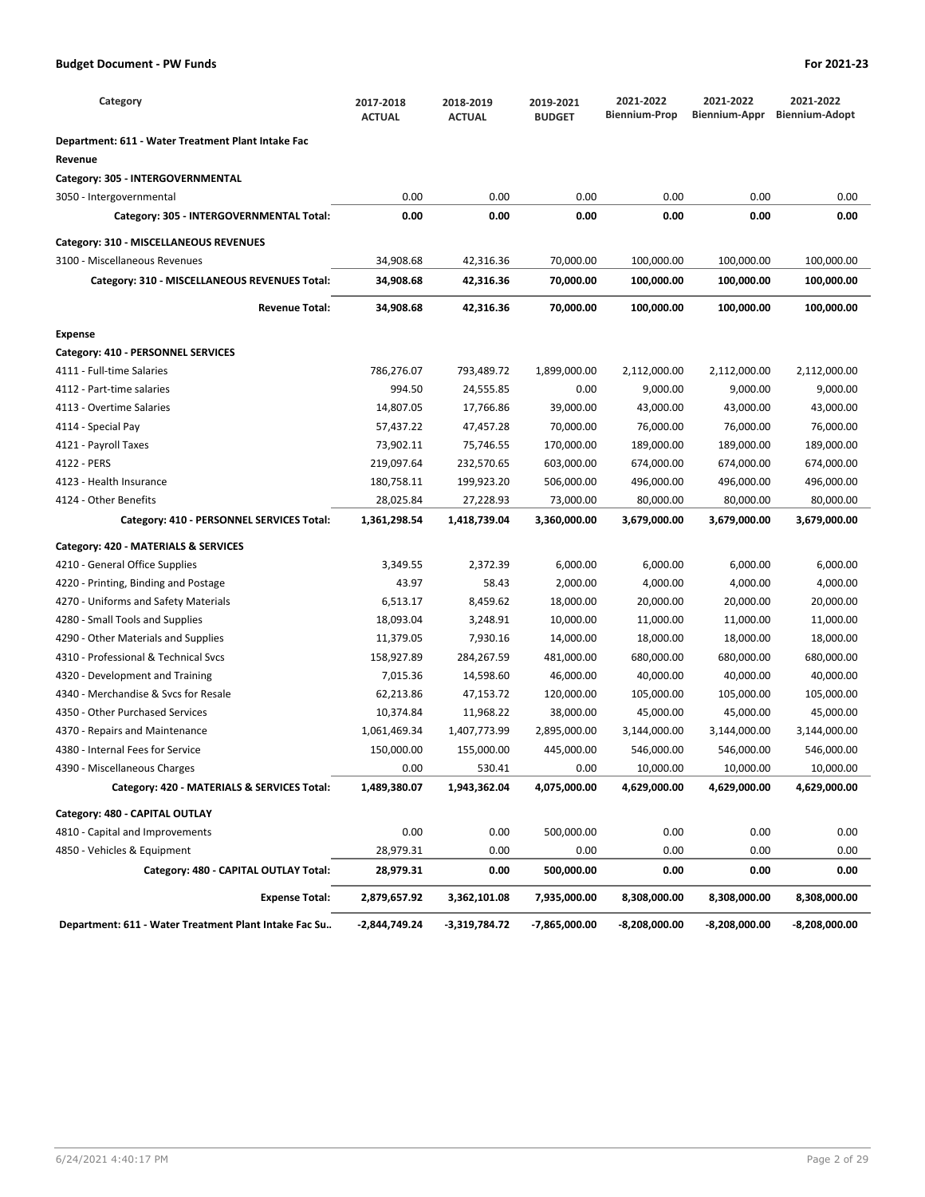| Category | 2017-2018 ACTUAL | 2018-2019 ACTUAL | 2019-2021 BUDGET | 2021-2022 Biennium-Prop | 2021-2022 Biennium-Appr | 2021-2022 Biennium-Adopt |
|---|---|---|---|---|---|---|
| **Department: 611 - Water Treatment Plant Intake Fac** | | | | | | |
| **Revenue** | | | | | | |
| **Category: 305 - INTERGOVERNMENTAL** | | | | | | |
| 3050 - Intergovernmental | 0.00 | 0.00 | 0.00 | 0.00 | 0.00 | 0.00 |
| **Category: 305 - INTERGOVERNMENTAL Total:** | **0.00** | **0.00** | **0.00** | **0.00** | **0.00** | **0.00** |
| **Category: 310 - MISCELLANEOUS REVENUES** | | | | | | |
| 3100 - Miscellaneous Revenues | 34,908.68 | 42,316.36 | 70,000.00 | 100,000.00 | 100,000.00 | 100,000.00 |
| **Category: 310 - MISCELLANEOUS REVENUES Total:** | **34,908.68** | **42,316.36** | **70,000.00** | **100,000.00** | **100,000.00** | **100,000.00** |
| **Revenue Total:** | **34,908.68** | **42,316.36** | **70,000.00** | **100,000.00** | **100,000.00** | **100,000.00** |
| **Expense** | | | | | | |
| **Category: 410 - PERSONNEL SERVICES** | | | | | | |
| 4111 - Full-time Salaries | 786,276.07 | 793,489.72 | 1,899,000.00 | 2,112,000.00 | 2,112,000.00 | 2,112,000.00 |
| 4112 - Part-time salaries | 994.50 | 24,555.85 | 0.00 | 9,000.00 | 9,000.00 | 9,000.00 |
| 4113 - Overtime Salaries | 14,807.05 | 17,766.86 | 39,000.00 | 43,000.00 | 43,000.00 | 43,000.00 |
| 4114 - Special Pay | 57,437.22 | 47,457.28 | 70,000.00 | 76,000.00 | 76,000.00 | 76,000.00 |
| 4121 - Payroll Taxes | 73,902.11 | 75,746.55 | 170,000.00 | 189,000.00 | 189,000.00 | 189,000.00 |
| 4122 - PERS | 219,097.64 | 232,570.65 | 603,000.00 | 674,000.00 | 674,000.00 | 674,000.00 |
| 4123 - Health Insurance | 180,758.11 | 199,923.20 | 506,000.00 | 496,000.00 | 496,000.00 | 496,000.00 |
| 4124 - Other Benefits | 28,025.84 | 27,228.93 | 73,000.00 | 80,000.00 | 80,000.00 | 80,000.00 |
| **Category: 410 - PERSONNEL SERVICES Total:** | **1,361,298.54** | **1,418,739.04** | **3,360,000.00** | **3,679,000.00** | **3,679,000.00** | **3,679,000.00** |
| **Category: 420 - MATERIALS & SERVICES** | | | | | | |
| 4210 - General Office Supplies | 3,349.55 | 2,372.39 | 6,000.00 | 6,000.00 | 6,000.00 | 6,000.00 |
| 4220 - Printing, Binding and Postage | 43.97 | 58.43 | 2,000.00 | 4,000.00 | 4,000.00 | 4,000.00 |
| 4270 - Uniforms and Safety Materials | 6,513.17 | 8,459.62 | 18,000.00 | 20,000.00 | 20,000.00 | 20,000.00 |
| 4280 - Small Tools and Supplies | 18,093.04 | 3,248.91 | 10,000.00 | 11,000.00 | 11,000.00 | 11,000.00 |
| 4290 - Other Materials and Supplies | 11,379.05 | 7,930.16 | 14,000.00 | 18,000.00 | 18,000.00 | 18,000.00 |
| 4310 - Professional & Technical Svcs | 158,927.89 | 284,267.59 | 481,000.00 | 680,000.00 | 680,000.00 | 680,000.00 |
| 4320 - Development and Training | 7,015.36 | 14,598.60 | 46,000.00 | 40,000.00 | 40,000.00 | 40,000.00 |
| 4340 - Merchandise & Svcs for Resale | 62,213.86 | 47,153.72 | 120,000.00 | 105,000.00 | 105,000.00 | 105,000.00 |
| 4350 - Other Purchased Services | 10,374.84 | 11,968.22 | 38,000.00 | 45,000.00 | 45,000.00 | 45,000.00 |
| 4370 - Repairs and Maintenance | 1,061,469.34 | 1,407,773.99 | 2,895,000.00 | 3,144,000.00 | 3,144,000.00 | 3,144,000.00 |
| 4380 - Internal Fees for Service | 150,000.00 | 155,000.00 | 445,000.00 | 546,000.00 | 546,000.00 | 546,000.00 |
| 4390 - Miscellaneous Charges | 0.00 | 530.41 | 0.00 | 10,000.00 | 10,000.00 | 10,000.00 |
| **Category: 420 - MATERIALS & SERVICES Total:** | **1,489,380.07** | **1,943,362.04** | **4,075,000.00** | **4,629,000.00** | **4,629,000.00** | **4,629,000.00** |
| **Category: 480 - CAPITAL OUTLAY** | | | | | | |
| 4810 - Capital and Improvements | 0.00 | 0.00 | 500,000.00 | 0.00 | 0.00 | 0.00 |
| 4850 - Vehicles & Equipment | 28,979.31 | 0.00 | 0.00 | 0.00 | 0.00 | 0.00 |
| **Category: 480 - CAPITAL OUTLAY Total:** | **28,979.31** | **0.00** | **500,000.00** | **0.00** | **0.00** | **0.00** |
| **Expense Total:** | **2,879,657.92** | **3,362,101.08** | **7,935,000.00** | **8,308,000.00** | **8,308,000.00** | **8,308,000.00** |
| **Department: 611 - Water Treatment Plant Intake Fac Su..** | **-2,844,749.24** | **-3,319,784.72** | **-7,865,000.00** | **-8,208,000.00** | **-8,208,000.00** | **-8,208,000.00** |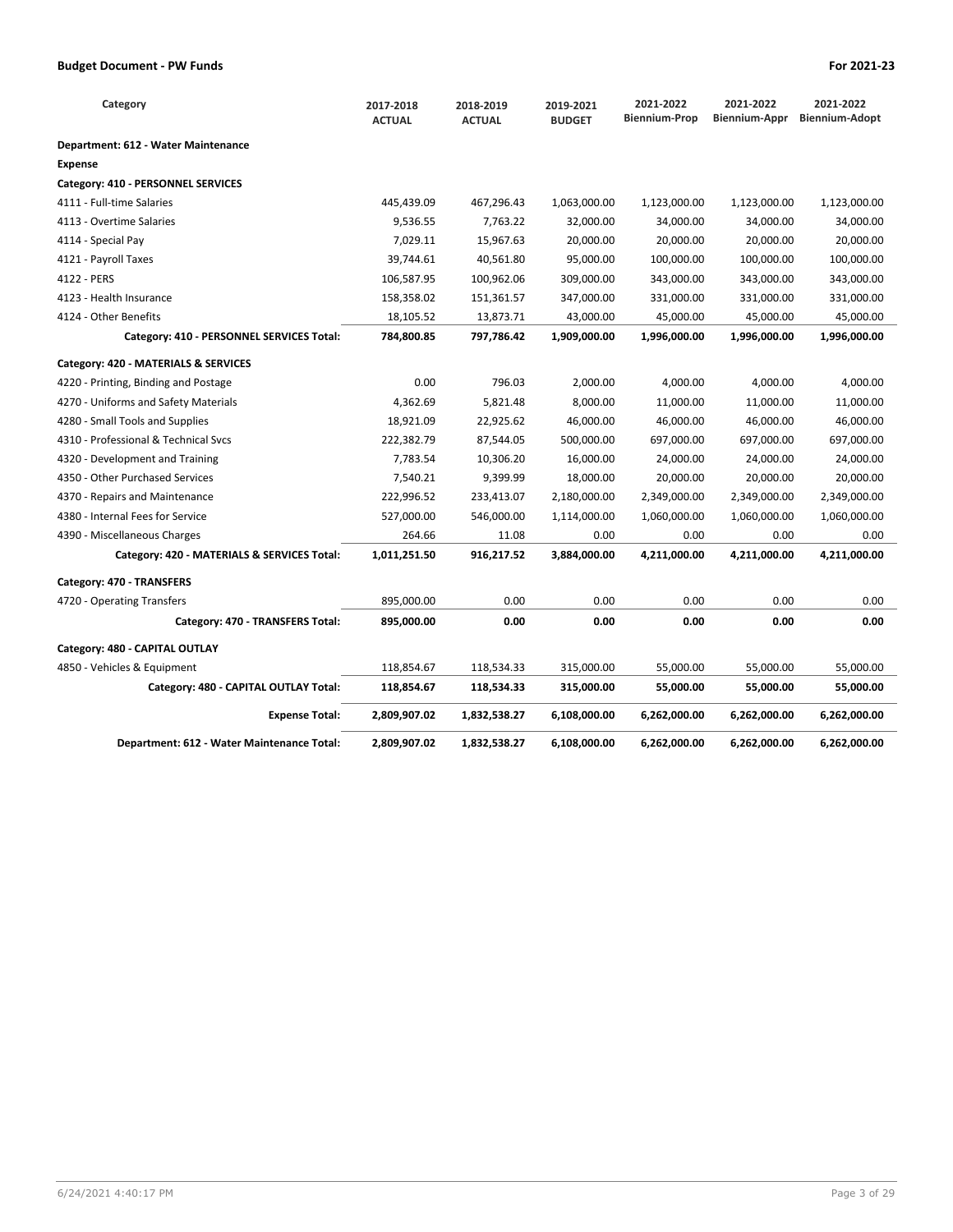**Budget Document - PW Funds** **For 2021-23**

| Category | 2017-2018 ACTUAL | 2018-2019 ACTUAL | 2019-2021 BUDGET | 2021-2022 Biennium-Prop | 2021-2022 Biennium-Appr | 2021-2022 Biennium-Adopt |
|---|---|---|---|---|---|---|
| **Department: 612 - Water Maintenance** | | | | | | |
| **Expense** | | | | | | |
| **Category: 410 - PERSONNEL SERVICES** | | | | | | |
| 4111 - Full-time Salaries | 445,439.09 | 467,296.43 | 1,063,000.00 | 1,123,000.00 | 1,123,000.00 | 1,123,000.00 |
| 4113 - Overtime Salaries | 9,536.55 | 7,763.22 | 32,000.00 | 34,000.00 | 34,000.00 | 34,000.00 |
| 4114 - Special Pay | 7,029.11 | 15,967.63 | 20,000.00 | 20,000.00 | 20,000.00 | 20,000.00 |
| 4121 - Payroll Taxes | 39,744.61 | 40,561.80 | 95,000.00 | 100,000.00 | 100,000.00 | 100,000.00 |
| 4122 - PERS | 106,587.95 | 100,962.06 | 309,000.00 | 343,000.00 | 343,000.00 | 343,000.00 |
| 4123 - Health Insurance | 158,358.02 | 151,361.57 | 347,000.00 | 331,000.00 | 331,000.00 | 331,000.00 |
| 4124 - Other Benefits | 18,105.52 | 13,873.71 | 43,000.00 | 45,000.00 | 45,000.00 | 45,000.00 |
| **Category: 410 - PERSONNEL SERVICES Total:** | **784,800.85** | **797,786.42** | **1,909,000.00** | **1,996,000.00** | **1,996,000.00** | **1,996,000.00** |
| **Category: 420 - MATERIALS & SERVICES** | | | | | | |
| 4220 - Printing, Binding and Postage | 0.00 | 796.03 | 2,000.00 | 4,000.00 | 4,000.00 | 4,000.00 |
| 4270 - Uniforms and Safety Materials | 4,362.69 | 5,821.48 | 8,000.00 | 11,000.00 | 11,000.00 | 11,000.00 |
| 4280 - Small Tools and Supplies | 18,921.09 | 22,925.62 | 46,000.00 | 46,000.00 | 46,000.00 | 46,000.00 |
| 4310 - Professional & Technical Svcs | 222,382.79 | 87,544.05 | 500,000.00 | 697,000.00 | 697,000.00 | 697,000.00 |
| 4320 - Development and Training | 7,783.54 | 10,306.20 | 16,000.00 | 24,000.00 | 24,000.00 | 24,000.00 |
| 4350 - Other Purchased Services | 7,540.21 | 9,399.99 | 18,000.00 | 20,000.00 | 20,000.00 | 20,000.00 |
| 4370 - Repairs and Maintenance | 222,996.52 | 233,413.07 | 2,180,000.00 | 2,349,000.00 | 2,349,000.00 | 2,349,000.00 |
| 4380 - Internal Fees for Service | 527,000.00 | 546,000.00 | 1,114,000.00 | 1,060,000.00 | 1,060,000.00 | 1,060,000.00 |
| 4390 - Miscellaneous Charges | 264.66 | 11.08 | 0.00 | 0.00 | 0.00 | 0.00 |
| **Category: 420 - MATERIALS & SERVICES Total:** | **1,011,251.50** | **916,217.52** | **3,884,000.00** | **4,211,000.00** | **4,211,000.00** | **4,211,000.00** |
| **Category: 470 - TRANSFERS** | | | | | | |
| 4720 - Operating Transfers | 895,000.00 | 0.00 | 0.00 | 0.00 | 0.00 | 0.00 |
| **Category: 470 - TRANSFERS Total:** | **895,000.00** | **0.00** | **0.00** | **0.00** | **0.00** | **0.00** |
| **Category: 480 - CAPITAL OUTLAY** | | | | | | |
| 4850 - Vehicles & Equipment | 118,854.67 | 118,534.33 | 315,000.00 | 55,000.00 | 55,000.00 | 55,000.00 |
| **Category: 480 - CAPITAL OUTLAY Total:** | **118,854.67** | **118,534.33** | **315,000.00** | **55,000.00** | **55,000.00** | **55,000.00** |
| **Expense Total:** | **2,809,907.02** | **1,832,538.27** | **6,108,000.00** | **6,262,000.00** | **6,262,000.00** | **6,262,000.00** |
| **Department: 612 - Water Maintenance Total:** | **2,809,907.02** | **1,832,538.27** | **6,108,000.00** | **6,262,000.00** | **6,262,000.00** | **6,262,000.00** |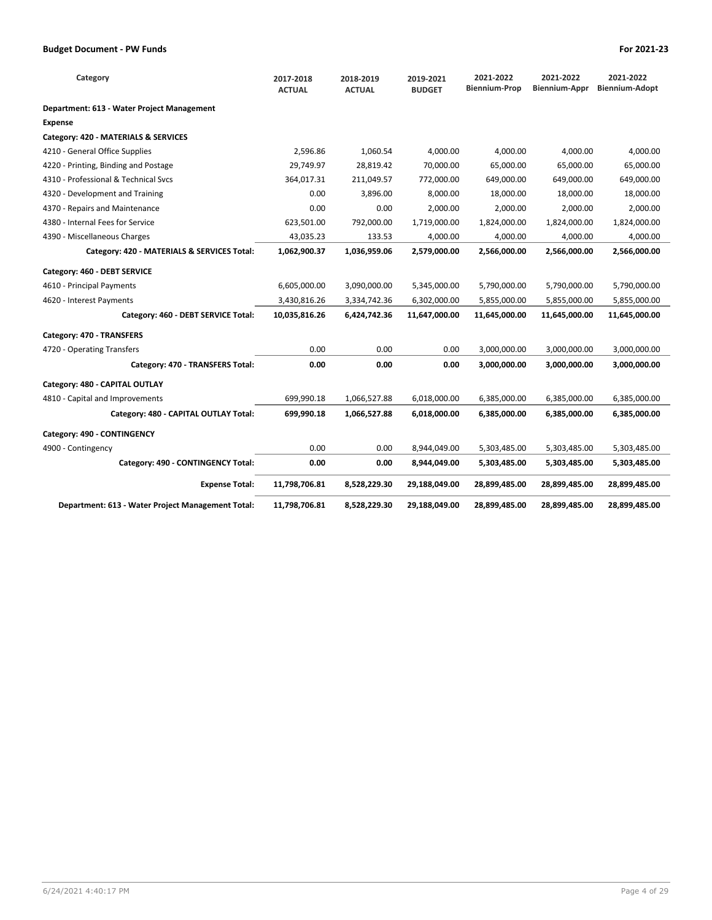| Category | 2017-2018 ACTUAL | 2018-2019 ACTUAL | 2019-2021 BUDGET | 2021-2022 Biennium-Prop | 2021-2022 Biennium-Appr | 2021-2022 Biennium-Adopt |
|---|---|---|---|---|---|---|
| **Department: 613 - Water Project Management** | | | | | | |
| **Expense** | | | | | | |
| **Category: 420 - MATERIALS & SERVICES** | | | | | | |
| 4210 - General Office Supplies | 2,596.86 | 1,060.54 | 4,000.00 | 4,000.00 | 4,000.00 | 4,000.00 |
| 4220 - Printing, Binding and Postage | 29,749.97 | 28,819.42 | 70,000.00 | 65,000.00 | 65,000.00 | 65,000.00 |
| 4310 - Professional & Technical Svcs | 364,017.31 | 211,049.57 | 772,000.00 | 649,000.00 | 649,000.00 | 649,000.00 |
| 4320 - Development and Training | 0.00 | 3,896.00 | 8,000.00 | 18,000.00 | 18,000.00 | 18,000.00 |
| 4370 - Repairs and Maintenance | 0.00 | 0.00 | 2,000.00 | 2,000.00 | 2,000.00 | 2,000.00 |
| 4380 - Internal Fees for Service | 623,501.00 | 792,000.00 | 1,719,000.00 | 1,824,000.00 | 1,824,000.00 | 1,824,000.00 |
| 4390 - Miscellaneous Charges | 43,035.23 | 133.53 | 4,000.00 | 4,000.00 | 4,000.00 | 4,000.00 |
| **Category: 420 - MATERIALS & SERVICES Total:** | **1,062,900.37** | **1,036,959.06** | **2,579,000.00** | **2,566,000.00** | **2,566,000.00** | **2,566,000.00** |
| **Category: 460 - DEBT SERVICE** | | | | | | |
| 4610 - Principal Payments | 6,605,000.00 | 3,090,000.00 | 5,345,000.00 | 5,790,000.00 | 5,790,000.00 | 5,790,000.00 |
| 4620 - Interest Payments | 3,430,816.26 | 3,334,742.36 | 6,302,000.00 | 5,855,000.00 | 5,855,000.00 | 5,855,000.00 |
| **Category: 460 - DEBT SERVICE Total:** | **10,035,816.26** | **6,424,742.36** | **11,647,000.00** | **11,645,000.00** | **11,645,000.00** | **11,645,000.00** |
| **Category: 470 - TRANSFERS** | | | | | | |
| 4720 - Operating Transfers | 0.00 | 0.00 | 0.00 | 3,000,000.00 | 3,000,000.00 | 3,000,000.00 |
| **Category: 470 - TRANSFERS Total:** | **0.00** | **0.00** | **0.00** | **3,000,000.00** | **3,000,000.00** | **3,000,000.00** |
| **Category: 480 - CAPITAL OUTLAY** | | | | | | |
| 4810 - Capital and Improvements | 699,990.18 | 1,066,527.88 | 6,018,000.00 | 6,385,000.00 | 6,385,000.00 | 6,385,000.00 |
| **Category: 480 - CAPITAL OUTLAY Total:** | **699,990.18** | **1,066,527.88** | **6,018,000.00** | **6,385,000.00** | **6,385,000.00** | **6,385,000.00** |
| **Category: 490 - CONTINGENCY** | | | | | | |
| 4900 - Contingency | 0.00 | 0.00 | 8,944,049.00 | 5,303,485.00 | 5,303,485.00 | 5,303,485.00 |
| **Category: 490 - CONTINGENCY Total:** | **0.00** | **0.00** | **8,944,049.00** | **5,303,485.00** | **5,303,485.00** | **5,303,485.00** |
| **Expense Total:** | **11,798,706.81** | **8,528,229.30** | **29,188,049.00** | **28,899,485.00** | **28,899,485.00** | **28,899,485.00** |
| **Department: 613 - Water Project Management Total:** | **11,798,706.81** | **8,528,229.30** | **29,188,049.00** | **28,899,485.00** | **28,899,485.00** | **28,899,485.00** |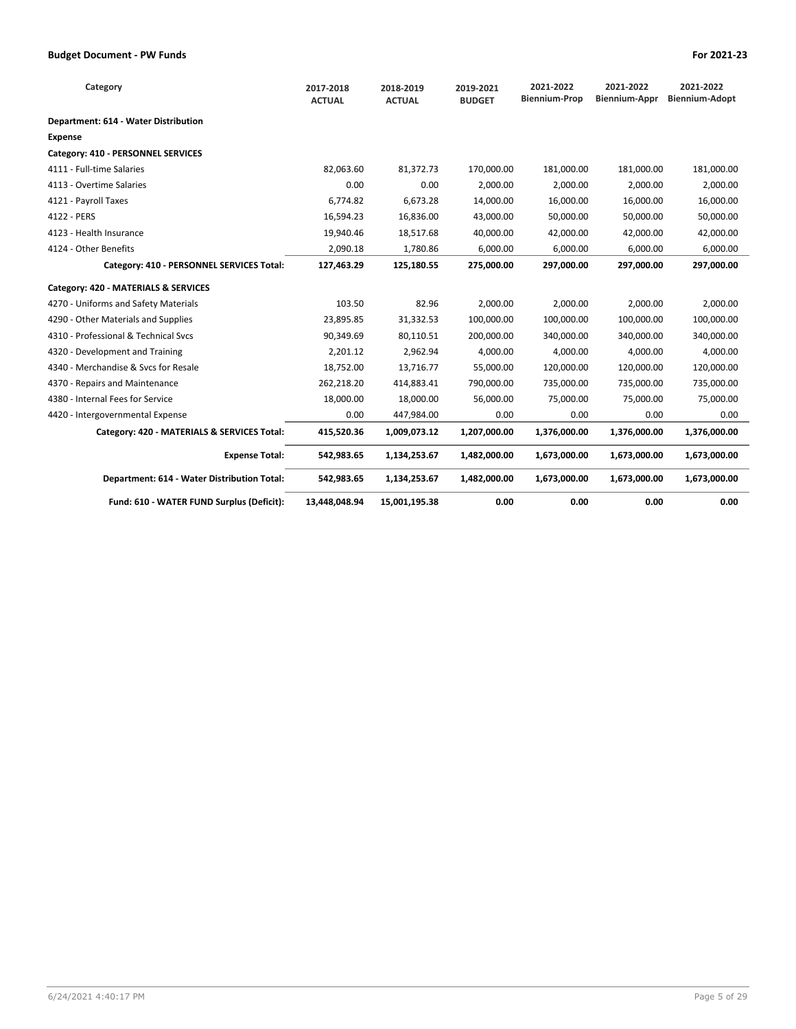| Category | 2017-2018 ACTUAL | 2018-2019 ACTUAL | 2019-2021 BUDGET | 2021-2022 Biennium-Prop | 2021-2022 Biennium-Appr | 2021-2022 Biennium-Adopt |
|---|---|---|---|---|---|---|
| **Department: 614 - Water Distribution** | | | | | | |
| **Expense** | | | | | | |
| **Category: 410 - PERSONNEL SERVICES** | | | | | | |
| 4111 - Full-time Salaries | 82,063.60 | 81,372.73 | 170,000.00 | 181,000.00 | 181,000.00 | 181,000.00 |
| 4113 - Overtime Salaries | 0.00 | 0.00 | 2,000.00 | 2,000.00 | 2,000.00 | 2,000.00 |
| 4121 - Payroll Taxes | 6,774.82 | 6,673.28 | 14,000.00 | 16,000.00 | 16,000.00 | 16,000.00 |
| 4122 - PERS | 16,594.23 | 16,836.00 | 43,000.00 | 50,000.00 | 50,000.00 | 50,000.00 |
| 4123 - Health Insurance | 19,940.46 | 18,517.68 | 40,000.00 | 42,000.00 | 42,000.00 | 42,000.00 |
| 4124 - Other Benefits | 2,090.18 | 1,780.86 | 6,000.00 | 6,000.00 | 6,000.00 | 6,000.00 |
| **Category: 410 - PERSONNEL SERVICES Total:** | **127,463.29** | **125,180.55** | **275,000.00** | **297,000.00** | **297,000.00** | **297,000.00** |
| **Category: 420 - MATERIALS & SERVICES** | | | | | | |
| 4270 - Uniforms and Safety Materials | 103.50 | 82.96 | 2,000.00 | 2,000.00 | 2,000.00 | 2,000.00 |
| 4290 - Other Materials and Supplies | 23,895.85 | 31,332.53 | 100,000.00 | 100,000.00 | 100,000.00 | 100,000.00 |
| 4310 - Professional & Technical Svcs | 90,349.69 | 80,110.51 | 200,000.00 | 340,000.00 | 340,000.00 | 340,000.00 |
| 4320 - Development and Training | 2,201.12 | 2,962.94 | 4,000.00 | 4,000.00 | 4,000.00 | 4,000.00 |
| 4340 - Merchandise & Svcs for Resale | 18,752.00 | 13,716.77 | 55,000.00 | 120,000.00 | 120,000.00 | 120,000.00 |
| 4370 - Repairs and Maintenance | 262,218.20 | 414,883.41 | 790,000.00 | 735,000.00 | 735,000.00 | 735,000.00 |
| 4380 - Internal Fees for Service | 18,000.00 | 18,000.00 | 56,000.00 | 75,000.00 | 75,000.00 | 75,000.00 |
| 4420 - Intergovernmental Expense | 0.00 | 447,984.00 | 0.00 | 0.00 | 0.00 | 0.00 |
| **Category: 420 - MATERIALS & SERVICES Total:** | **415,520.36** | **1,009,073.12** | **1,207,000.00** | **1,376,000.00** | **1,376,000.00** | **1,376,000.00** |
| **Expense Total:** | **542,983.65** | **1,134,253.67** | **1,482,000.00** | **1,673,000.00** | **1,673,000.00** | **1,673,000.00** |
| **Department: 614 - Water Distribution Total:** | **542,983.65** | **1,134,253.67** | **1,482,000.00** | **1,673,000.00** | **1,673,000.00** | **1,673,000.00** |
| **Fund: 610 - WATER FUND Surplus (Deficit):** | **13,448,048.94** | **15,001,195.38** | **0.00** | **0.00** | **0.00** | **0.00** |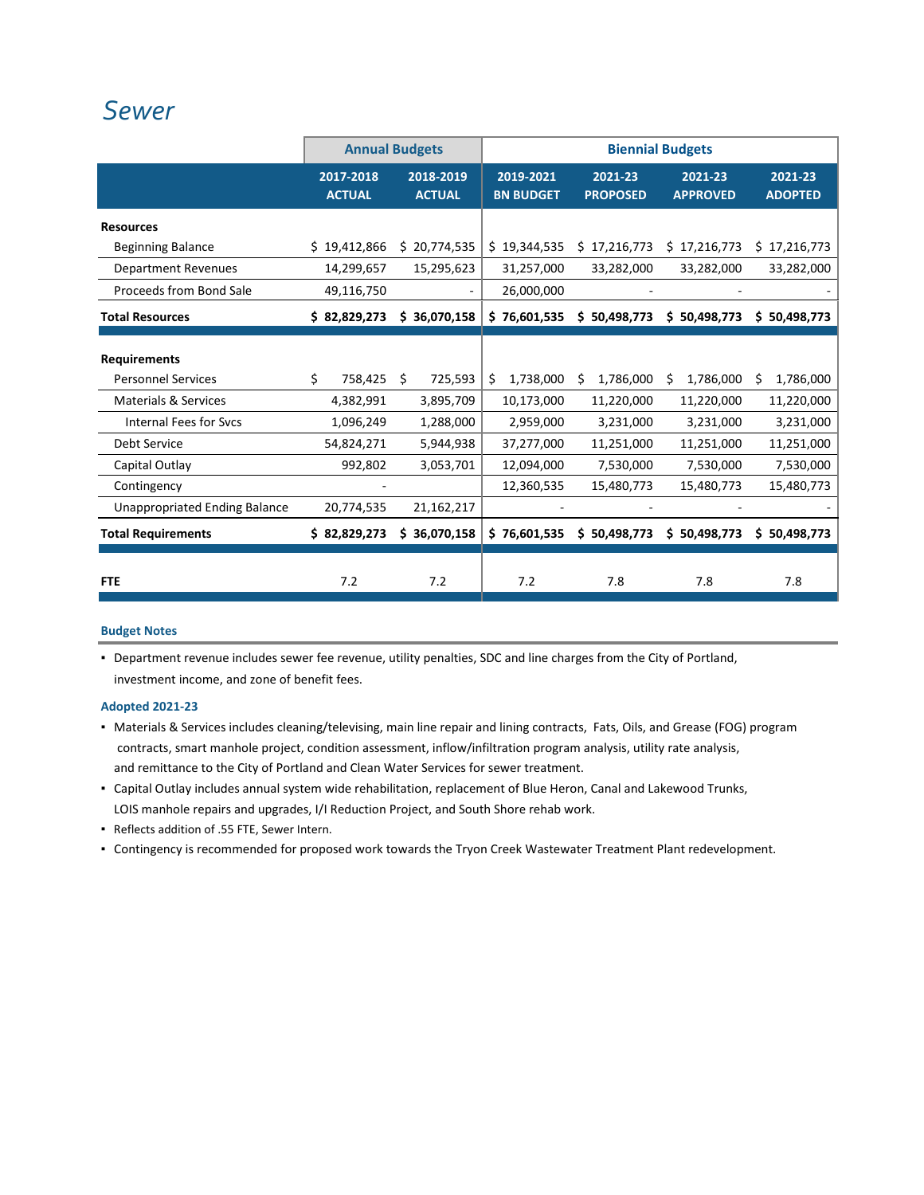# Sewer

| | Annual Budgets | | Biennial Budgets | | | |
|---|---|---|---|---|---|---|
| | 2017-2018 ACTUAL | 2018-2019 ACTUAL | 2019-2021 BN BUDGET | 2021-23 PROPOSED | 2021-23 APPROVED | 2021-23 ADOPTED |
| **Resources** | | | | | | |
| Beginning Balance | $ 19,412,866 | $ 20,774,535 | $ 19,344,535 | $ 17,216,773 | $ 17,216,773 | $ 17,216,773 |
| Department Revenues | 14,299,657 | 15,295,623 | 31,257,000 | 33,282,000 | 33,282,000 | 33,282,000 |
| Proceeds from Bond Sale | 49,116,750 | - | 26,000,000 | - | - | - |
| **Total Resources** | **$ 82,829,273** | **$ 36,070,158** | **$ 76,601,535** | **$ 50,498,773** | **$ 50,498,773** | **$ 50,498,773** |
| **Requirements** | | | | | | |
| Personnel Services | $ 758,425 | $ 725,593 | $ 1,738,000 | $ 1,786,000 | $ 1,786,000 | $ 1,786,000 |
| Materials & Services | 4,382,991 | 3,895,709 | 10,173,000 | 11,220,000 | 11,220,000 | 11,220,000 |
| Internal Fees for Svcs | 1,096,249 | 1,288,000 | 2,959,000 | 3,231,000 | 3,231,000 | 3,231,000 |
| Debt Service | 54,824,271 | 5,944,938 | 37,277,000 | 11,251,000 | 11,251,000 | 11,251,000 |
| Capital Outlay | 992,802 | 3,053,701 | 12,094,000 | 7,530,000 | 7,530,000 | 7,530,000 |
| Contingency | - | | 12,360,535 | 15,480,773 | 15,480,773 | 15,480,773 |
| Unappropriated Ending Balance | 20,774,535 | 21,162,217 | - | - | - | - |
| **Total Requirements** | **$ 82,829,273** | **$ 36,070,158** | **$ 76,601,535** | **$ 50,498,773** | **$ 50,498,773** | **$ 50,498,773** |
| **FTE** | 7.2 | 7.2 | 7.2 | 7.8 | 7.8 | 7.8 |

### Budget Notes

- Department revenue includes sewer fee revenue, utility penalties, SDC and line charges from the City of Portland, investment income, and zone of benefit fees.

### Adopted 2021-23

- Materials & Services includes cleaning/televising, main line repair and lining contracts, Fats, Oils, and Grease (FOG) program contracts, smart manhole project, condition assessment, inflow/infiltration program analysis, utility rate analysis, and remittance to the City of Portland and Clean Water Services for sewer treatment.
- Capital Outlay includes annual system wide rehabilitation, replacement of Blue Heron, Canal and Lakewood Trunks, LOIS manhole repairs and upgrades, I/I Reduction Project, and South Shore rehab work.
- Reflects addition of .55 FTE, Sewer Intern.
- Contingency is recommended for proposed work towards the Tryon Creek Wastewater Treatment Plant redevelopment.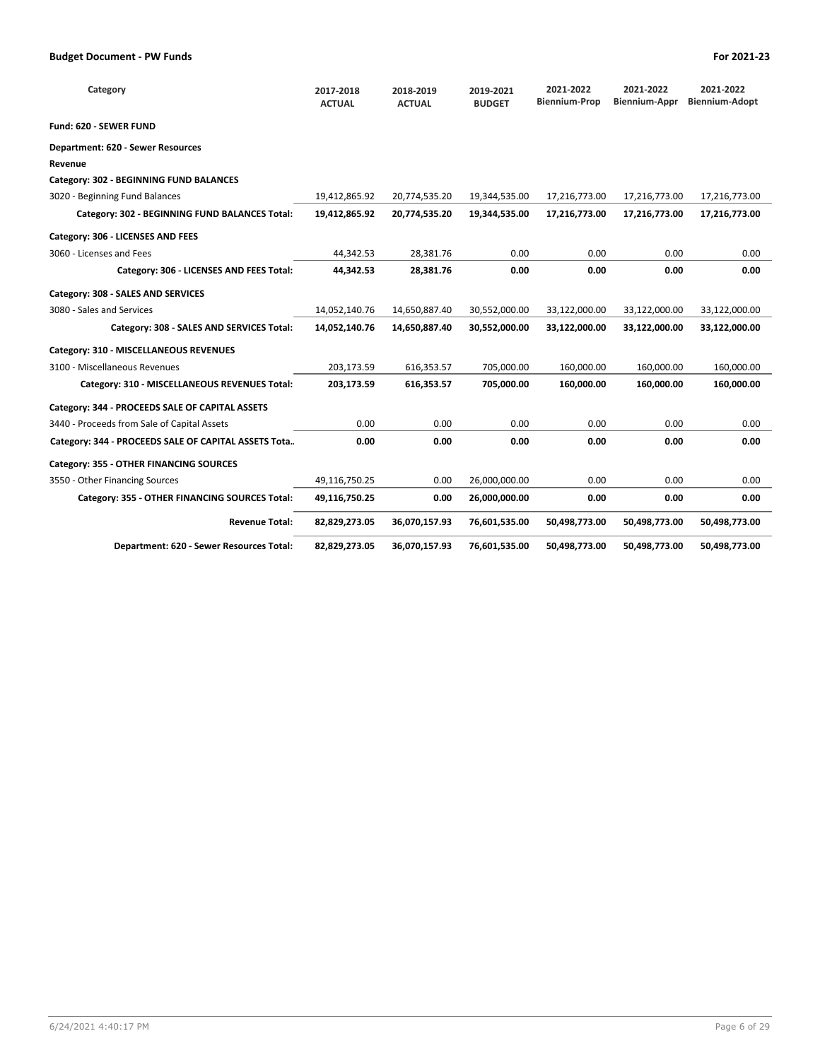| Category | 2017-2018 ACTUAL | 2018-2019 ACTUAL | 2019-2021 BUDGET | 2021-2022 Biennium-Prop | 2021-2022 Biennium-Appr | 2021-2022 Biennium-Adopt |
|---|---|---|---|---|---|---|
| **Fund: 620 - SEWER FUND** | | | | | | |
| **Department: 620 - Sewer Resources** | | | | | | |
| **Revenue** | | | | | | |
| **Category: 302 - BEGINNING FUND BALANCES** | | | | | | |
| 3020 - Beginning Fund Balances | 19,412,865.92 | 20,774,535.20 | 19,344,535.00 | 17,216,773.00 | 17,216,773.00 | 17,216,773.00 |
| **Category: 302 - BEGINNING FUND BALANCES Total:** | **19,412,865.92** | **20,774,535.20** | **19,344,535.00** | **17,216,773.00** | **17,216,773.00** | **17,216,773.00** |
| **Category: 306 - LICENSES AND FEES** | | | | | | |
| 3060 - Licenses and Fees | 44,342.53 | 28,381.76 | 0.00 | 0.00 | 0.00 | 0.00 |
| **Category: 306 - LICENSES AND FEES Total:** | **44,342.53** | **28,381.76** | **0.00** | **0.00** | **0.00** | **0.00** |
| **Category: 308 - SALES AND SERVICES** | | | | | | |
| 3080 - Sales and Services | 14,052,140.76 | 14,650,887.40 | 30,552,000.00 | 33,122,000.00 | 33,122,000.00 | 33,122,000.00 |
| **Category: 308 - SALES AND SERVICES Total:** | **14,052,140.76** | **14,650,887.40** | **30,552,000.00** | **33,122,000.00** | **33,122,000.00** | **33,122,000.00** |
| **Category: 310 - MISCELLANEOUS REVENUES** | | | | | | |
| 3100 - Miscellaneous Revenues | 203,173.59 | 616,353.57 | 705,000.00 | 160,000.00 | 160,000.00 | 160,000.00 |
| **Category: 310 - MISCELLANEOUS REVENUES Total:** | **203,173.59** | **616,353.57** | **705,000.00** | **160,000.00** | **160,000.00** | **160,000.00** |
| **Category: 344 - PROCEEDS SALE OF CAPITAL ASSETS** | | | | | | |
| 3440 - Proceeds from Sale of Capital Assets | 0.00 | 0.00 | 0.00 | 0.00 | 0.00 | 0.00 |
| **Category: 344 - PROCEEDS SALE OF CAPITAL ASSETS Tota..** | **0.00** | **0.00** | **0.00** | **0.00** | **0.00** | **0.00** |
| **Category: 355 - OTHER FINANCING SOURCES** | | | | | | |
| 3550 - Other Financing Sources | 49,116,750.25 | 0.00 | 26,000,000.00 | 0.00 | 0.00 | 0.00 |
| **Category: 355 - OTHER FINANCING SOURCES Total:** | **49,116,750.25** | **0.00** | **26,000,000.00** | **0.00** | **0.00** | **0.00** |
| **Revenue Total:** | **82,829,273.05** | **36,070,157.93** | **76,601,535.00** | **50,498,773.00** | **50,498,773.00** | **50,498,773.00** |
| **Department: 620 - Sewer Resources Total:** | **82,829,273.05** | **36,070,157.93** | **76,601,535.00** | **50,498,773.00** | **50,498,773.00** | **50,498,773.00** |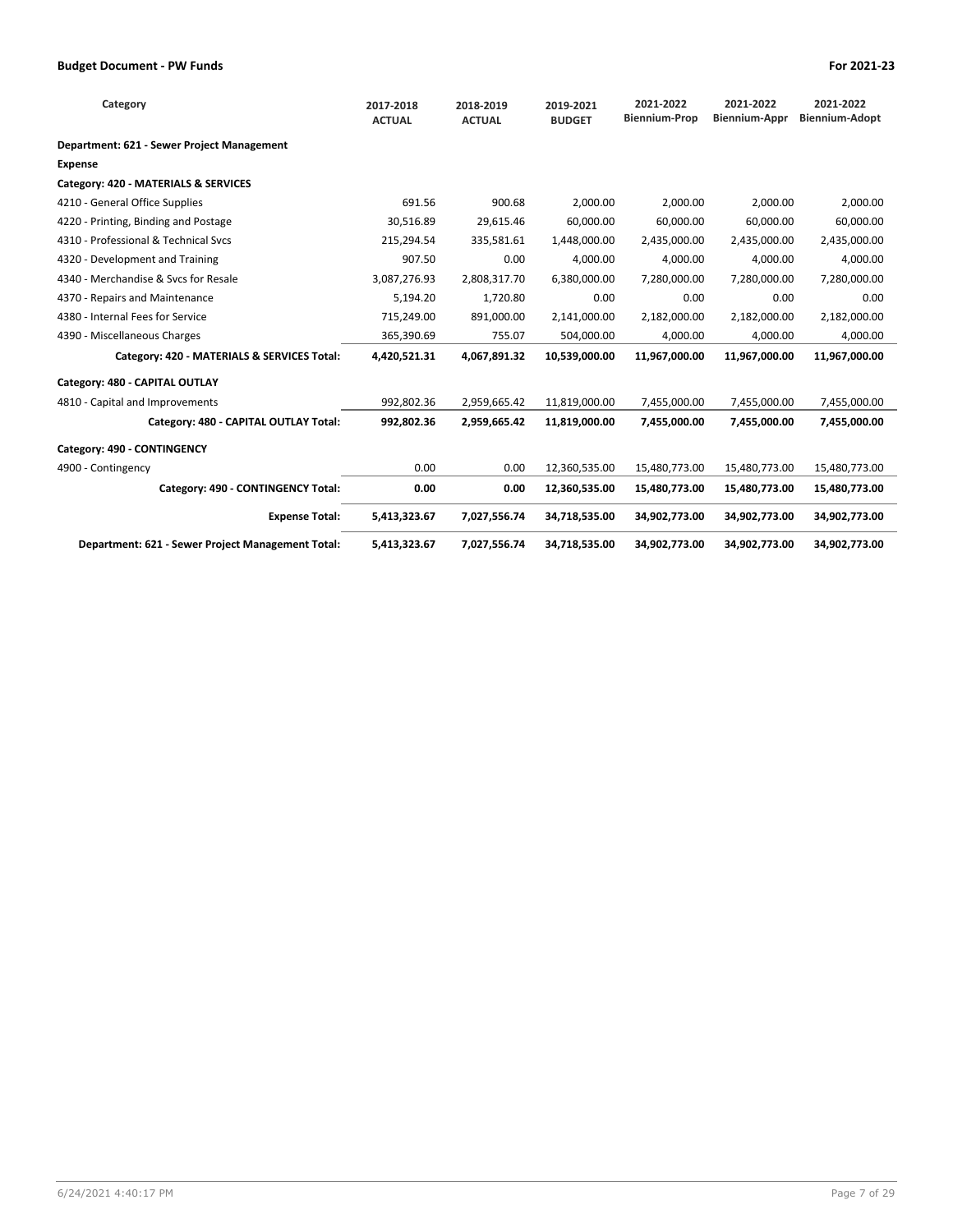| Category | 2017-2018 ACTUAL | 2018-2019 ACTUAL | 2019-2021 BUDGET | 2021-2022 Biennium-Prop | 2021-2022 Biennium-Appr | 2021-2022 Biennium-Adopt |
|---|---|---|---|---|---|---|
| **Department: 621 - Sewer Project Management** | | | | | | |
| **Expense** | | | | | | |
| **Category: 420 - MATERIALS & SERVICES** | | | | | | |
| 4210 - General Office Supplies | 691.56 | 900.68 | 2,000.00 | 2,000.00 | 2,000.00 | 2,000.00 |
| 4220 - Printing, Binding and Postage | 30,516.89 | 29,615.46 | 60,000.00 | 60,000.00 | 60,000.00 | 60,000.00 |
| 4310 - Professional & Technical Svcs | 215,294.54 | 335,581.61 | 1,448,000.00 | 2,435,000.00 | 2,435,000.00 | 2,435,000.00 |
| 4320 - Development and Training | 907.50 | 0.00 | 4,000.00 | 4,000.00 | 4,000.00 | 4,000.00 |
| 4340 - Merchandise & Svcs for Resale | 3,087,276.93 | 2,808,317.70 | 6,380,000.00 | 7,280,000.00 | 7,280,000.00 | 7,280,000.00 |
| 4370 - Repairs and Maintenance | 5,194.20 | 1,720.80 | 0.00 | 0.00 | 0.00 | 0.00 |
| 4380 - Internal Fees for Service | 715,249.00 | 891,000.00 | 2,141,000.00 | 2,182,000.00 | 2,182,000.00 | 2,182,000.00 |
| 4390 - Miscellaneous Charges | 365,390.69 | 755.07 | 504,000.00 | 4,000.00 | 4,000.00 | 4,000.00 |
| **Category: 420 - MATERIALS & SERVICES Total:** | **4,420,521.31** | **4,067,891.32** | **10,539,000.00** | **11,967,000.00** | **11,967,000.00** | **11,967,000.00** |
| **Category: 480 - CAPITAL OUTLAY** | | | | | | |
| 4810 - Capital and Improvements | 992,802.36 | 2,959,665.42 | 11,819,000.00 | 7,455,000.00 | 7,455,000.00 | 7,455,000.00 |
| **Category: 480 - CAPITAL OUTLAY Total:** | **992,802.36** | **2,959,665.42** | **11,819,000.00** | **7,455,000.00** | **7,455,000.00** | **7,455,000.00** |
| **Category: 490 - CONTINGENCY** | | | | | | |
| 4900 - Contingency | 0.00 | 0.00 | 12,360,535.00 | 15,480,773.00 | 15,480,773.00 | 15,480,773.00 |
| **Category: 490 - CONTINGENCY Total:** | **0.00** | **0.00** | **12,360,535.00** | **15,480,773.00** | **15,480,773.00** | **15,480,773.00** |
| **Expense Total:** | **5,413,323.67** | **7,027,556.74** | **34,718,535.00** | **34,902,773.00** | **34,902,773.00** | **34,902,773.00** |
| **Department: 621 - Sewer Project Management Total:** | **5,413,323.67** | **7,027,556.74** | **34,718,535.00** | **34,902,773.00** | **34,902,773.00** | **34,902,773.00** |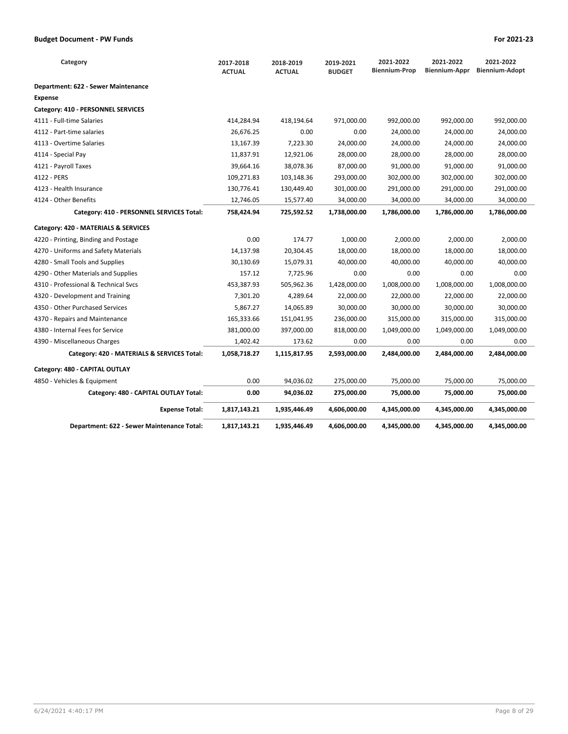| Category | 2017-2018 ACTUAL | 2018-2019 ACTUAL | 2019-2021 BUDGET | 2021-2022 Biennium-Prop | 2021-2022 Biennium-Appr | 2021-2022 Biennium-Adopt |
|---|---|---|---|---|---|---|
| **Department: 622 - Sewer Maintenance** | | | | | | |
| **Expense** | | | | | | |
| **Category: 410 - PERSONNEL SERVICES** | | | | | | |
| 4111 - Full-time Salaries | 414,284.94 | 418,194.64 | 971,000.00 | 992,000.00 | 992,000.00 | 992,000.00 |
| 4112 - Part-time salaries | 26,676.25 | 0.00 | 0.00 | 24,000.00 | 24,000.00 | 24,000.00 |
| 4113 - Overtime Salaries | 13,167.39 | 7,223.30 | 24,000.00 | 24,000.00 | 24,000.00 | 24,000.00 |
| 4114 - Special Pay | 11,837.91 | 12,921.06 | 28,000.00 | 28,000.00 | 28,000.00 | 28,000.00 |
| 4121 - Payroll Taxes | 39,664.16 | 38,078.36 | 87,000.00 | 91,000.00 | 91,000.00 | 91,000.00 |
| 4122 - PERS | 109,271.83 | 103,148.36 | 293,000.00 | 302,000.00 | 302,000.00 | 302,000.00 |
| 4123 - Health Insurance | 130,776.41 | 130,449.40 | 301,000.00 | 291,000.00 | 291,000.00 | 291,000.00 |
| 4124 - Other Benefits | 12,746.05 | 15,577.40 | 34,000.00 | 34,000.00 | 34,000.00 | 34,000.00 |
| **Category: 410 - PERSONNEL SERVICES Total:** | **758,424.94** | **725,592.52** | **1,738,000.00** | **1,786,000.00** | **1,786,000.00** | **1,786,000.00** |
| **Category: 420 - MATERIALS & SERVICES** | | | | | | |
| 4220 - Printing, Binding and Postage | 0.00 | 174.77 | 1,000.00 | 2,000.00 | 2,000.00 | 2,000.00 |
| 4270 - Uniforms and Safety Materials | 14,137.98 | 20,304.45 | 18,000.00 | 18,000.00 | 18,000.00 | 18,000.00 |
| 4280 - Small Tools and Supplies | 30,130.69 | 15,079.31 | 40,000.00 | 40,000.00 | 40,000.00 | 40,000.00 |
| 4290 - Other Materials and Supplies | 157.12 | 7,725.96 | 0.00 | 0.00 | 0.00 | 0.00 |
| 4310 - Professional & Technical Svcs | 453,387.93 | 505,962.36 | 1,428,000.00 | 1,008,000.00 | 1,008,000.00 | 1,008,000.00 |
| 4320 - Development and Training | 7,301.20 | 4,289.64 | 22,000.00 | 22,000.00 | 22,000.00 | 22,000.00 |
| 4350 - Other Purchased Services | 5,867.27 | 14,065.89 | 30,000.00 | 30,000.00 | 30,000.00 | 30,000.00 |
| 4370 - Repairs and Maintenance | 165,333.66 | 151,041.95 | 236,000.00 | 315,000.00 | 315,000.00 | 315,000.00 |
| 4380 - Internal Fees for Service | 381,000.00 | 397,000.00 | 818,000.00 | 1,049,000.00 | 1,049,000.00 | 1,049,000.00 |
| 4390 - Miscellaneous Charges | 1,402.42 | 173.62 | 0.00 | 0.00 | 0.00 | 0.00 |
| **Category: 420 - MATERIALS & SERVICES Total:** | **1,058,718.27** | **1,115,817.95** | **2,593,000.00** | **2,484,000.00** | **2,484,000.00** | **2,484,000.00** |
| **Category: 480 - CAPITAL OUTLAY** | | | | | | |
| 4850 - Vehicles & Equipment | 0.00 | 94,036.02 | 275,000.00 | 75,000.00 | 75,000.00 | 75,000.00 |
| **Category: 480 - CAPITAL OUTLAY Total:** | **0.00** | **94,036.02** | **275,000.00** | **75,000.00** | **75,000.00** | **75,000.00** |
| **Expense Total:** | **1,817,143.21** | **1,935,446.49** | **4,606,000.00** | **4,345,000.00** | **4,345,000.00** | **4,345,000.00** |
| **Department: 622 - Sewer Maintenance Total:** | **1,817,143.21** | **1,935,446.49** | **4,606,000.00** | **4,345,000.00** | **4,345,000.00** | **4,345,000.00** |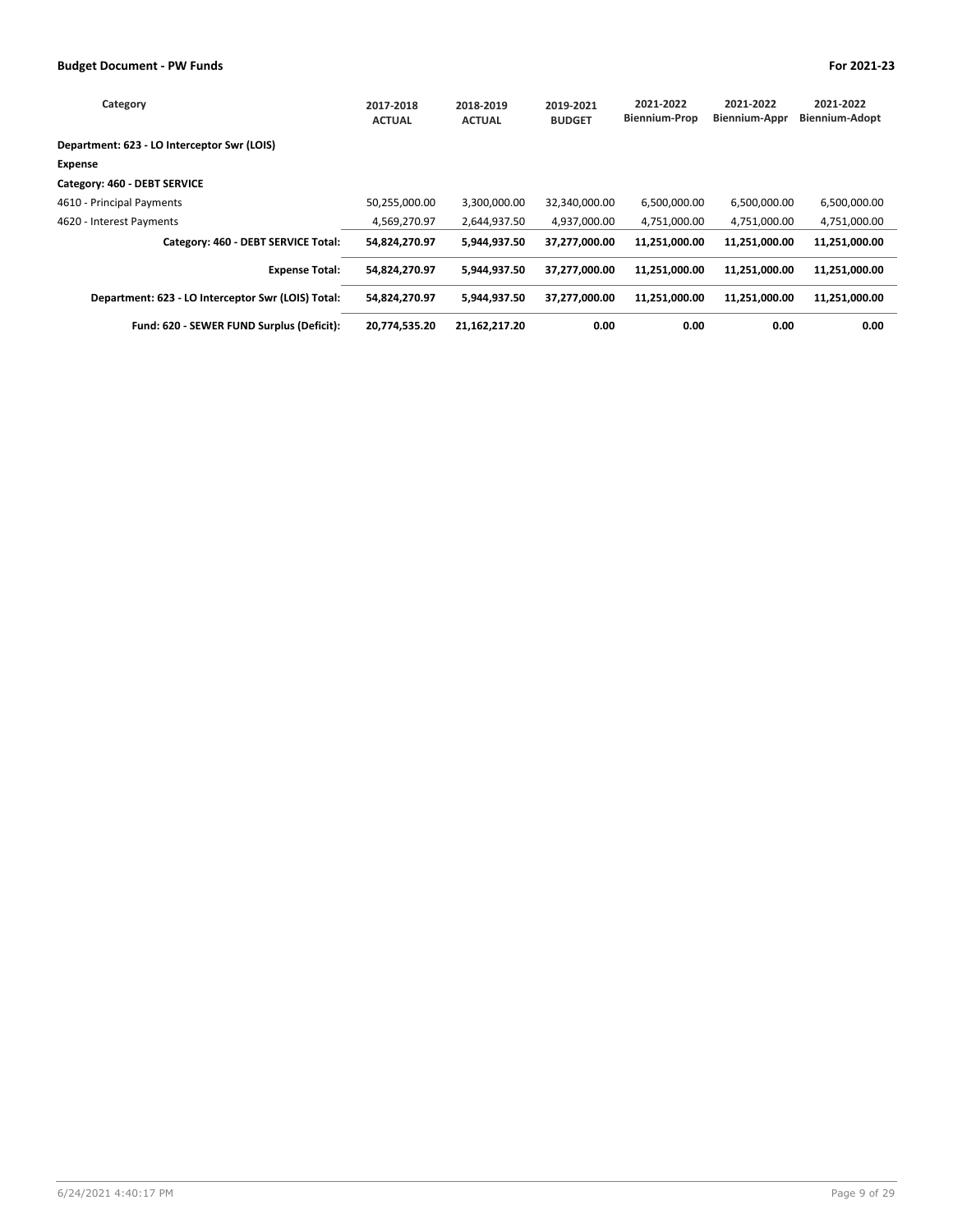| Category | 2017-2018 ACTUAL | 2018-2019 ACTUAL | 2019-2021 BUDGET | 2021-2022 Biennium-Prop | 2021-2022 Biennium-Appr | 2021-2022 Biennium-Adopt |
|---|---|---|---|---|---|---|
| **Department: 623 - LO Interceptor Swr (LOIS)** | | | | | | |
| **Expense** | | | | | | |
| **Category: 460 - DEBT SERVICE** | | | | | | |
| 4610 - Principal Payments | 50,255,000.00 | 3,300,000.00 | 32,340,000.00 | 6,500,000.00 | 6,500,000.00 | 6,500,000.00 |
| 4620 - Interest Payments | 4,569,270.97 | 2,644,937.50 | 4,937,000.00 | 4,751,000.00 | 4,751,000.00 | 4,751,000.00 |
| **Category: 460 - DEBT SERVICE Total:** | **54,824,270.97** | **5,944,937.50** | **37,277,000.00** | **11,251,000.00** | **11,251,000.00** | **11,251,000.00** |
| **Expense Total:** | **54,824,270.97** | **5,944,937.50** | **37,277,000.00** | **11,251,000.00** | **11,251,000.00** | **11,251,000.00** |
| **Department: 623 - LO Interceptor Swr (LOIS) Total:** | **54,824,270.97** | **5,944,937.50** | **37,277,000.00** | **11,251,000.00** | **11,251,000.00** | **11,251,000.00** |
| **Fund: 620 - SEWER FUND Surplus (Deficit):** | **20,774,535.20** | **21,162,217.20** | **0.00** | **0.00** | **0.00** | **0.00** |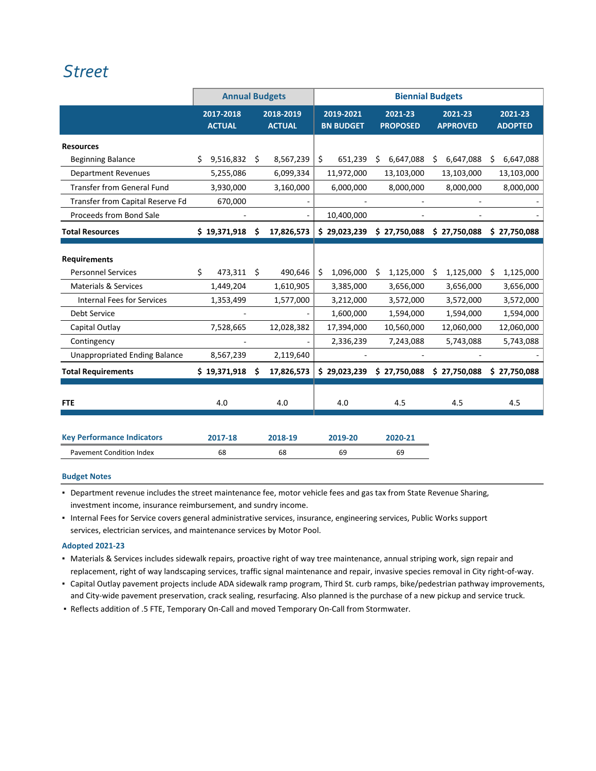# Street

| | Annual Budgets | | Biennial Budgets | | | |
|---|---|---|---|---|---|---|
| | 2017-2018 ACTUAL | 2018-2019 ACTUAL | 2019-2021 BN BUDGET | 2021-23 PROPOSED | 2021-23 APPROVED | 2021-23 ADOPTED |
| **Resources** | | | | | | |
| Beginning Balance | $ 9,516,832 | $ 8,567,239 | $ 651,239 | $ 6,647,088 | $ 6,647,088 | $ 6,647,088 |
| Department Revenues | 5,255,086 | 6,099,334 | 11,972,000 | 13,103,000 | 13,103,000 | 13,103,000 |
| Transfer from General Fund | 3,930,000 | 3,160,000 | 6,000,000 | 8,000,000 | 8,000,000 | 8,000,000 |
| Transfer from Capital Reserve Fd | 670,000 | - | - | - | - | - |
| Proceeds from Bond Sale | - | - | 10,400,000 | - | - | - |
| **Total Resources** | **$ 19,371,918** | **$ 17,826,573** | **$ 29,023,239** | **$ 27,750,088** | **$ 27,750,088** | **$ 27,750,088** |
| **Requirements** | | | | | | |
| Personnel Services | $ 473,311 | $ 490,646 | $ 1,096,000 | $ 1,125,000 | $ 1,125,000 | $ 1,125,000 |
| Materials & Services | 1,449,204 | 1,610,905 | 3,385,000 | 3,656,000 | 3,656,000 | 3,656,000 |
| Internal Fees for Services | 1,353,499 | 1,577,000 | 3,212,000 | 3,572,000 | 3,572,000 | 3,572,000 |
| Debt Service | - | - | 1,600,000 | 1,594,000 | 1,594,000 | 1,594,000 |
| Capital Outlay | 7,528,665 | 12,028,382 | 17,394,000 | 10,560,000 | 12,060,000 | 12,060,000 |
| Contingency | - | - | 2,336,239 | 7,243,088 | 5,743,088 | 5,743,088 |
| Unappropriated Ending Balance | 8,567,239 | 2,119,640 | - | - | - | - |
| **Total Requirements** | **$ 19,371,918** | **$ 17,826,573** | **$ 29,023,239** | **$ 27,750,088** | **$ 27,750,088** | **$ 27,750,088** |
| **FTE** | 4.0 | 4.0 | 4.0 | 4.5 | 4.5 | 4.5 |

| Key Performance Indicators | 2017-18 | 2018-19 | 2019-20 | 2020-21 |
|---|---|---|---|---|
| Pavement Condition Index | 68 | 68 | 69 | 69 |

**Budget Notes**

- Department revenue includes the street maintenance fee, motor vehicle fees and gas tax from State Revenue Sharing, investment income, insurance reimbursement, and sundry income.
- Internal Fees for Service covers general administrative services, insurance, engineering services, Public Works support services, electrician services, and maintenance services by Motor Pool.

**Adopted 2021-23**

- Materials & Services includes sidewalk repairs, proactive right of way tree maintenance, annual striping work, sign repair and replacement, right of way landscaping services, traffic signal maintenance and repair, invasive species removal in City right-of-way.
- Capital Outlay pavement projects include ADA sidewalk ramp program, Third St. curb ramps, bike/pedestrian pathway improvements, and City-wide pavement preservation, crack sealing, resurfacing. Also planned is the purchase of a new pickup and service truck.
- Reflects addition of .5 FTE, Temporary On-Call and moved Temporary On-Call from Stormwater.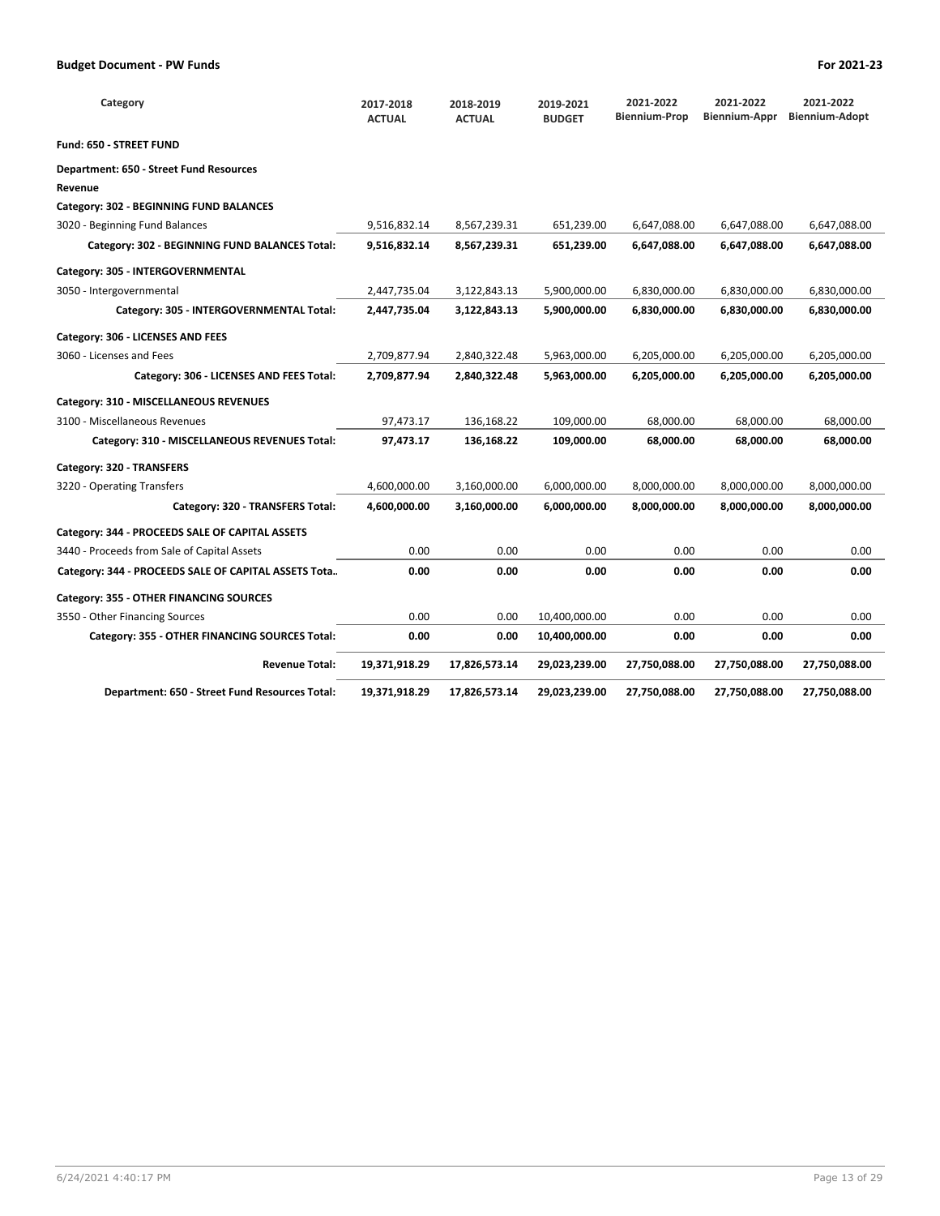| Category | 2017-2018 ACTUAL | 2018-2019 ACTUAL | 2019-2021 BUDGET | 2021-2022 Biennium-Prop | 2021-2022 Biennium-Appr | 2021-2022 Biennium-Adopt |
|---|---|---|---|---|---|---|
| **Fund: 650 - STREET FUND** | | | | | | |
| **Department: 650 - Street Fund Resources** | | | | | | |
| **Revenue** | | | | | | |
| **Category: 302 - BEGINNING FUND BALANCES** | | | | | | |
| 3020 - Beginning Fund Balances | 9,516,832.14 | 8,567,239.31 | 651,239.00 | 6,647,088.00 | 6,647,088.00 | 6,647,088.00 |
| **Category: 302 - BEGINNING FUND BALANCES Total:** | **9,516,832.14** | **8,567,239.31** | **651,239.00** | **6,647,088.00** | **6,647,088.00** | **6,647,088.00** |
| **Category: 305 - INTERGOVERNMENTAL** | | | | | | |
| 3050 - Intergovernmental | 2,447,735.04 | 3,122,843.13 | 5,900,000.00 | 6,830,000.00 | 6,830,000.00 | 6,830,000.00 |
| **Category: 305 - INTERGOVERNMENTAL Total:** | **2,447,735.04** | **3,122,843.13** | **5,900,000.00** | **6,830,000.00** | **6,830,000.00** | **6,830,000.00** |
| **Category: 306 - LICENSES AND FEES** | | | | | | |
| 3060 - Licenses and Fees | 2,709,877.94 | 2,840,322.48 | 5,963,000.00 | 6,205,000.00 | 6,205,000.00 | 6,205,000.00 |
| **Category: 306 - LICENSES AND FEES Total:** | **2,709,877.94** | **2,840,322.48** | **5,963,000.00** | **6,205,000.00** | **6,205,000.00** | **6,205,000.00** |
| **Category: 310 - MISCELLANEOUS REVENUES** | | | | | | |
| 3100 - Miscellaneous Revenues | 97,473.17 | 136,168.22 | 109,000.00 | 68,000.00 | 68,000.00 | 68,000.00 |
| **Category: 310 - MISCELLANEOUS REVENUES Total:** | **97,473.17** | **136,168.22** | **109,000.00** | **68,000.00** | **68,000.00** | **68,000.00** |
| **Category: 320 - TRANSFERS** | | | | | | |
| 3220 - Operating Transfers | 4,600,000.00 | 3,160,000.00 | 6,000,000.00 | 8,000,000.00 | 8,000,000.00 | 8,000,000.00 |
| **Category: 320 - TRANSFERS Total:** | **4,600,000.00** | **3,160,000.00** | **6,000,000.00** | **8,000,000.00** | **8,000,000.00** | **8,000,000.00** |
| **Category: 344 - PROCEEDS SALE OF CAPITAL ASSETS** | | | | | | |
| 3440 - Proceeds from Sale of Capital Assets | 0.00 | 0.00 | 0.00 | 0.00 | 0.00 | 0.00 |
| **Category: 344 - PROCEEDS SALE OF CAPITAL ASSETS Tota..** | **0.00** | **0.00** | **0.00** | **0.00** | **0.00** | **0.00** |
| **Category: 355 - OTHER FINANCING SOURCES** | | | | | | |
| 3550 - Other Financing Sources | 0.00 | 0.00 | 10,400,000.00 | 0.00 | 0.00 | 0.00 |
| **Category: 355 - OTHER FINANCING SOURCES Total:** | **0.00** | **0.00** | **10,400,000.00** | **0.00** | **0.00** | **0.00** |
| **Revenue Total:** | **19,371,918.29** | **17,826,573.14** | **29,023,239.00** | **27,750,088.00** | **27,750,088.00** | **27,750,088.00** |
| **Department: 650 - Street Fund Resources Total:** | **19,371,918.29** | **17,826,573.14** | **29,023,239.00** | **27,750,088.00** | **27,750,088.00** | **27,750,088.00** |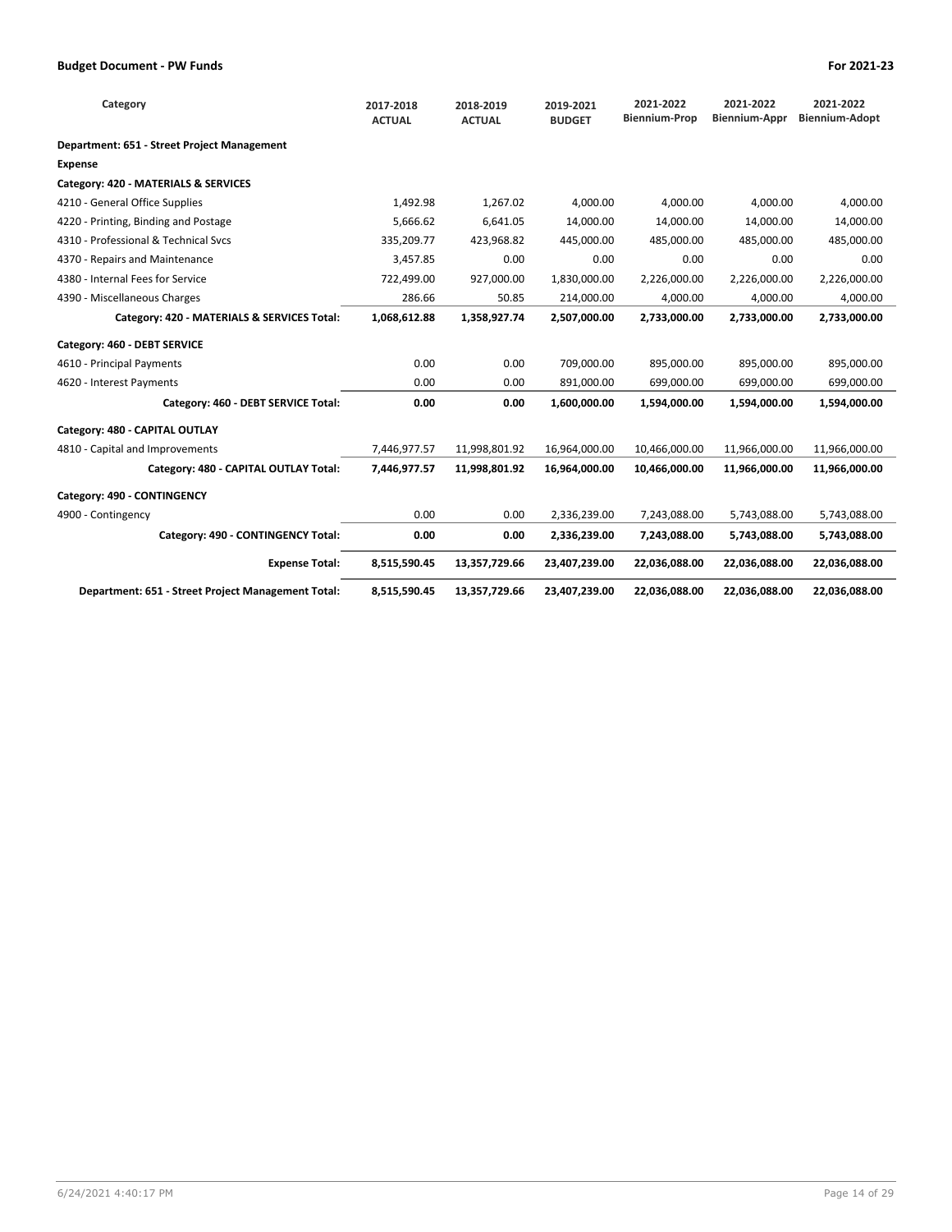| Category | 2017-2018 ACTUAL | 2018-2019 ACTUAL | 2019-2021 BUDGET | 2021-2022 Biennium-Prop | 2021-2022 Biennium-Appr | 2021-2022 Biennium-Adopt |
|---|---|---|---|---|---|---|
| **Department: 651 - Street Project Management** | | | | | | |
| **Expense** | | | | | | |
| **Category: 420 - MATERIALS & SERVICES** | | | | | | |
| 4210 - General Office Supplies | 1,492.98 | 1,267.02 | 4,000.00 | 4,000.00 | 4,000.00 | 4,000.00 |
| 4220 - Printing, Binding and Postage | 5,666.62 | 6,641.05 | 14,000.00 | 14,000.00 | 14,000.00 | 14,000.00 |
| 4310 - Professional & Technical Svcs | 335,209.77 | 423,968.82 | 445,000.00 | 485,000.00 | 485,000.00 | 485,000.00 |
| 4370 - Repairs and Maintenance | 3,457.85 | 0.00 | 0.00 | 0.00 | 0.00 | 0.00 |
| 4380 - Internal Fees for Service | 722,499.00 | 927,000.00 | 1,830,000.00 | 2,226,000.00 | 2,226,000.00 | 2,226,000.00 |
| 4390 - Miscellaneous Charges | 286.66 | 50.85 | 214,000.00 | 4,000.00 | 4,000.00 | 4,000.00 |
| **Category: 420 - MATERIALS & SERVICES Total:** | **1,068,612.88** | **1,358,927.74** | **2,507,000.00** | **2,733,000.00** | **2,733,000.00** | **2,733,000.00** |
| **Category: 460 - DEBT SERVICE** | | | | | | |
| 4610 - Principal Payments | 0.00 | 0.00 | 709,000.00 | 895,000.00 | 895,000.00 | 895,000.00 |
| 4620 - Interest Payments | 0.00 | 0.00 | 891,000.00 | 699,000.00 | 699,000.00 | 699,000.00 |
| **Category: 460 - DEBT SERVICE Total:** | **0.00** | **0.00** | **1,600,000.00** | **1,594,000.00** | **1,594,000.00** | **1,594,000.00** |
| **Category: 480 - CAPITAL OUTLAY** | | | | | | |
| 4810 - Capital and Improvements | 7,446,977.57 | 11,998,801.92 | 16,964,000.00 | 10,466,000.00 | 11,966,000.00 | 11,966,000.00 |
| **Category: 480 - CAPITAL OUTLAY Total:** | **7,446,977.57** | **11,998,801.92** | **16,964,000.00** | **10,466,000.00** | **11,966,000.00** | **11,966,000.00** |
| **Category: 490 - CONTINGENCY** | | | | | | |
| 4900 - Contingency | 0.00 | 0.00 | 2,336,239.00 | 7,243,088.00 | 5,743,088.00 | 5,743,088.00 |
| **Category: 490 - CONTINGENCY Total:** | **0.00** | **0.00** | **2,336,239.00** | **7,243,088.00** | **5,743,088.00** | **5,743,088.00** |
| **Expense Total:** | **8,515,590.45** | **13,357,729.66** | **23,407,239.00** | **22,036,088.00** | **22,036,088.00** | **22,036,088.00** |
| **Department: 651 - Street Project Management Total:** | **8,515,590.45** | **13,357,729.66** | **23,407,239.00** | **22,036,088.00** | **22,036,088.00** | **22,036,088.00** |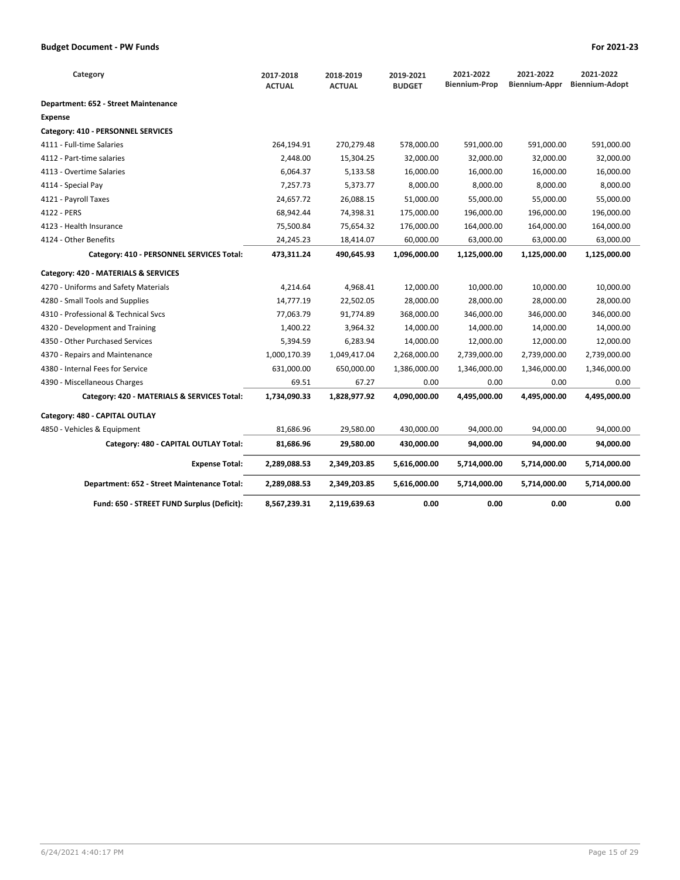| Category | 2017-2018 ACTUAL | 2018-2019 ACTUAL | 2019-2021 BUDGET | 2021-2022 Biennium-Prop | 2021-2022 Biennium-Appr | 2021-2022 Biennium-Adopt |
|---|---|---|---|---|---|---|
| **Department: 652 - Street Maintenance** | | | | | | |
| **Expense** | | | | | | |
| **Category: 410 - PERSONNEL SERVICES** | | | | | | |
| 4111 - Full-time Salaries | 264,194.91 | 270,279.48 | 578,000.00 | 591,000.00 | 591,000.00 | 591,000.00 |
| 4112 - Part-time salaries | 2,448.00 | 15,304.25 | 32,000.00 | 32,000.00 | 32,000.00 | 32,000.00 |
| 4113 - Overtime Salaries | 6,064.37 | 5,133.58 | 16,000.00 | 16,000.00 | 16,000.00 | 16,000.00 |
| 4114 - Special Pay | 7,257.73 | 5,373.77 | 8,000.00 | 8,000.00 | 8,000.00 | 8,000.00 |
| 4121 - Payroll Taxes | 24,657.72 | 26,088.15 | 51,000.00 | 55,000.00 | 55,000.00 | 55,000.00 |
| 4122 - PERS | 68,942.44 | 74,398.31 | 175,000.00 | 196,000.00 | 196,000.00 | 196,000.00 |
| 4123 - Health Insurance | 75,500.84 | 75,654.32 | 176,000.00 | 164,000.00 | 164,000.00 | 164,000.00 |
| 4124 - Other Benefits | 24,245.23 | 18,414.07 | 60,000.00 | 63,000.00 | 63,000.00 | 63,000.00 |
| **Category: 410 - PERSONNEL SERVICES Total:** | **473,311.24** | **490,645.93** | **1,096,000.00** | **1,125,000.00** | **1,125,000.00** | **1,125,000.00** |
| **Category: 420 - MATERIALS & SERVICES** | | | | | | |
| 4270 - Uniforms and Safety Materials | 4,214.64 | 4,968.41 | 12,000.00 | 10,000.00 | 10,000.00 | 10,000.00 |
| 4280 - Small Tools and Supplies | 14,777.19 | 22,502.05 | 28,000.00 | 28,000.00 | 28,000.00 | 28,000.00 |
| 4310 - Professional & Technical Svcs | 77,063.79 | 91,774.89 | 368,000.00 | 346,000.00 | 346,000.00 | 346,000.00 |
| 4320 - Development and Training | 1,400.22 | 3,964.32 | 14,000.00 | 14,000.00 | 14,000.00 | 14,000.00 |
| 4350 - Other Purchased Services | 5,394.59 | 6,283.94 | 14,000.00 | 12,000.00 | 12,000.00 | 12,000.00 |
| 4370 - Repairs and Maintenance | 1,000,170.39 | 1,049,417.04 | 2,268,000.00 | 2,739,000.00 | 2,739,000.00 | 2,739,000.00 |
| 4380 - Internal Fees for Service | 631,000.00 | 650,000.00 | 1,386,000.00 | 1,346,000.00 | 1,346,000.00 | 1,346,000.00 |
| 4390 - Miscellaneous Charges | 69.51 | 67.27 | 0.00 | 0.00 | 0.00 | 0.00 |
| **Category: 420 - MATERIALS & SERVICES Total:** | **1,734,090.33** | **1,828,977.92** | **4,090,000.00** | **4,495,000.00** | **4,495,000.00** | **4,495,000.00** |
| **Category: 480 - CAPITAL OUTLAY** | | | | | | |
| 4850 - Vehicles & Equipment | 81,686.96 | 29,580.00 | 430,000.00 | 94,000.00 | 94,000.00 | 94,000.00 |
| **Category: 480 - CAPITAL OUTLAY Total:** | **81,686.96** | **29,580.00** | **430,000.00** | **94,000.00** | **94,000.00** | **94,000.00** |
| **Expense Total:** | **2,289,088.53** | **2,349,203.85** | **5,616,000.00** | **5,714,000.00** | **5,714,000.00** | **5,714,000.00** |
| **Department: 652 - Street Maintenance Total:** | **2,289,088.53** | **2,349,203.85** | **5,616,000.00** | **5,714,000.00** | **5,714,000.00** | **5,714,000.00** |
| **Fund: 650 - STREET FUND Surplus (Deficit):** | **8,567,239.31** | **2,119,639.63** | **0.00** | **0.00** | **0.00** | **0.00** |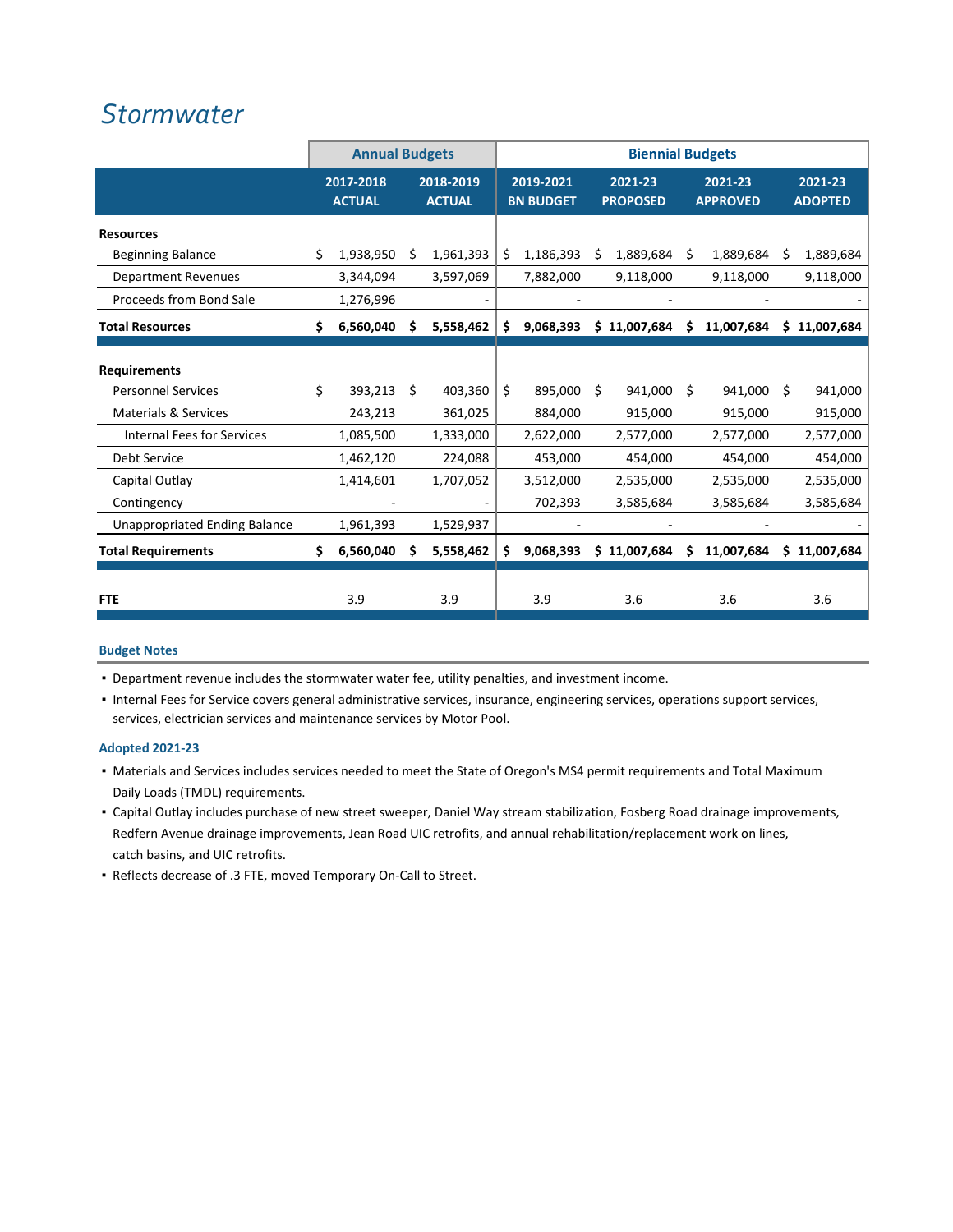# Stormwater

| | Annual Budgets | | Biennial Budgets | | | |
|---|---|---|---|---|---|---|
| | 2017-2018 ACTUAL | 2018-2019 ACTUAL | 2019-2021 BN BUDGET | 2021-23 PROPOSED | 2021-23 APPROVED | 2021-23 ADOPTED |
| **Resources** | | | | | | |
| Beginning Balance | $ 1,938,950 | $ 1,961,393 | $ 1,186,393 | $ 1,889,684 | $ 1,889,684 | $ 1,889,684 |
| Department Revenues | 3,344,094 | 3,597,069 | 7,882,000 | 9,118,000 | 9,118,000 | 9,118,000 |
| Proceeds from Bond Sale | 1,276,996 | - | - | - | - | - |
| **Total Resources** | **$ 6,560,040** | **$ 5,558,462** | **$ 9,068,393** | **$ 11,007,684** | **$ 11,007,684** | **$ 11,007,684** |
| **Requirements** | | | | | | |
| Personnel Services | $ 393,213 | $ 403,360 | $ 895,000 | $ 941,000 | $ 941,000 | $ 941,000 |
| Materials & Services | 243,213 | 361,025 | 884,000 | 915,000 | 915,000 | 915,000 |
| Internal Fees for Services | 1,085,500 | 1,333,000 | 2,622,000 | 2,577,000 | 2,577,000 | 2,577,000 |
| Debt Service | 1,462,120 | 224,088 | 453,000 | 454,000 | 454,000 | 454,000 |
| Capital Outlay | 1,414,601 | 1,707,052 | 3,512,000 | 2,535,000 | 2,535,000 | 2,535,000 |
| Contingency | - | - | 702,393 | 3,585,684 | 3,585,684 | 3,585,684 |
| Unappropriated Ending Balance | 1,961,393 | 1,529,937 | - | - | - | - |
| **Total Requirements** | **$ 6,560,040** | **$ 5,558,462** | **$ 9,068,393** | **$ 11,007,684** | **$ 11,007,684** | **$ 11,007,684** |
| **FTE** | 3.9 | 3.9 | 3.9 | 3.6 | 3.6 | 3.6 |

### Budget Notes

- Department revenue includes the stormwater water fee, utility penalties, and investment income.
- Internal Fees for Service covers general administrative services, insurance, engineering services, operations support services, services, electrician services and maintenance services by Motor Pool.

### Adopted 2021-23

- Materials and Services includes services needed to meet the State of Oregon's MS4 permit requirements and Total Maximum Daily Loads (TMDL) requirements.
- Capital Outlay includes purchase of new street sweeper, Daniel Way stream stabilization, Fosberg Road drainage improvements, Redfern Avenue drainage improvements, Jean Road UIC retrofits, and annual rehabilitation/replacement work on lines, catch basins, and UIC retrofits.
- Reflects decrease of .3 FTE, moved Temporary On-Call to Street.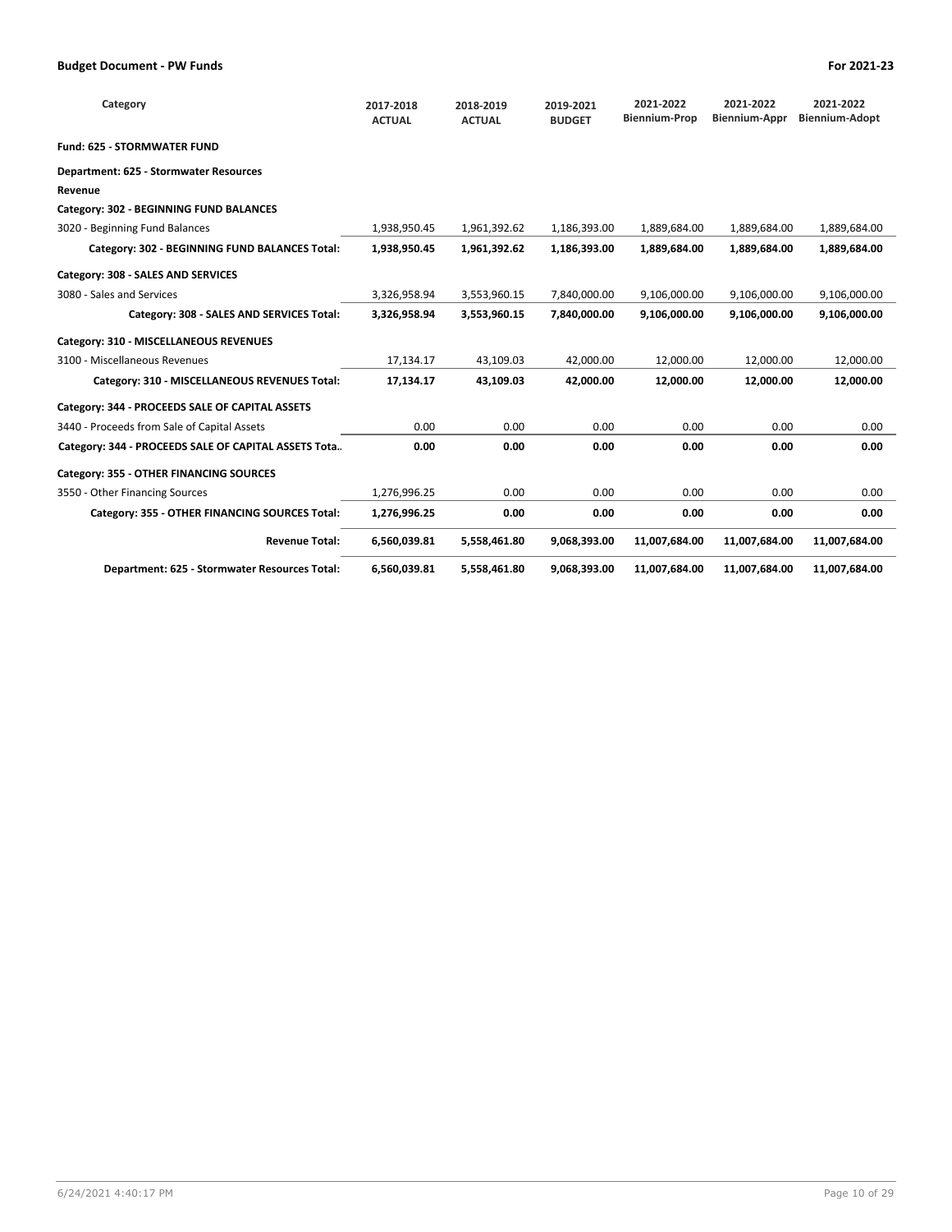| Category | 2017-2018 ACTUAL | 2018-2019 ACTUAL | 2019-2021 BUDGET | 2021-2022 Biennium-Prop | 2021-2022 Biennium-Appr | 2021-2022 Biennium-Adopt |
|---|---|---|---|---|---|---|
| **Fund: 625 - STORMWATER FUND** | | | | | | |
| **Department: 625 - Stormwater Resources** | | | | | | |
| **Revenue** | | | | | | |
| **Category: 302 - BEGINNING FUND BALANCES** | | | | | | |
| 3020 - Beginning Fund Balances | 1,938,950.45 | 1,961,392.62 | 1,186,393.00 | 1,889,684.00 | 1,889,684.00 | 1,889,684.00 |
| **Category: 302 - BEGINNING FUND BALANCES Total:** | **1,938,950.45** | **1,961,392.62** | **1,186,393.00** | **1,889,684.00** | **1,889,684.00** | **1,889,684.00** |
| **Category: 308 - SALES AND SERVICES** | | | | | | |
| 3080 - Sales and Services | 3,326,958.94 | 3,553,960.15 | 7,840,000.00 | 9,106,000.00 | 9,106,000.00 | 9,106,000.00 |
| **Category: 308 - SALES AND SERVICES Total:** | **3,326,958.94** | **3,553,960.15** | **7,840,000.00** | **9,106,000.00** | **9,106,000.00** | **9,106,000.00** |
| **Category: 310 - MISCELLANEOUS REVENUES** | | | | | | |
| 3100 - Miscellaneous Revenues | 17,134.17 | 43,109.03 | 42,000.00 | 12,000.00 | 12,000.00 | 12,000.00 |
| **Category: 310 - MISCELLANEOUS REVENUES Total:** | **17,134.17** | **43,109.03** | **42,000.00** | **12,000.00** | **12,000.00** | **12,000.00** |
| **Category: 344 - PROCEEDS SALE OF CAPITAL ASSETS** | | | | | | |
| 3440 - Proceeds from Sale of Capital Assets | 0.00 | 0.00 | 0.00 | 0.00 | 0.00 | 0.00 |
| **Category: 344 - PROCEEDS SALE OF CAPITAL ASSETS Tota..** | **0.00** | **0.00** | **0.00** | **0.00** | **0.00** | **0.00** |
| **Category: 355 - OTHER FINANCING SOURCES** | | | | | | |
| 3550 - Other Financing Sources | 1,276,996.25 | 0.00 | 0.00 | 0.00 | 0.00 | 0.00 |
| **Category: 355 - OTHER FINANCING SOURCES Total:** | **1,276,996.25** | **0.00** | **0.00** | **0.00** | **0.00** | **0.00** |
| **Revenue Total:** | **6,560,039.81** | **5,558,461.80** | **9,068,393.00** | **11,007,684.00** | **11,007,684.00** | **11,007,684.00** |
| **Department: 625 - Stormwater Resources Total:** | **6,560,039.81** | **5,558,461.80** | **9,068,393.00** | **11,007,684.00** | **11,007,684.00** | **11,007,684.00** |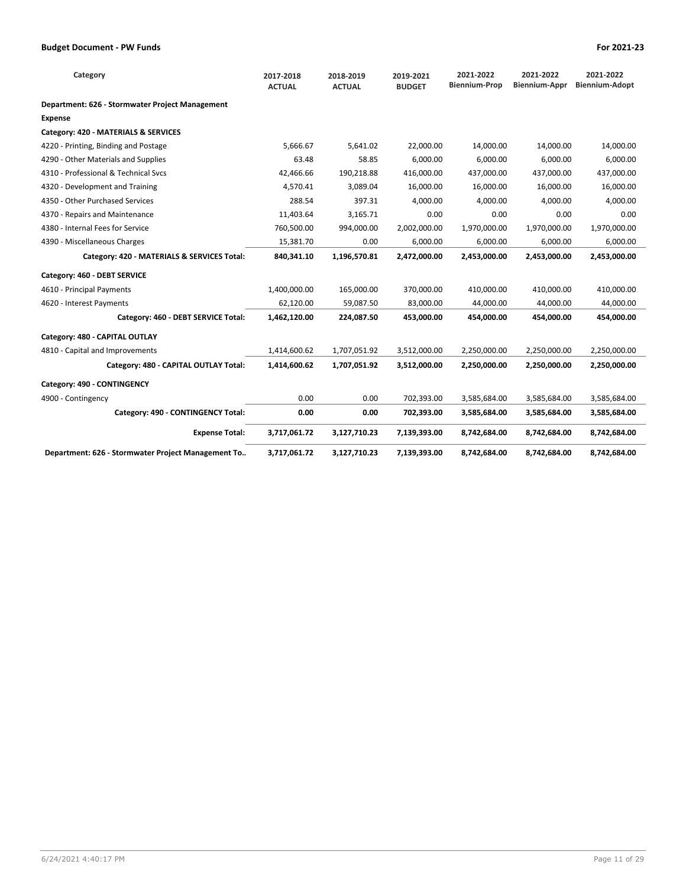**Budget Document - PW Funds** — For 2021-23

| Category | 2017-2018 ACTUAL | 2018-2019 ACTUAL | 2019-2021 BUDGET | 2021-2022 Biennium-Prop | 2021-2022 Biennium-Appr | 2021-2022 Biennium-Adopt |
|---|---|---|---|---|---|---|
| **Department: 626 - Stormwater Project Management** | | | | | | |
| **Expense** | | | | | | |
| **Category: 420 - MATERIALS & SERVICES** | | | | | | |
| 4220 - Printing, Binding and Postage | 5,666.67 | 5,641.02 | 22,000.00 | 14,000.00 | 14,000.00 | 14,000.00 |
| 4290 - Other Materials and Supplies | 63.48 | 58.85 | 6,000.00 | 6,000.00 | 6,000.00 | 6,000.00 |
| 4310 - Professional & Technical Svcs | 42,466.66 | 190,218.88 | 416,000.00 | 437,000.00 | 437,000.00 | 437,000.00 |
| 4320 - Development and Training | 4,570.41 | 3,089.04 | 16,000.00 | 16,000.00 | 16,000.00 | 16,000.00 |
| 4350 - Other Purchased Services | 288.54 | 397.31 | 4,000.00 | 4,000.00 | 4,000.00 | 4,000.00 |
| 4370 - Repairs and Maintenance | 11,403.64 | 3,165.71 | 0.00 | 0.00 | 0.00 | 0.00 |
| 4380 - Internal Fees for Service | 760,500.00 | 994,000.00 | 2,002,000.00 | 1,970,000.00 | 1,970,000.00 | 1,970,000.00 |
| 4390 - Miscellaneous Charges | 15,381.70 | 0.00 | 6,000.00 | 6,000.00 | 6,000.00 | 6,000.00 |
| **Category: 420 - MATERIALS & SERVICES Total:** | **840,341.10** | **1,196,570.81** | **2,472,000.00** | **2,453,000.00** | **2,453,000.00** | **2,453,000.00** |
| **Category: 460 - DEBT SERVICE** | | | | | | |
| 4610 - Principal Payments | 1,400,000.00 | 165,000.00 | 370,000.00 | 410,000.00 | 410,000.00 | 410,000.00 |
| 4620 - Interest Payments | 62,120.00 | 59,087.50 | 83,000.00 | 44,000.00 | 44,000.00 | 44,000.00 |
| **Category: 460 - DEBT SERVICE Total:** | **1,462,120.00** | **224,087.50** | **453,000.00** | **454,000.00** | **454,000.00** | **454,000.00** |
| **Category: 480 - CAPITAL OUTLAY** | | | | | | |
| 4810 - Capital and Improvements | 1,414,600.62 | 1,707,051.92 | 3,512,000.00 | 2,250,000.00 | 2,250,000.00 | 2,250,000.00 |
| **Category: 480 - CAPITAL OUTLAY Total:** | **1,414,600.62** | **1,707,051.92** | **3,512,000.00** | **2,250,000.00** | **2,250,000.00** | **2,250,000.00** |
| **Category: 490 - CONTINGENCY** | | | | | | |
| 4900 - Contingency | 0.00 | 0.00 | 702,393.00 | 3,585,684.00 | 3,585,684.00 | 3,585,684.00 |
| **Category: 490 - CONTINGENCY Total:** | **0.00** | **0.00** | **702,393.00** | **3,585,684.00** | **3,585,684.00** | **3,585,684.00** |
| **Expense Total:** | **3,717,061.72** | **3,127,710.23** | **7,139,393.00** | **8,742,684.00** | **8,742,684.00** | **8,742,684.00** |
| **Department: 626 - Stormwater Project Management To..** | **3,717,061.72** | **3,127,710.23** | **7,139,393.00** | **8,742,684.00** | **8,742,684.00** | **8,742,684.00** |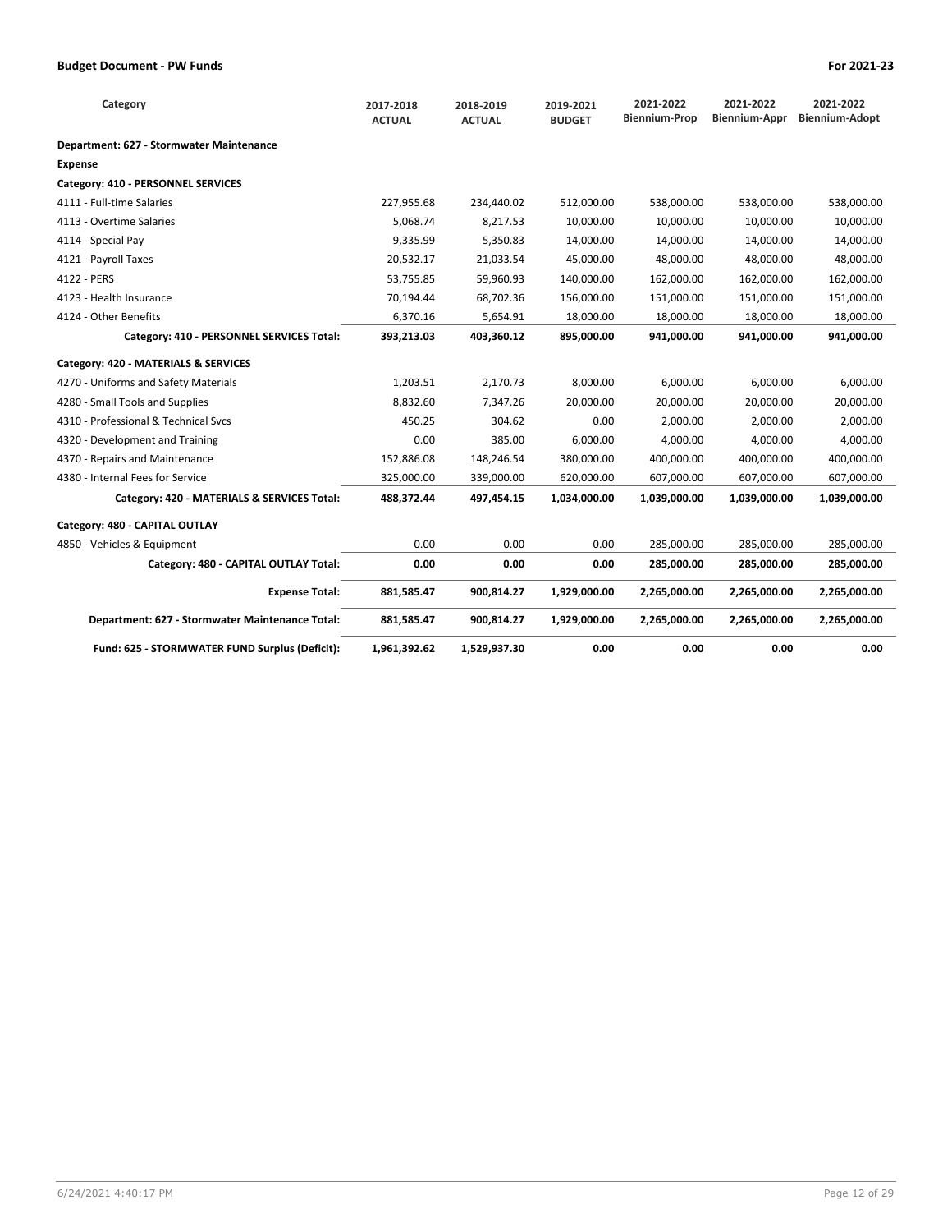| Category | 2017-2018 ACTUAL | 2018-2019 ACTUAL | 2019-2021 BUDGET | 2021-2022 Biennium-Prop | 2021-2022 Biennium-Appr | 2021-2022 Biennium-Adopt |
|---|---|---|---|---|---|---|
| **Department: 627 - Stormwater Maintenance** | | | | | | |
| **Expense** | | | | | | |
| **Category: 410 - PERSONNEL SERVICES** | | | | | | |
| 4111 - Full-time Salaries | 227,955.68 | 234,440.02 | 512,000.00 | 538,000.00 | 538,000.00 | 538,000.00 |
| 4113 - Overtime Salaries | 5,068.74 | 8,217.53 | 10,000.00 | 10,000.00 | 10,000.00 | 10,000.00 |
| 4114 - Special Pay | 9,335.99 | 5,350.83 | 14,000.00 | 14,000.00 | 14,000.00 | 14,000.00 |
| 4121 - Payroll Taxes | 20,532.17 | 21,033.54 | 45,000.00 | 48,000.00 | 48,000.00 | 48,000.00 |
| 4122 - PERS | 53,755.85 | 59,960.93 | 140,000.00 | 162,000.00 | 162,000.00 | 162,000.00 |
| 4123 - Health Insurance | 70,194.44 | 68,702.36 | 156,000.00 | 151,000.00 | 151,000.00 | 151,000.00 |
| 4124 - Other Benefits | 6,370.16 | 5,654.91 | 18,000.00 | 18,000.00 | 18,000.00 | 18,000.00 |
| **Category: 410 - PERSONNEL SERVICES Total:** | **393,213.03** | **403,360.12** | **895,000.00** | **941,000.00** | **941,000.00** | **941,000.00** |
| **Category: 420 - MATERIALS & SERVICES** | | | | | | |
| 4270 - Uniforms and Safety Materials | 1,203.51 | 2,170.73 | 8,000.00 | 6,000.00 | 6,000.00 | 6,000.00 |
| 4280 - Small Tools and Supplies | 8,832.60 | 7,347.26 | 20,000.00 | 20,000.00 | 20,000.00 | 20,000.00 |
| 4310 - Professional & Technical Svcs | 450.25 | 304.62 | 0.00 | 2,000.00 | 2,000.00 | 2,000.00 |
| 4320 - Development and Training | 0.00 | 385.00 | 6,000.00 | 4,000.00 | 4,000.00 | 4,000.00 |
| 4370 - Repairs and Maintenance | 152,886.08 | 148,246.54 | 380,000.00 | 400,000.00 | 400,000.00 | 400,000.00 |
| 4380 - Internal Fees for Service | 325,000.00 | 339,000.00 | 620,000.00 | 607,000.00 | 607,000.00 | 607,000.00 |
| **Category: 420 - MATERIALS & SERVICES Total:** | **488,372.44** | **497,454.15** | **1,034,000.00** | **1,039,000.00** | **1,039,000.00** | **1,039,000.00** |
| **Category: 480 - CAPITAL OUTLAY** | | | | | | |
| 4850 - Vehicles & Equipment | 0.00 | 0.00 | 0.00 | 285,000.00 | 285,000.00 | 285,000.00 |
| **Category: 480 - CAPITAL OUTLAY Total:** | **0.00** | **0.00** | **0.00** | **285,000.00** | **285,000.00** | **285,000.00** |
| **Expense Total:** | **881,585.47** | **900,814.27** | **1,929,000.00** | **2,265,000.00** | **2,265,000.00** | **2,265,000.00** |
| **Department: 627 - Stormwater Maintenance Total:** | **881,585.47** | **900,814.27** | **1,929,000.00** | **2,265,000.00** | **2,265,000.00** | **2,265,000.00** |
| **Fund: 625 - STORMWATER FUND Surplus (Deficit):** | **1,961,392.62** | **1,529,937.30** | **0.00** | **0.00** | **0.00** | **0.00** |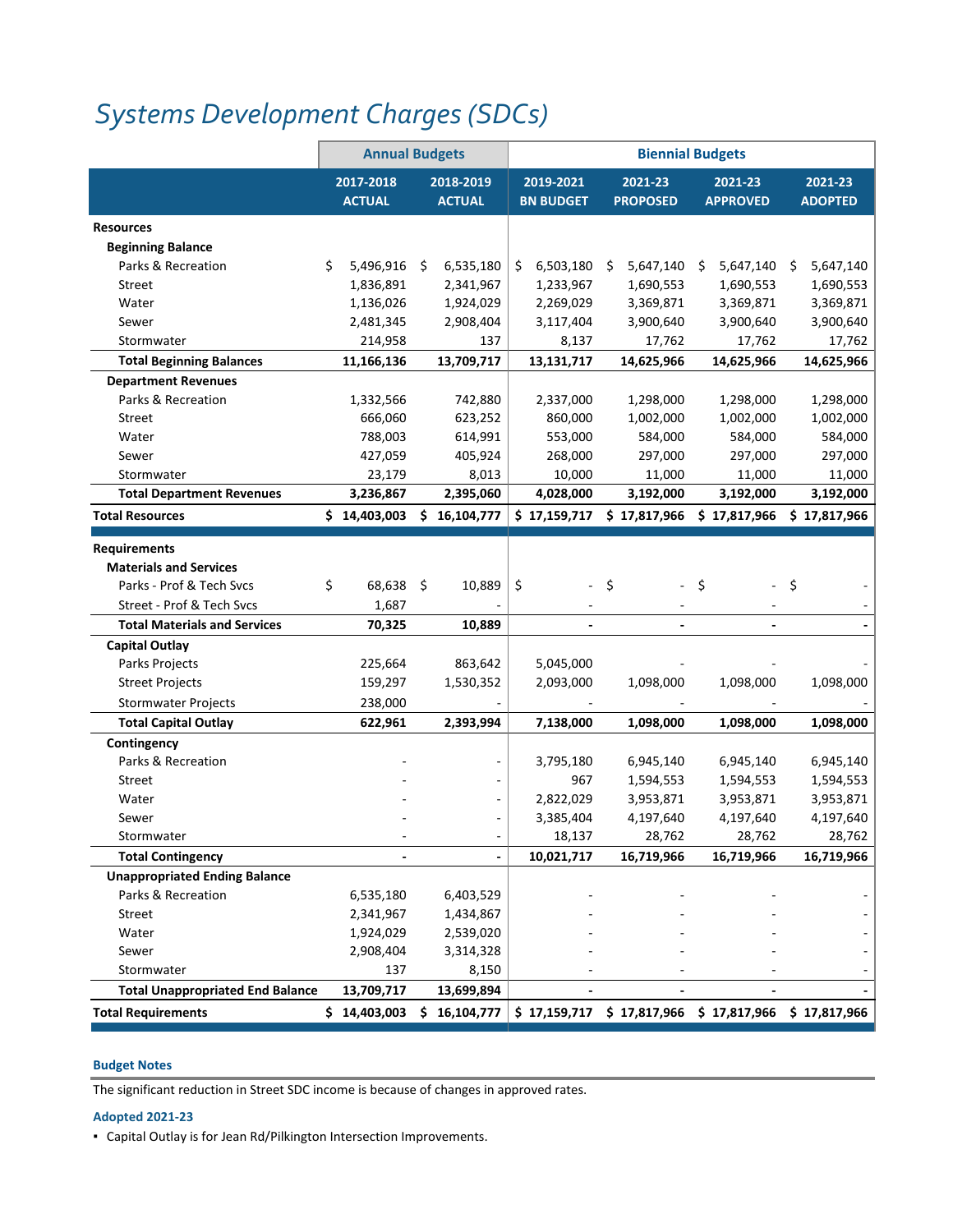# *Systems Development Charges (SDCs)*

| | Annual Budgets | | Biennial Budgets | | | |
|---|---|---|---|---|---|---|
| | 2017-2018 ACTUAL | 2018-2019 ACTUAL | 2019-2021 BN BUDGET | 2021-23 PROPOSED | 2021-23 APPROVED | 2021-23 ADOPTED |
| **Resources** | | | | | | |
| **Beginning Balance** | | | | | | |
| Parks & Recreation | $ 5,496,916 | $ 6,535,180 | $ 6,503,180 | $ 5,647,140 | $ 5,647,140 | $ 5,647,140 |
| Street | 1,836,891 | 2,341,967 | 1,233,967 | 1,690,553 | 1,690,553 | 1,690,553 |
| Water | 1,136,026 | 1,924,029 | 2,269,029 | 3,369,871 | 3,369,871 | 3,369,871 |
| Sewer | 2,481,345 | 2,908,404 | 3,117,404 | 3,900,640 | 3,900,640 | 3,900,640 |
| Stormwater | 214,958 | 137 | 8,137 | 17,762 | 17,762 | 17,762 |
| **Total Beginning Balances** | **11,166,136** | **13,709,717** | **13,131,717** | **14,625,966** | **14,625,966** | **14,625,966** |
| **Department Revenues** | | | | | | |
| Parks & Recreation | 1,332,566 | 742,880 | 2,337,000 | 1,298,000 | 1,298,000 | 1,298,000 |
| Street | 666,060 | 623,252 | 860,000 | 1,002,000 | 1,002,000 | 1,002,000 |
| Water | 788,003 | 614,991 | 553,000 | 584,000 | 584,000 | 584,000 |
| Sewer | 427,059 | 405,924 | 268,000 | 297,000 | 297,000 | 297,000 |
| Stormwater | 23,179 | 8,013 | 10,000 | 11,000 | 11,000 | 11,000 |
| **Total Department Revenues** | **3,236,867** | **2,395,060** | **4,028,000** | **3,192,000** | **3,192,000** | **3,192,000** |
| **Total Resources** | **$ 14,403,003** | **$ 16,104,777** | **$ 17,159,717** | **$ 17,817,966** | **$ 17,817,966** | **$ 17,817,966** |
| **Requirements** | | | | | | |
| **Materials and Services** | | | | | | |
| Parks - Prof & Tech Svcs | $ 68,638 | $ 10,889 | $ - | $ - | $ - | $ - |
| Street - Prof & Tech Svcs | 1,687 | - | - | - | - | - |
| **Total Materials and Services** | **70,325** | **10,889** | **-** | **-** | **-** | **-** |
| **Capital Outlay** | | | | | | |
| Parks Projects | 225,664 | 863,642 | 5,045,000 | - | - | - |
| Street Projects | 159,297 | 1,530,352 | 2,093,000 | 1,098,000 | 1,098,000 | 1,098,000 |
| Stormwater Projects | 238,000 | - | - | - | - | - |
| **Total Capital Outlay** | **622,961** | **2,393,994** | **7,138,000** | **1,098,000** | **1,098,000** | **1,098,000** |
| **Contingency** | | | | | | |
| Parks & Recreation | - | - | 3,795,180 | 6,945,140 | 6,945,140 | 6,945,140 |
| Street | - | - | 967 | 1,594,553 | 1,594,553 | 1,594,553 |
| Water | - | - | 2,822,029 | 3,953,871 | 3,953,871 | 3,953,871 |
| Sewer | - | - | 3,385,404 | 4,197,640 | 4,197,640 | 4,197,640 |
| Stormwater | - | - | 18,137 | 28,762 | 28,762 | 28,762 |
| **Total Contingency** | **-** | **-** | **10,021,717** | **16,719,966** | **16,719,966** | **16,719,966** |
| **Unappropriated Ending Balance** | | | | | | |
| Parks & Recreation | 6,535,180 | 6,403,529 | - | - | - | - |
| Street | 2,341,967 | 1,434,867 | - | - | - | - |
| Water | 1,924,029 | 2,539,020 | - | - | - | - |
| Sewer | 2,908,404 | 3,314,328 | - | - | - | - |
| Stormwater | 137 | 8,150 | - | - | - | - |
| **Total Unappropriated End Balance** | **13,709,717** | **13,699,894** | **-** | **-** | **-** | **-** |
| **Total Requirements** | **$ 14,403,003** | **$ 16,104,777** | **$ 17,159,717** | **$ 17,817,966** | **$ 17,817,966** | **$ 17,817,966** |

**Budget Notes**

The significant reduction in Street SDC income is because of changes in approved rates.

**Adopted 2021-23**

- Capital Outlay is for Jean Rd/Pilkington Intersection Improvements.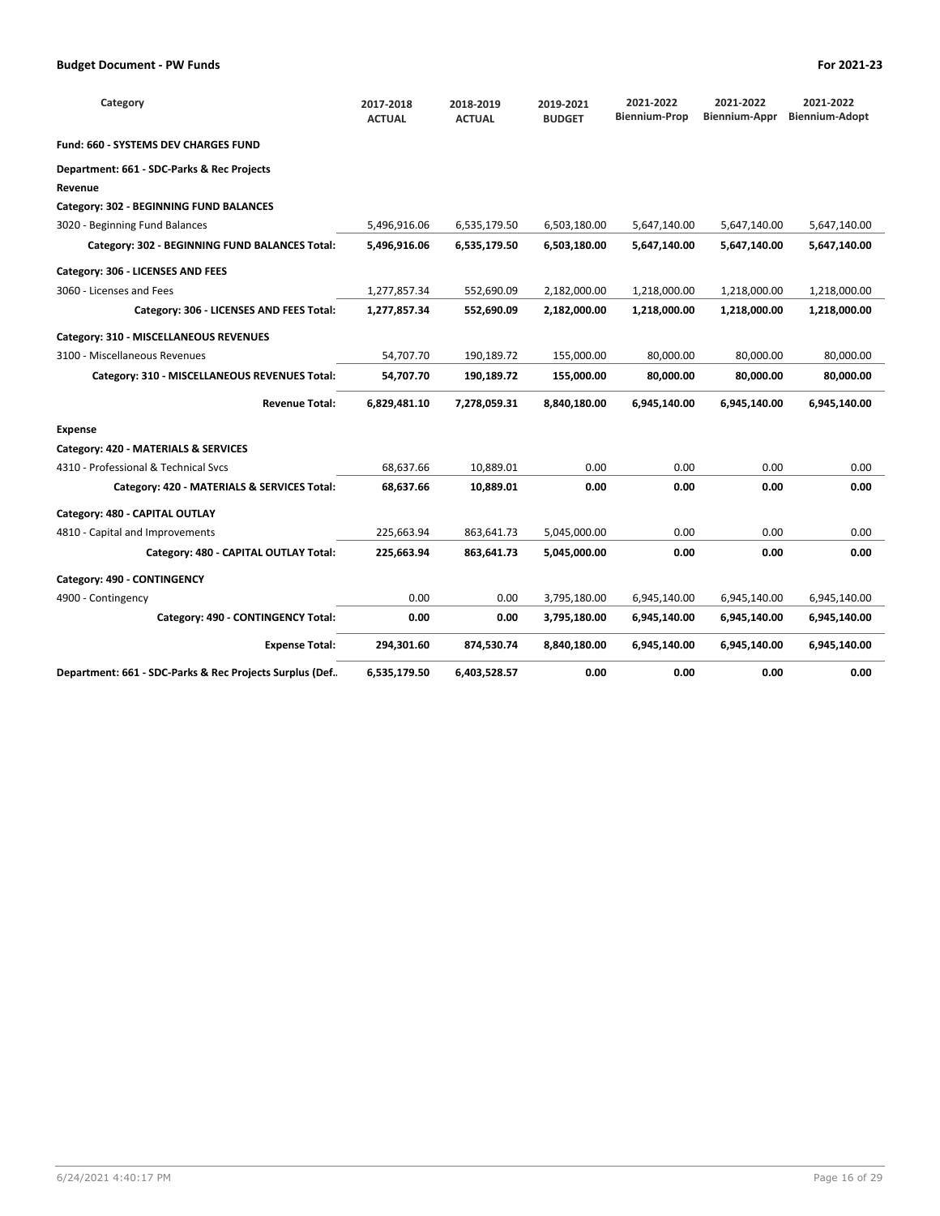| Category | 2017-2018 ACTUAL | 2018-2019 ACTUAL | 2019-2021 BUDGET | 2021-2022 Biennium-Prop | 2021-2022 Biennium-Appr | 2021-2022 Biennium-Adopt |
|---|---|---|---|---|---|---|
| **Fund: 660 - SYSTEMS DEV CHARGES FUND** | | | | | | |
| **Department: 661 - SDC-Parks & Rec Projects** | | | | | | |
| **Revenue** | | | | | | |
| **Category: 302 - BEGINNING FUND BALANCES** | | | | | | |
| 3020 - Beginning Fund Balances | 5,496,916.06 | 6,535,179.50 | 6,503,180.00 | 5,647,140.00 | 5,647,140.00 | 5,647,140.00 |
| **Category: 302 - BEGINNING FUND BALANCES Total:** | **5,496,916.06** | **6,535,179.50** | **6,503,180.00** | **5,647,140.00** | **5,647,140.00** | **5,647,140.00** |
| **Category: 306 - LICENSES AND FEES** | | | | | | |
| 3060 - Licenses and Fees | 1,277,857.34 | 552,690.09 | 2,182,000.00 | 1,218,000.00 | 1,218,000.00 | 1,218,000.00 |
| **Category: 306 - LICENSES AND FEES Total:** | **1,277,857.34** | **552,690.09** | **2,182,000.00** | **1,218,000.00** | **1,218,000.00** | **1,218,000.00** |
| **Category: 310 - MISCELLANEOUS REVENUES** | | | | | | |
| 3100 - Miscellaneous Revenues | 54,707.70 | 190,189.72 | 155,000.00 | 80,000.00 | 80,000.00 | 80,000.00 |
| **Category: 310 - MISCELLANEOUS REVENUES Total:** | **54,707.70** | **190,189.72** | **155,000.00** | **80,000.00** | **80,000.00** | **80,000.00** |
| **Revenue Total:** | **6,829,481.10** | **7,278,059.31** | **8,840,180.00** | **6,945,140.00** | **6,945,140.00** | **6,945,140.00** |
| **Expense** | | | | | | |
| **Category: 420 - MATERIALS & SERVICES** | | | | | | |
| 4310 - Professional & Technical Svcs | 68,637.66 | 10,889.01 | 0.00 | 0.00 | 0.00 | 0.00 |
| **Category: 420 - MATERIALS & SERVICES Total:** | **68,637.66** | **10,889.01** | **0.00** | **0.00** | **0.00** | **0.00** |
| **Category: 480 - CAPITAL OUTLAY** | | | | | | |
| 4810 - Capital and Improvements | 225,663.94 | 863,641.73 | 5,045,000.00 | 0.00 | 0.00 | 0.00 |
| **Category: 480 - CAPITAL OUTLAY Total:** | **225,663.94** | **863,641.73** | **5,045,000.00** | **0.00** | **0.00** | **0.00** |
| **Category: 490 - CONTINGENCY** | | | | | | |
| 4900 - Contingency | 0.00 | 0.00 | 3,795,180.00 | 6,945,140.00 | 6,945,140.00 | 6,945,140.00 |
| **Category: 490 - CONTINGENCY Total:** | **0.00** | **0.00** | **3,795,180.00** | **6,945,140.00** | **6,945,140.00** | **6,945,140.00** |
| **Expense Total:** | **294,301.60** | **874,530.74** | **8,840,180.00** | **6,945,140.00** | **6,945,140.00** | **6,945,140.00** |
| **Department: 661 - SDC-Parks & Rec Projects Surplus (Def..** | **6,535,179.50** | **6,403,528.57** | **0.00** | **0.00** | **0.00** | **0.00** |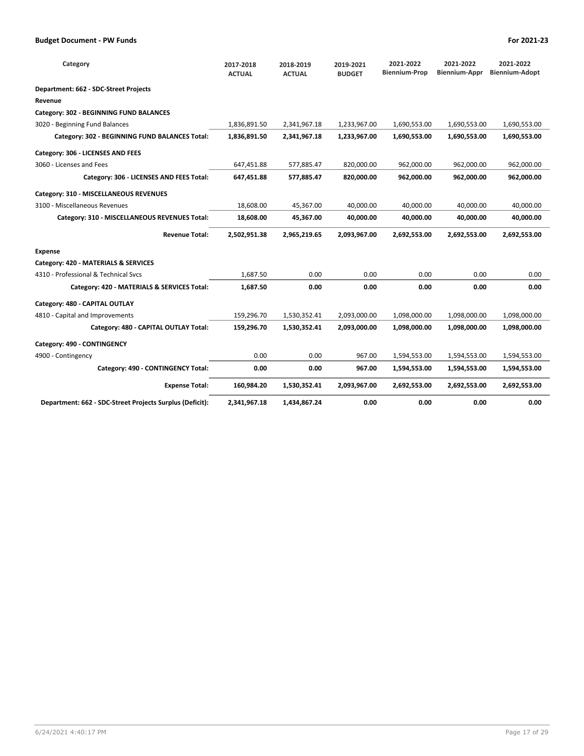| Category | 2017-2018 ACTUAL | 2018-2019 ACTUAL | 2019-2021 BUDGET | 2021-2022 Biennium-Prop | 2021-2022 Biennium-Appr | 2021-2022 Biennium-Adopt |
|---|---|---|---|---|---|---|
| **Department: 662 - SDC-Street Projects** | | | | | | |
| **Revenue** | | | | | | |
| **Category: 302 - BEGINNING FUND BALANCES** | | | | | | |
| 3020 - Beginning Fund Balances | 1,836,891.50 | 2,341,967.18 | 1,233,967.00 | 1,690,553.00 | 1,690,553.00 | 1,690,553.00 |
| **Category: 302 - BEGINNING FUND BALANCES Total:** | **1,836,891.50** | **2,341,967.18** | **1,233,967.00** | **1,690,553.00** | **1,690,553.00** | **1,690,553.00** |
| **Category: 306 - LICENSES AND FEES** | | | | | | |
| 3060 - Licenses and Fees | 647,451.88 | 577,885.47 | 820,000.00 | 962,000.00 | 962,000.00 | 962,000.00 |
| **Category: 306 - LICENSES AND FEES Total:** | **647,451.88** | **577,885.47** | **820,000.00** | **962,000.00** | **962,000.00** | **962,000.00** |
| **Category: 310 - MISCELLANEOUS REVENUES** | | | | | | |
| 3100 - Miscellaneous Revenues | 18,608.00 | 45,367.00 | 40,000.00 | 40,000.00 | 40,000.00 | 40,000.00 |
| **Category: 310 - MISCELLANEOUS REVENUES Total:** | **18,608.00** | **45,367.00** | **40,000.00** | **40,000.00** | **40,000.00** | **40,000.00** |
| **Revenue Total:** | **2,502,951.38** | **2,965,219.65** | **2,093,967.00** | **2,692,553.00** | **2,692,553.00** | **2,692,553.00** |
| **Expense** | | | | | | |
| **Category: 420 - MATERIALS & SERVICES** | | | | | | |
| 4310 - Professional & Technical Svcs | 1,687.50 | 0.00 | 0.00 | 0.00 | 0.00 | 0.00 |
| **Category: 420 - MATERIALS & SERVICES Total:** | **1,687.50** | **0.00** | **0.00** | **0.00** | **0.00** | **0.00** |
| **Category: 480 - CAPITAL OUTLAY** | | | | | | |
| 4810 - Capital and Improvements | 159,296.70 | 1,530,352.41 | 2,093,000.00 | 1,098,000.00 | 1,098,000.00 | 1,098,000.00 |
| **Category: 480 - CAPITAL OUTLAY Total:** | **159,296.70** | **1,530,352.41** | **2,093,000.00** | **1,098,000.00** | **1,098,000.00** | **1,098,000.00** |
| **Category: 490 - CONTINGENCY** | | | | | | |
| 4900 - Contingency | 0.00 | 0.00 | 967.00 | 1,594,553.00 | 1,594,553.00 | 1,594,553.00 |
| **Category: 490 - CONTINGENCY Total:** | **0.00** | **0.00** | **967.00** | **1,594,553.00** | **1,594,553.00** | **1,594,553.00** |
| **Expense Total:** | **160,984.20** | **1,530,352.41** | **2,093,967.00** | **2,692,553.00** | **2,692,553.00** | **2,692,553.00** |
| **Department: 662 - SDC-Street Projects Surplus (Deficit):** | **2,341,967.18** | **1,434,867.24** | **0.00** | **0.00** | **0.00** | **0.00** |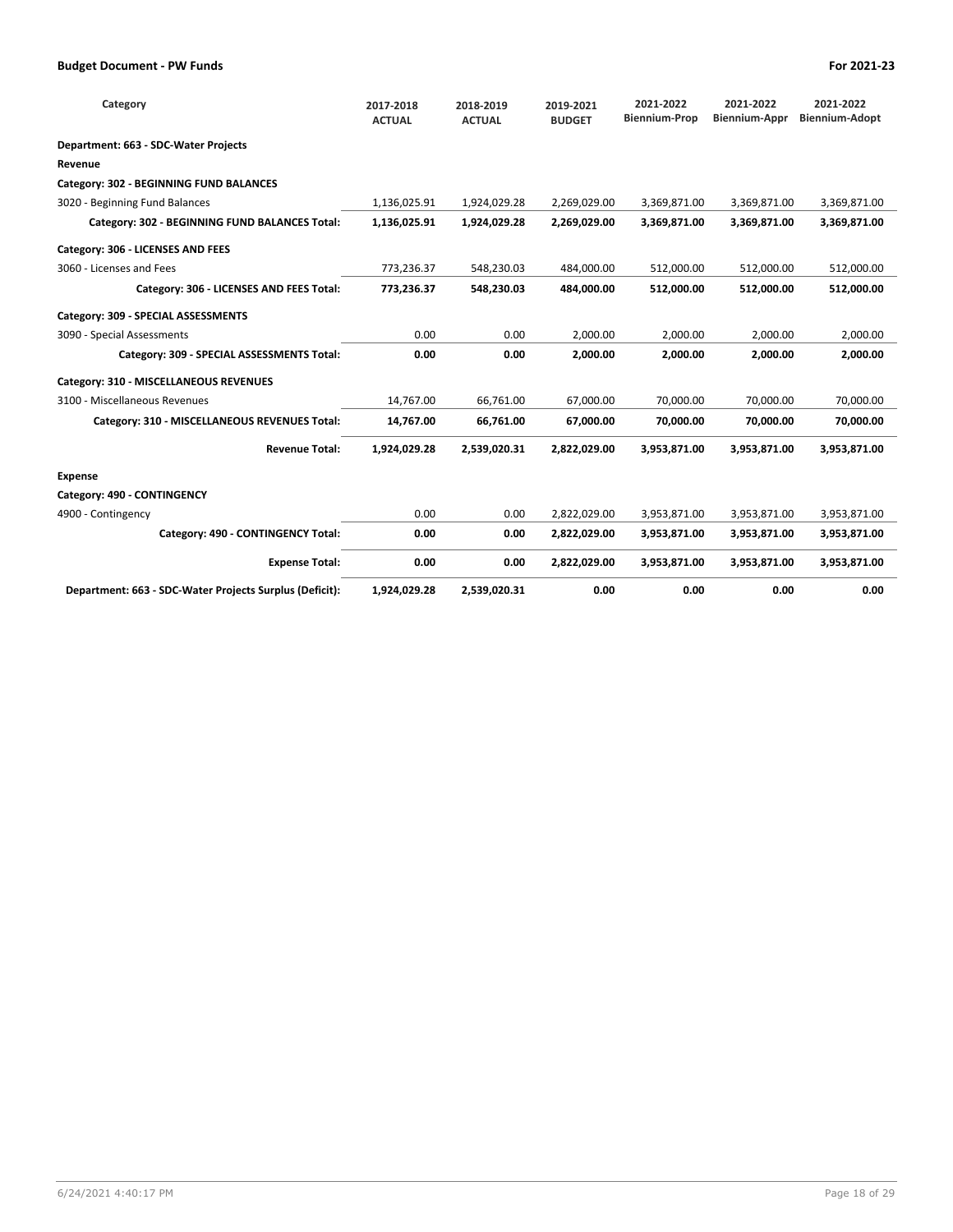## Budget Document - PW Funds

For 2021-23

| Category | 2017-2018 ACTUAL | 2018-2019 ACTUAL | 2019-2021 BUDGET | 2021-2022 Biennium-Prop | 2021-2022 Biennium-Appr | 2021-2022 Biennium-Adopt |
|---|---|---|---|---|---|---|
| **Department: 663 - SDC-Water Projects** | | | | | | |
| **Revenue** | | | | | | |
| **Category: 302 - BEGINNING FUND BALANCES** | | | | | | |
| 3020 - Beginning Fund Balances | 1,136,025.91 | 1,924,029.28 | 2,269,029.00 | 3,369,871.00 | 3,369,871.00 | 3,369,871.00 |
| **Category: 302 - BEGINNING FUND BALANCES Total:** | **1,136,025.91** | **1,924,029.28** | **2,269,029.00** | **3,369,871.00** | **3,369,871.00** | **3,369,871.00** |
| **Category: 306 - LICENSES AND FEES** | | | | | | |
| 3060 - Licenses and Fees | 773,236.37 | 548,230.03 | 484,000.00 | 512,000.00 | 512,000.00 | 512,000.00 |
| **Category: 306 - LICENSES AND FEES Total:** | **773,236.37** | **548,230.03** | **484,000.00** | **512,000.00** | **512,000.00** | **512,000.00** |
| **Category: 309 - SPECIAL ASSESSMENTS** | | | | | | |
| 3090 - Special Assessments | 0.00 | 0.00 | 2,000.00 | 2,000.00 | 2,000.00 | 2,000.00 |
| **Category: 309 - SPECIAL ASSESSMENTS Total:** | **0.00** | **0.00** | **2,000.00** | **2,000.00** | **2,000.00** | **2,000.00** |
| **Category: 310 - MISCELLANEOUS REVENUES** | | | | | | |
| 3100 - Miscellaneous Revenues | 14,767.00 | 66,761.00 | 67,000.00 | 70,000.00 | 70,000.00 | 70,000.00 |
| **Category: 310 - MISCELLANEOUS REVENUES Total:** | **14,767.00** | **66,761.00** | **67,000.00** | **70,000.00** | **70,000.00** | **70,000.00** |
| **Revenue Total:** | **1,924,029.28** | **2,539,020.31** | **2,822,029.00** | **3,953,871.00** | **3,953,871.00** | **3,953,871.00** |
| **Expense** | | | | | | |
| **Category: 490 - CONTINGENCY** | | | | | | |
| 4900 - Contingency | 0.00 | 0.00 | 2,822,029.00 | 3,953,871.00 | 3,953,871.00 | 3,953,871.00 |
| **Category: 490 - CONTINGENCY Total:** | **0.00** | **0.00** | **2,822,029.00** | **3,953,871.00** | **3,953,871.00** | **3,953,871.00** |
| **Expense Total:** | **0.00** | **0.00** | **2,822,029.00** | **3,953,871.00** | **3,953,871.00** | **3,953,871.00** |
| **Department: 663 - SDC-Water Projects Surplus (Deficit):** | **1,924,029.28** | **2,539,020.31** | **0.00** | **0.00** | **0.00** | **0.00** |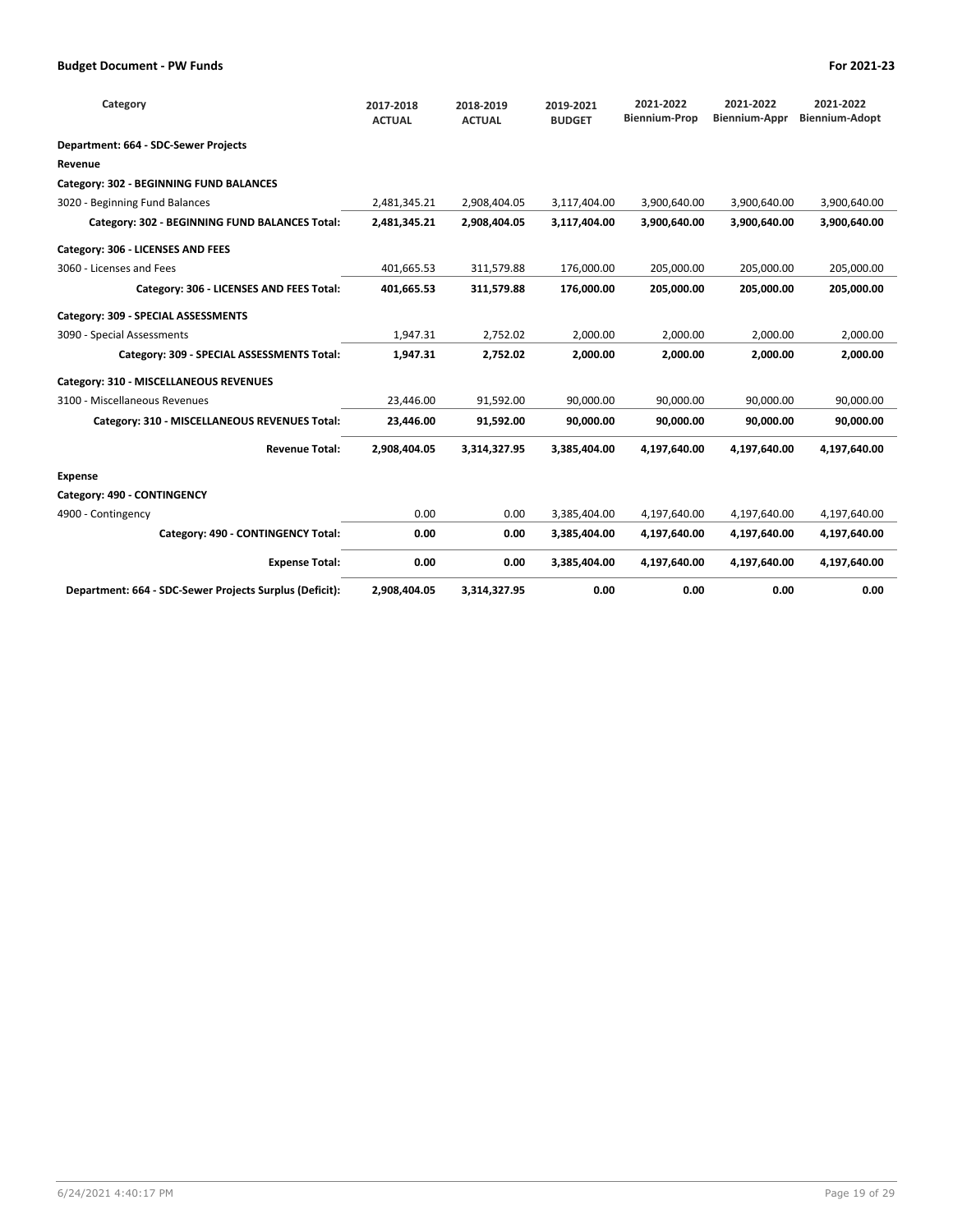| Category | 2017-2018 ACTUAL | 2018-2019 ACTUAL | 2019-2021 BUDGET | 2021-2022 Biennium-Prop | 2021-2022 Biennium-Appr | 2021-2022 Biennium-Adopt |
|---|---|---|---|---|---|---|
| **Department: 664 - SDC-Sewer Projects** | | | | | | |
| **Revenue** | | | | | | |
| **Category: 302 - BEGINNING FUND BALANCES** | | | | | | |
| 3020 - Beginning Fund Balances | 2,481,345.21 | 2,908,404.05 | 3,117,404.00 | 3,900,640.00 | 3,900,640.00 | 3,900,640.00 |
| **Category: 302 - BEGINNING FUND BALANCES Total:** | **2,481,345.21** | **2,908,404.05** | **3,117,404.00** | **3,900,640.00** | **3,900,640.00** | **3,900,640.00** |
| **Category: 306 - LICENSES AND FEES** | | | | | | |
| 3060 - Licenses and Fees | 401,665.53 | 311,579.88 | 176,000.00 | 205,000.00 | 205,000.00 | 205,000.00 |
| **Category: 306 - LICENSES AND FEES Total:** | **401,665.53** | **311,579.88** | **176,000.00** | **205,000.00** | **205,000.00** | **205,000.00** |
| **Category: 309 - SPECIAL ASSESSMENTS** | | | | | | |
| 3090 - Special Assessments | 1,947.31 | 2,752.02 | 2,000.00 | 2,000.00 | 2,000.00 | 2,000.00 |
| **Category: 309 - SPECIAL ASSESSMENTS Total:** | **1,947.31** | **2,752.02** | **2,000.00** | **2,000.00** | **2,000.00** | **2,000.00** |
| **Category: 310 - MISCELLANEOUS REVENUES** | | | | | | |
| 3100 - Miscellaneous Revenues | 23,446.00 | 91,592.00 | 90,000.00 | 90,000.00 | 90,000.00 | 90,000.00 |
| **Category: 310 - MISCELLANEOUS REVENUES Total:** | **23,446.00** | **91,592.00** | **90,000.00** | **90,000.00** | **90,000.00** | **90,000.00** |
| **Revenue Total:** | **2,908,404.05** | **3,314,327.95** | **3,385,404.00** | **4,197,640.00** | **4,197,640.00** | **4,197,640.00** |
| **Expense** | | | | | | |
| **Category: 490 - CONTINGENCY** | | | | | | |
| 4900 - Contingency | 0.00 | 0.00 | 3,385,404.00 | 4,197,640.00 | 4,197,640.00 | 4,197,640.00 |
| **Category: 490 - CONTINGENCY Total:** | **0.00** | **0.00** | **3,385,404.00** | **4,197,640.00** | **4,197,640.00** | **4,197,640.00** |
| **Expense Total:** | **0.00** | **0.00** | **3,385,404.00** | **4,197,640.00** | **4,197,640.00** | **4,197,640.00** |
| **Department: 664 - SDC-Sewer Projects Surplus (Deficit):** | **2,908,404.05** | **3,314,327.95** | **0.00** | **0.00** | **0.00** | **0.00** |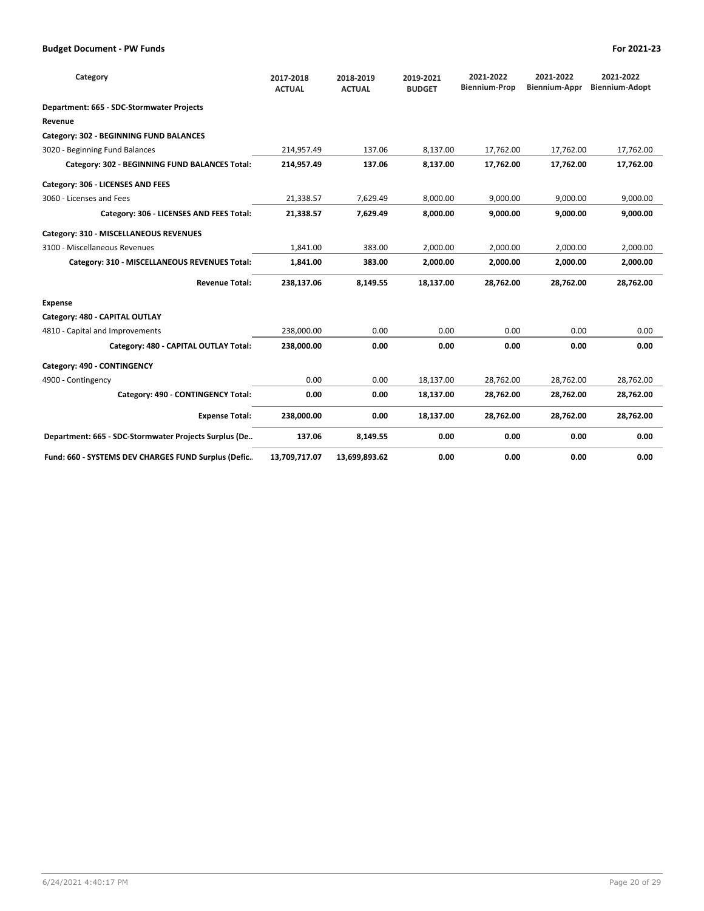| Category | 2017-2018 ACTUAL | 2018-2019 ACTUAL | 2019-2021 BUDGET | 2021-2022 Biennium-Prop | 2021-2022 Biennium-Appr | 2021-2022 Biennium-Adopt |
|---|---|---|---|---|---|---|
| **Department: 665 - SDC-Stormwater Projects** | | | | | | |
| **Revenue** | | | | | | |
| **Category: 302 - BEGINNING FUND BALANCES** | | | | | | |
| 3020 - Beginning Fund Balances | 214,957.49 | 137.06 | 8,137.00 | 17,762.00 | 17,762.00 | 17,762.00 |
| **Category: 302 - BEGINNING FUND BALANCES Total:** | **214,957.49** | **137.06** | **8,137.00** | **17,762.00** | **17,762.00** | **17,762.00** |
| **Category: 306 - LICENSES AND FEES** | | | | | | |
| 3060 - Licenses and Fees | 21,338.57 | 7,629.49 | 8,000.00 | 9,000.00 | 9,000.00 | 9,000.00 |
| **Category: 306 - LICENSES AND FEES Total:** | **21,338.57** | **7,629.49** | **8,000.00** | **9,000.00** | **9,000.00** | **9,000.00** |
| **Category: 310 - MISCELLANEOUS REVENUES** | | | | | | |
| 3100 - Miscellaneous Revenues | 1,841.00 | 383.00 | 2,000.00 | 2,000.00 | 2,000.00 | 2,000.00 |
| **Category: 310 - MISCELLANEOUS REVENUES Total:** | **1,841.00** | **383.00** | **2,000.00** | **2,000.00** | **2,000.00** | **2,000.00** |
| **Revenue Total:** | **238,137.06** | **8,149.55** | **18,137.00** | **28,762.00** | **28,762.00** | **28,762.00** |
| **Expense** | | | | | | |
| **Category: 480 - CAPITAL OUTLAY** | | | | | | |
| 4810 - Capital and Improvements | 238,000.00 | 0.00 | 0.00 | 0.00 | 0.00 | 0.00 |
| **Category: 480 - CAPITAL OUTLAY Total:** | **238,000.00** | **0.00** | **0.00** | **0.00** | **0.00** | **0.00** |
| **Category: 490 - CONTINGENCY** | | | | | | |
| 4900 - Contingency | 0.00 | 0.00 | 18,137.00 | 28,762.00 | 28,762.00 | 28,762.00 |
| **Category: 490 - CONTINGENCY Total:** | **0.00** | **0.00** | **18,137.00** | **28,762.00** | **28,762.00** | **28,762.00** |
| **Expense Total:** | **238,000.00** | **0.00** | **18,137.00** | **28,762.00** | **28,762.00** | **28,762.00** |
| **Department: 665 - SDC-Stormwater Projects Surplus (De..** | **137.06** | **8,149.55** | **0.00** | **0.00** | **0.00** | **0.00** |
| **Fund: 660 - SYSTEMS DEV CHARGES FUND Surplus (Defic..** | **13,709,717.07** | **13,699,893.62** | **0.00** | **0.00** | **0.00** | **0.00** |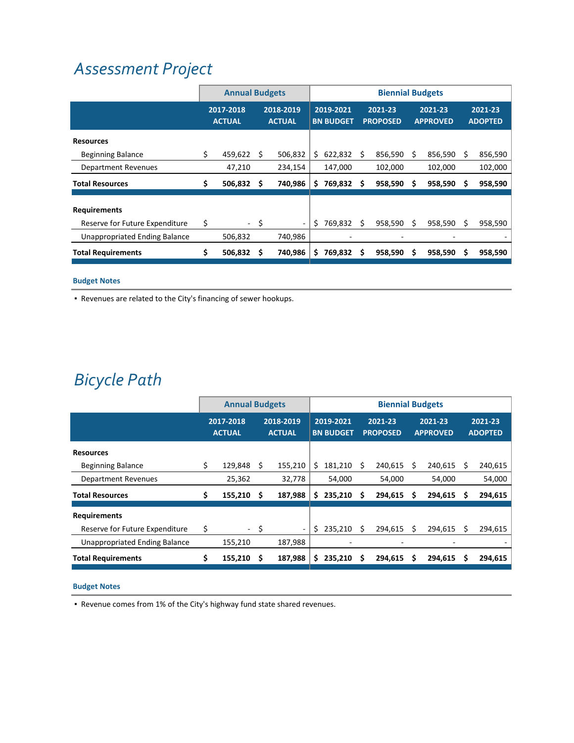# *Assessment Project*

| | Annual Budgets | | Biennial Budgets | | | |
|---|---|---|---|---|---|---|
| | 2017-2018 ACTUAL | 2018-2019 ACTUAL | 2019-2021 BN BUDGET | 2021-23 PROPOSED | 2021-23 APPROVED | 2021-23 ADOPTED |
| **Resources** | | | | | | |
| Beginning Balance | $ 459,622 | $ 506,832 | $ 622,832 | $ 856,590 | $ 856,590 | $ 856,590 |
| Department Revenues | 47,210 | 234,154 | 147,000 | 102,000 | 102,000 | 102,000 |
| **Total Resources** | **$ 506,832** | **$ 740,986** | **$ 769,832** | **$ 958,590** | **$ 958,590** | **$ 958,590** |
| **Requirements** | | | | | | |
| Reserve for Future Expenditure | $ - | $ - | $ 769,832 | $ 958,590 | $ 958,590 | $ 958,590 |
| Unappropriated Ending Balance | 506,832 | 740,986 | - | - | - | - |
| **Total Requirements** | **$ 506,832** | **$ 740,986** | **$ 769,832** | **$ 958,590** | **$ 958,590** | **$ 958,590** |

**Budget Notes**

- Revenues are related to the City's financing of sewer hookups.

# *Bicycle Path*

| | Annual Budgets | | Biennial Budgets | | | |
|---|---|---|---|---|---|---|
| | 2017-2018 ACTUAL | 2018-2019 ACTUAL | 2019-2021 BN BUDGET | 2021-23 PROPOSED | 2021-23 APPROVED | 2021-23 ADOPTED |
| **Resources** | | | | | | |
| Beginning Balance | $ 129,848 | $ 155,210 | $ 181,210 | $ 240,615 | $ 240,615 | $ 240,615 |
| Department Revenues | 25,362 | 32,778 | 54,000 | 54,000 | 54,000 | 54,000 |
| **Total Resources** | **$ 155,210** | **$ 187,988** | **$ 235,210** | **$ 294,615** | **$ 294,615** | **$ 294,615** |
| **Requirements** | | | | | | |
| Reserve for Future Expenditure | $ - | $ - | $ 235,210 | $ 294,615 | $ 294,615 | $ 294,615 |
| Unappropriated Ending Balance | 155,210 | 187,988 | - | - | - | - |
| **Total Requirements** | **$ 155,210** | **$ 187,988** | **$ 235,210** | **$ 294,615** | **$ 294,615** | **$ 294,615** |

**Budget Notes**

- Revenue comes from 1% of the City's highway fund state shared revenues.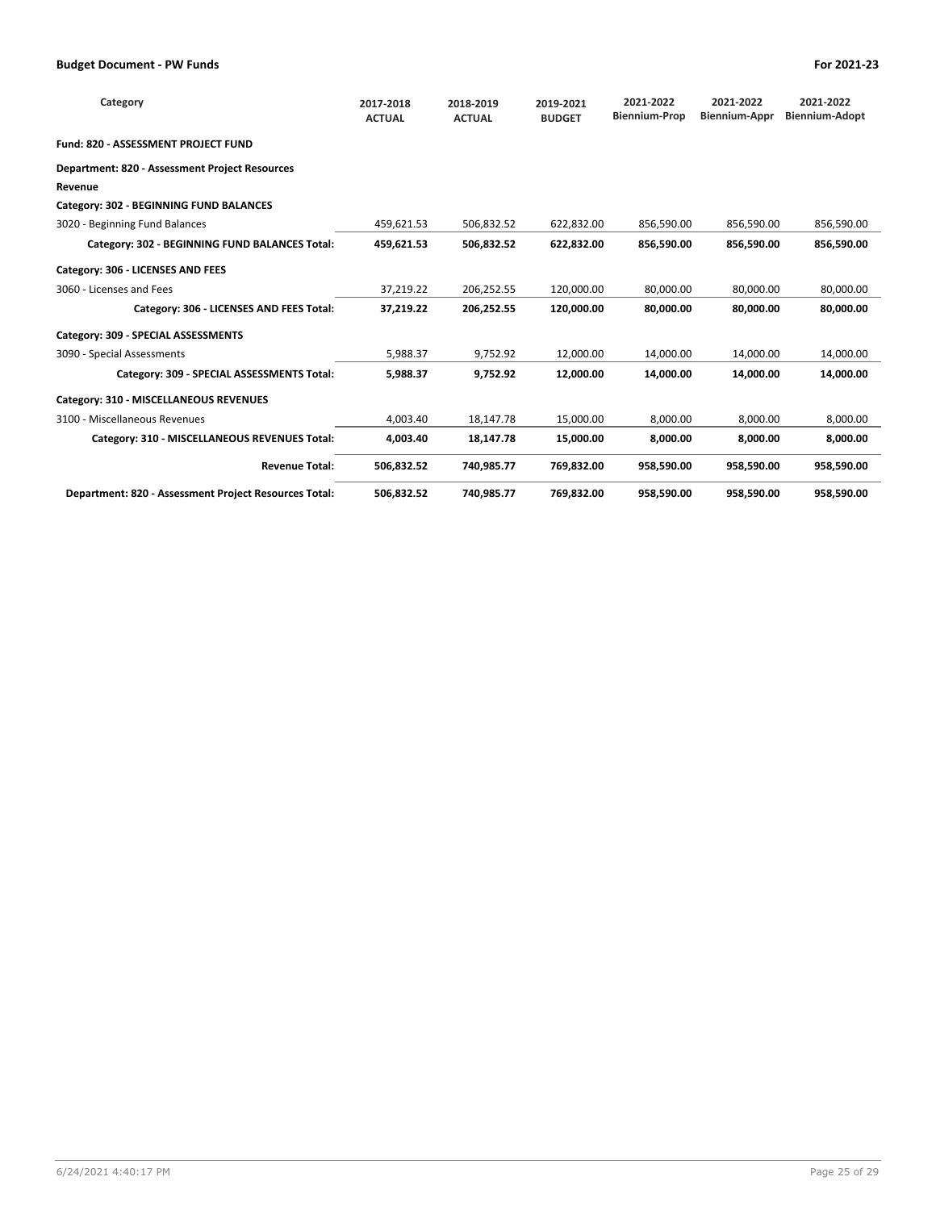## Budget Document - PW Funds

For 2021-23

| Category | 2017-2018 ACTUAL | 2018-2019 ACTUAL | 2019-2021 BUDGET | 2021-2022 Biennium-Prop | 2021-2022 Biennium-Appr | 2021-2022 Biennium-Adopt |
|---|---|---|---|---|---|---|
| **Fund: 820 - ASSESSMENT PROJECT FUND** | | | | | | |
| **Department: 820 - Assessment Project Resources** | | | | | | |
| **Revenue** | | | | | | |
| **Category: 302 - BEGINNING FUND BALANCES** | | | | | | |
| 3020 - Beginning Fund Balances | 459,621.53 | 506,832.52 | 622,832.00 | 856,590.00 | 856,590.00 | 856,590.00 |
| **Category: 302 - BEGINNING FUND BALANCES Total:** | **459,621.53** | **506,832.52** | **622,832.00** | **856,590.00** | **856,590.00** | **856,590.00** |
| **Category: 306 - LICENSES AND FEES** | | | | | | |
| 3060 - Licenses and Fees | 37,219.22 | 206,252.55 | 120,000.00 | 80,000.00 | 80,000.00 | 80,000.00 |
| **Category: 306 - LICENSES AND FEES Total:** | **37,219.22** | **206,252.55** | **120,000.00** | **80,000.00** | **80,000.00** | **80,000.00** |
| **Category: 309 - SPECIAL ASSESSMENTS** | | | | | | |
| 3090 - Special Assessments | 5,988.37 | 9,752.92 | 12,000.00 | 14,000.00 | 14,000.00 | 14,000.00 |
| **Category: 309 - SPECIAL ASSESSMENTS Total:** | **5,988.37** | **9,752.92** | **12,000.00** | **14,000.00** | **14,000.00** | **14,000.00** |
| **Category: 310 - MISCELLANEOUS REVENUES** | | | | | | |
| 3100 - Miscellaneous Revenues | 4,003.40 | 18,147.78 | 15,000.00 | 8,000.00 | 8,000.00 | 8,000.00 |
| **Category: 310 - MISCELLANEOUS REVENUES Total:** | **4,003.40** | **18,147.78** | **15,000.00** | **8,000.00** | **8,000.00** | **8,000.00** |
| **Revenue Total:** | **506,832.52** | **740,985.77** | **769,832.00** | **958,590.00** | **958,590.00** | **958,590.00** |
| **Department: 820 - Assessment Project Resources Total:** | **506,832.52** | **740,985.77** | **769,832.00** | **958,590.00** | **958,590.00** | **958,590.00** |

6/24/2021 4:40:17 PM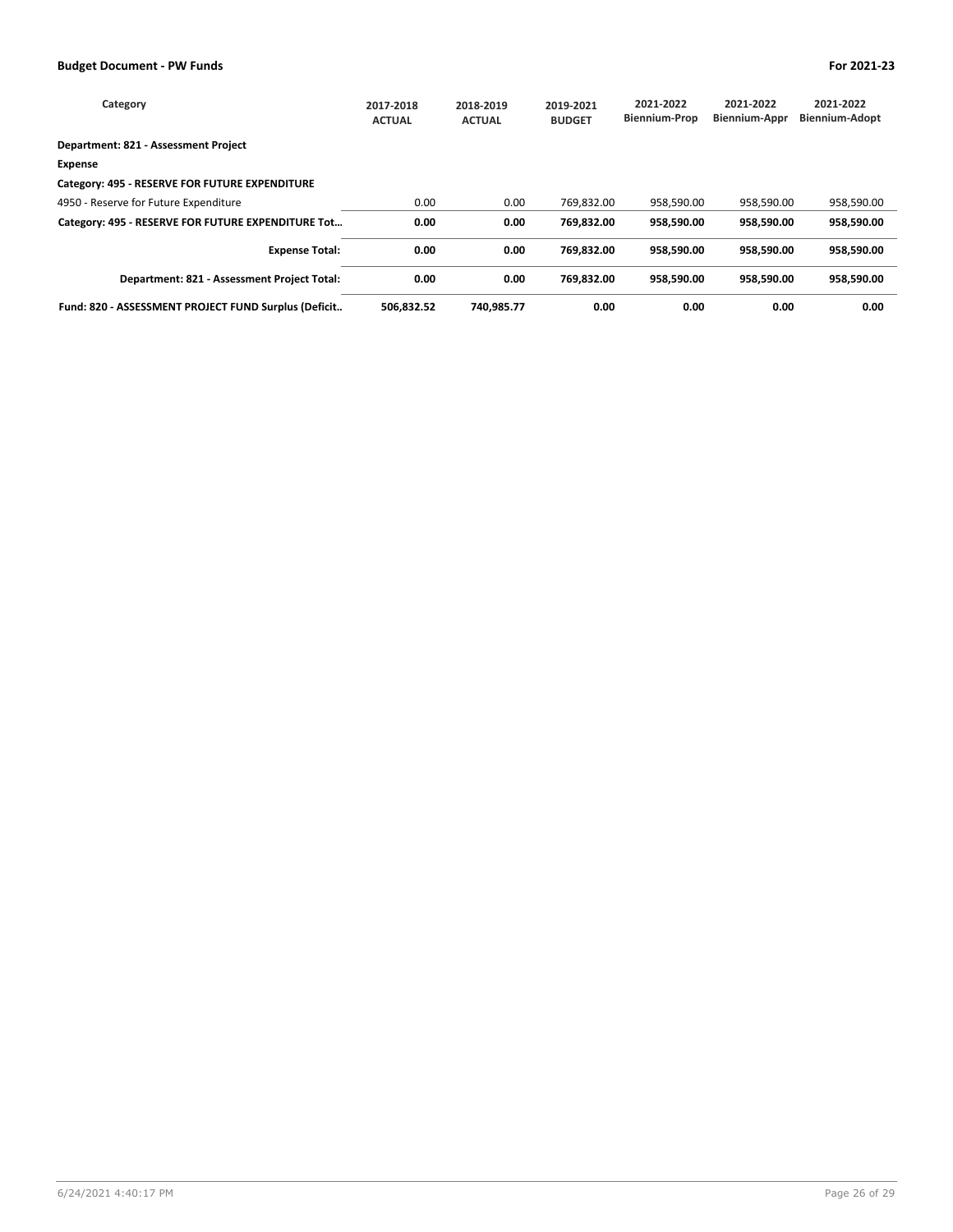| Category | 2017-2018 ACTUAL | 2018-2019 ACTUAL | 2019-2021 BUDGET | 2021-2022 Biennium-Prop | 2021-2022 Biennium-Appr | 2021-2022 Biennium-Adopt |
|---|---|---|---|---|---|---|
| **Department: 821 - Assessment Project** | | | | | | |
| **Expense** | | | | | | |
| **Category: 495 - RESERVE FOR FUTURE EXPENDITURE** | | | | | | |
| 4950 - Reserve for Future Expenditure | 0.00 | 0.00 | 769,832.00 | 958,590.00 | 958,590.00 | 958,590.00 |
| **Category: 495 - RESERVE FOR FUTURE EXPENDITURE Tot…** | **0.00** | **0.00** | **769,832.00** | **958,590.00** | **958,590.00** | **958,590.00** |
| **Expense Total:** | **0.00** | **0.00** | **769,832.00** | **958,590.00** | **958,590.00** | **958,590.00** |
| **Department: 821 - Assessment Project Total:** | **0.00** | **0.00** | **769,832.00** | **958,590.00** | **958,590.00** | **958,590.00** |
| **Fund: 820 - ASSESSMENT PROJECT FUND Surplus (Deficit..** | **506,832.52** | **740,985.77** | **0.00** | **0.00** | **0.00** | **0.00** |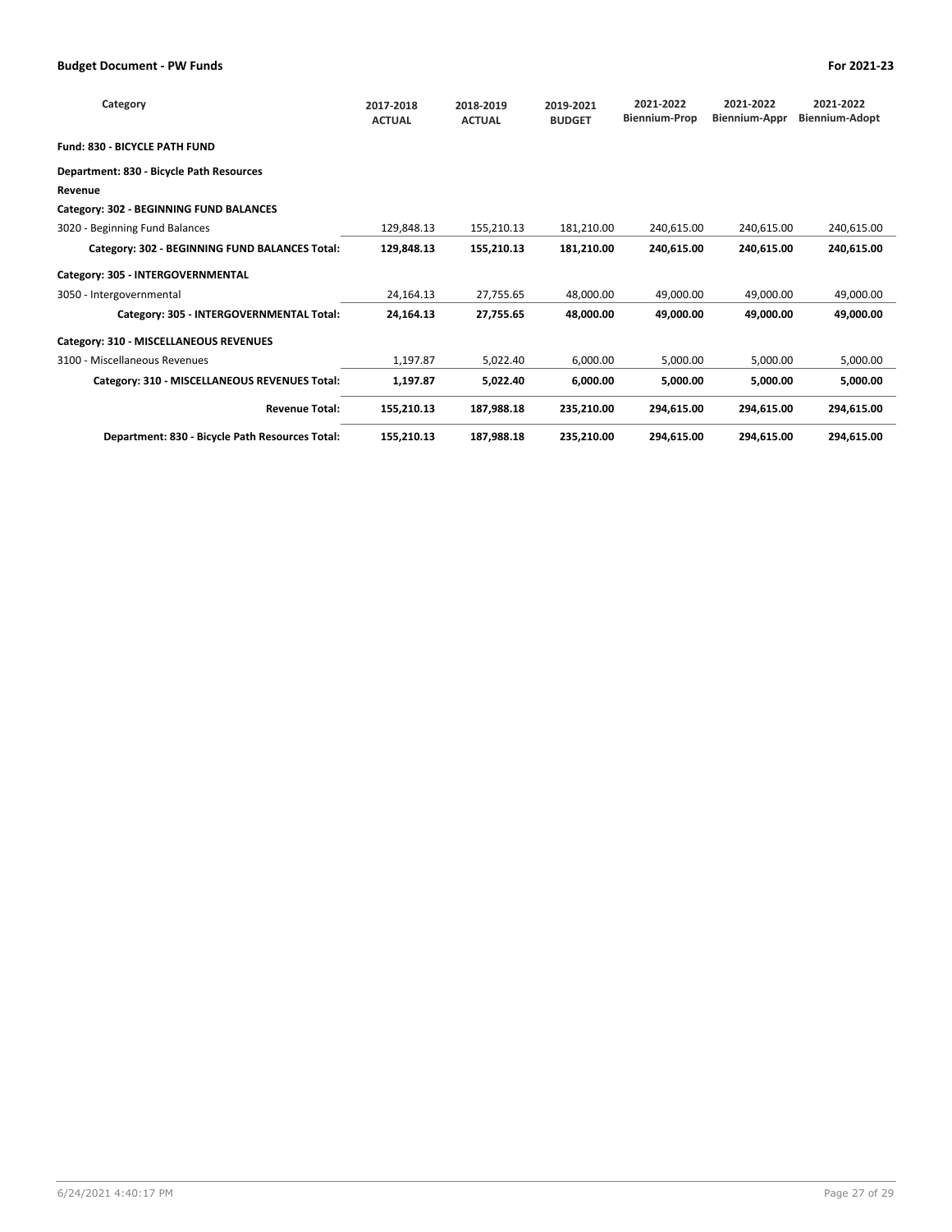| Category | 2017-2018 ACTUAL | 2018-2019 ACTUAL | 2019-2021 BUDGET | 2021-2022 Biennium-Prop | 2021-2022 Biennium-Appr | 2021-2022 Biennium-Adopt |
|---|---|---|---|---|---|---|
| **Fund: 830 - BICYCLE PATH FUND** | | | | | | |
| **Department: 830 - Bicycle Path Resources** | | | | | | |
| **Revenue** | | | | | | |
| **Category: 302 - BEGINNING FUND BALANCES** | | | | | | |
| 3020 - Beginning Fund Balances | 129,848.13 | 155,210.13 | 181,210.00 | 240,615.00 | 240,615.00 | 240,615.00 |
| **Category: 302 - BEGINNING FUND BALANCES Total:** | **129,848.13** | **155,210.13** | **181,210.00** | **240,615.00** | **240,615.00** | **240,615.00** |
| **Category: 305 - INTERGOVERNMENTAL** | | | | | | |
| 3050 - Intergovernmental | 24,164.13 | 27,755.65 | 48,000.00 | 49,000.00 | 49,000.00 | 49,000.00 |
| **Category: 305 - INTERGOVERNMENTAL Total:** | **24,164.13** | **27,755.65** | **48,000.00** | **49,000.00** | **49,000.00** | **49,000.00** |
| **Category: 310 - MISCELLANEOUS REVENUES** | | | | | | |
| 3100 - Miscellaneous Revenues | 1,197.87 | 5,022.40 | 6,000.00 | 5,000.00 | 5,000.00 | 5,000.00 |
| **Category: 310 - MISCELLANEOUS REVENUES Total:** | **1,197.87** | **5,022.40** | **6,000.00** | **5,000.00** | **5,000.00** | **5,000.00** |
| **Revenue Total:** | **155,210.13** | **187,988.18** | **235,210.00** | **294,615.00** | **294,615.00** | **294,615.00** |
| **Department: 830 - Bicycle Path Resources Total:** | **155,210.13** | **187,988.18** | **235,210.00** | **294,615.00** | **294,615.00** | **294,615.00** |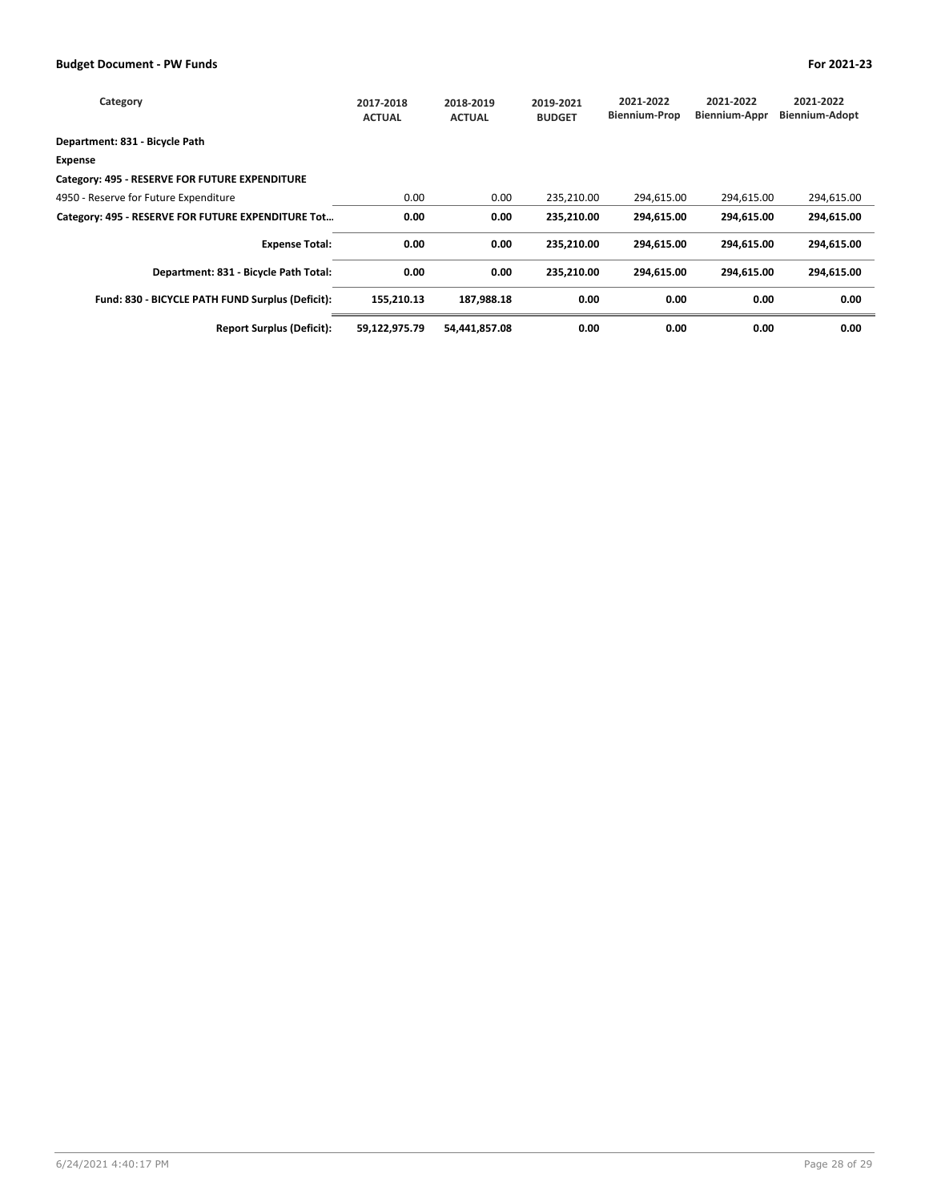| Category | 2017-2018 ACTUAL | 2018-2019 ACTUAL | 2019-2021 BUDGET | 2021-2022 Biennium-Prop | 2021-2022 Biennium-Appr | 2021-2022 Biennium-Adopt |
|---|---|---|---|---|---|---|
| **Department: 831 - Bicycle Path** | | | | | | |
| **Expense** | | | | | | |
| **Category: 495 - RESERVE FOR FUTURE EXPENDITURE** | | | | | | |
| 4950 - Reserve for Future Expenditure | 0.00 | 0.00 | 235,210.00 | 294,615.00 | 294,615.00 | 294,615.00 |
| **Category: 495 - RESERVE FOR FUTURE EXPENDITURE Tot…** | **0.00** | **0.00** | **235,210.00** | **294,615.00** | **294,615.00** | **294,615.00** |
| **Expense Total:** | **0.00** | **0.00** | **235,210.00** | **294,615.00** | **294,615.00** | **294,615.00** |
| **Department: 831 - Bicycle Path Total:** | **0.00** | **0.00** | **235,210.00** | **294,615.00** | **294,615.00** | **294,615.00** |
| **Fund: 830 - BICYCLE PATH FUND Surplus (Deficit):** | **155,210.13** | **187,988.18** | **0.00** | **0.00** | **0.00** | **0.00** |
| **Report Surplus (Deficit):** | **59,122,975.79** | **54,441,857.08** | **0.00** | **0.00** | **0.00** | **0.00** |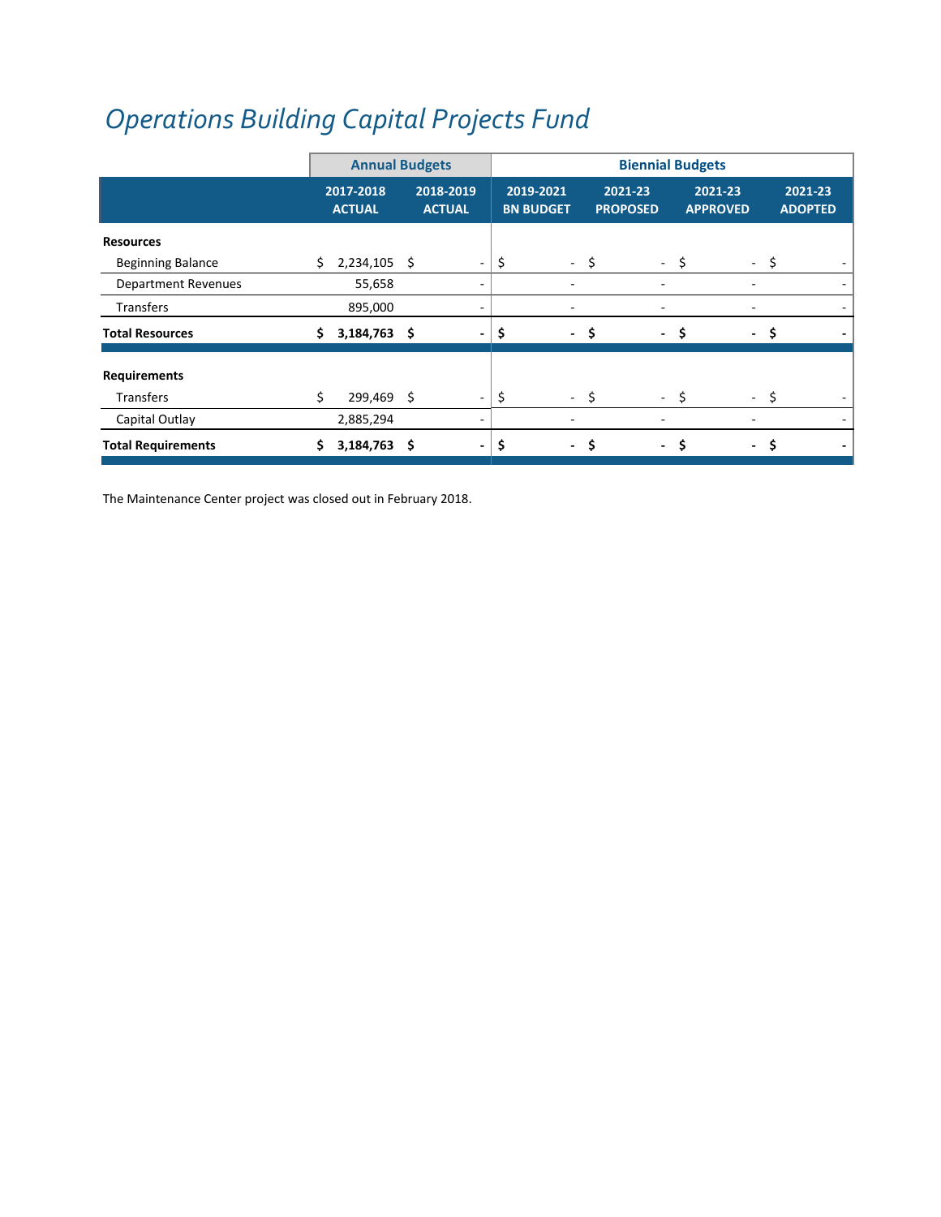# Operations Building Capital Projects Fund

| | Annual Budgets | | Biennial Budgets | | | |
|---|---|---|---|---|---|---|
| | 2017-2018 ACTUAL | 2018-2019 ACTUAL | 2019-2021 BN BUDGET | 2021-23 PROPOSED | 2021-23 APPROVED | 2021-23 ADOPTED |
| **Resources** | | | | | | |
| Beginning Balance | $ 2,234,105 | $ - | $ - | $ - | $ - | $ - |
| Department Revenues | 55,658 | - | - | - | - | - |
| Transfers | 895,000 | - | - | - | - | - |
| **Total Resources** | **$ 3,184,763** | **$ -** | **$ -** | **$ -** | **$ -** | **$ -** |
| **Requirements** | | | | | | |
| Transfers | $ 299,469 | $ - | $ - | $ - | $ - | $ - |
| Capital Outlay | 2,885,294 | - | - | - | - | - |
| **Total Requirements** | **$ 3,184,763** | **$ -** | **$ -** | **$ -** | **$ -** | **$ -** |

The Maintenance Center project was closed out in February 2018.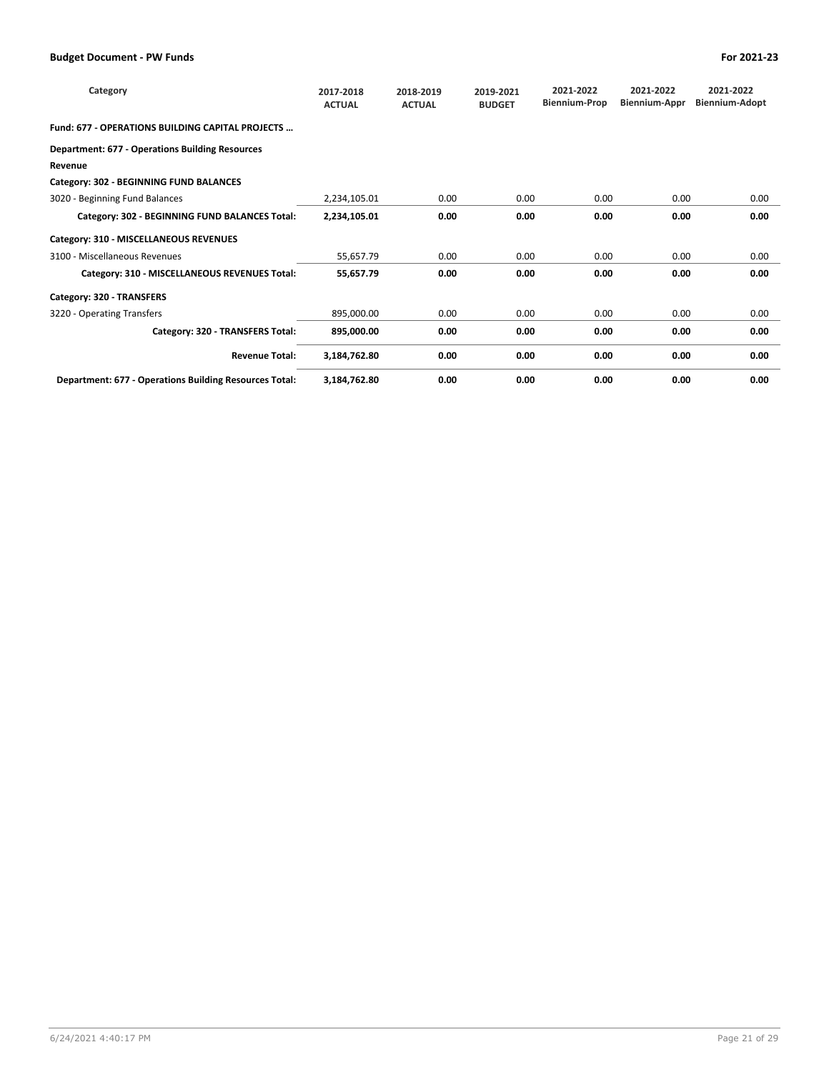| Category | 2017-2018 ACTUAL | 2018-2019 ACTUAL | 2019-2021 BUDGET | 2021-2022 Biennium-Prop | 2021-2022 Biennium-Appr | 2021-2022 Biennium-Adopt |
|---|---|---|---|---|---|---|
| **Fund: 677 - OPERATIONS BUILDING CAPITAL PROJECTS …** | | | | | | |
| **Department: 677 - Operations Building Resources** | | | | | | |
| **Revenue** | | | | | | |
| **Category: 302 - BEGINNING FUND BALANCES** | | | | | | |
| 3020 - Beginning Fund Balances | 2,234,105.01 | 0.00 | 0.00 | 0.00 | 0.00 | 0.00 |
| **Category: 302 - BEGINNING FUND BALANCES Total:** | **2,234,105.01** | **0.00** | **0.00** | **0.00** | **0.00** | **0.00** |
| **Category: 310 - MISCELLANEOUS REVENUES** | | | | | | |
| 3100 - Miscellaneous Revenues | 55,657.79 | 0.00 | 0.00 | 0.00 | 0.00 | 0.00 |
| **Category: 310 - MISCELLANEOUS REVENUES Total:** | **55,657.79** | **0.00** | **0.00** | **0.00** | **0.00** | **0.00** |
| **Category: 320 - TRANSFERS** | | | | | | |
| 3220 - Operating Transfers | 895,000.00 | 0.00 | 0.00 | 0.00 | 0.00 | 0.00 |
| **Category: 320 - TRANSFERS Total:** | **895,000.00** | **0.00** | **0.00** | **0.00** | **0.00** | **0.00** |
| **Revenue Total:** | **3,184,762.80** | **0.00** | **0.00** | **0.00** | **0.00** | **0.00** |
| **Department: 677 - Operations Building Resources Total:** | **3,184,762.80** | **0.00** | **0.00** | **0.00** | **0.00** | **0.00** |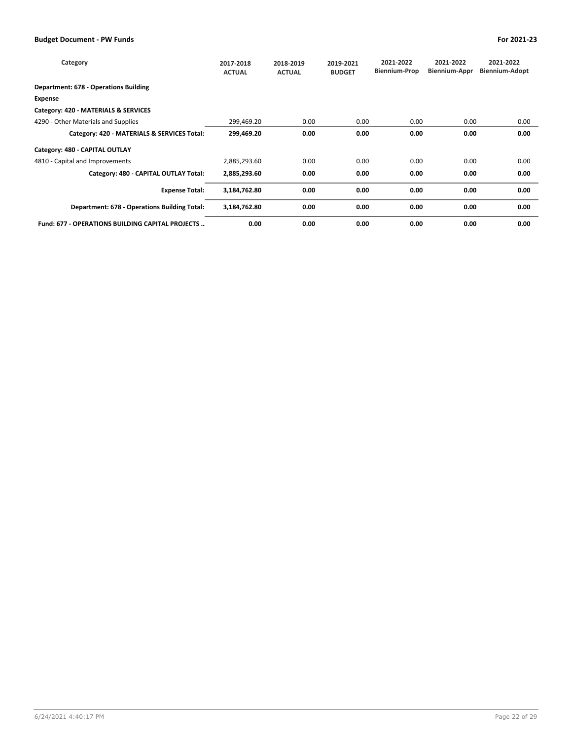| Category | 2017-2018 ACTUAL | 2018-2019 ACTUAL | 2019-2021 BUDGET | 2021-2022 Biennium-Prop | 2021-2022 Biennium-Appr | 2021-2022 Biennium-Adopt |
|---|---|---|---|---|---|---|
| **Department: 678 - Operations Building** | | | | | | |
| **Expense** | | | | | | |
| **Category: 420 - MATERIALS & SERVICES** | | | | | | |
| 4290 - Other Materials and Supplies | 299,469.20 | 0.00 | 0.00 | 0.00 | 0.00 | 0.00 |
| **Category: 420 - MATERIALS & SERVICES Total:** | **299,469.20** | **0.00** | **0.00** | **0.00** | **0.00** | **0.00** |
| **Category: 480 - CAPITAL OUTLAY** | | | | | | |
| 4810 - Capital and Improvements | 2,885,293.60 | 0.00 | 0.00 | 0.00 | 0.00 | 0.00 |
| **Category: 480 - CAPITAL OUTLAY Total:** | **2,885,293.60** | **0.00** | **0.00** | **0.00** | **0.00** | **0.00** |
| **Expense Total:** | **3,184,762.80** | **0.00** | **0.00** | **0.00** | **0.00** | **0.00** |
| **Department: 678 - Operations Building Total:** | **3,184,762.80** | **0.00** | **0.00** | **0.00** | **0.00** | **0.00** |
| **Fund: 677 - OPERATIONS BUILDING CAPITAL PROJECTS ...** | **0.00** | **0.00** | **0.00** | **0.00** | **0.00** | **0.00** |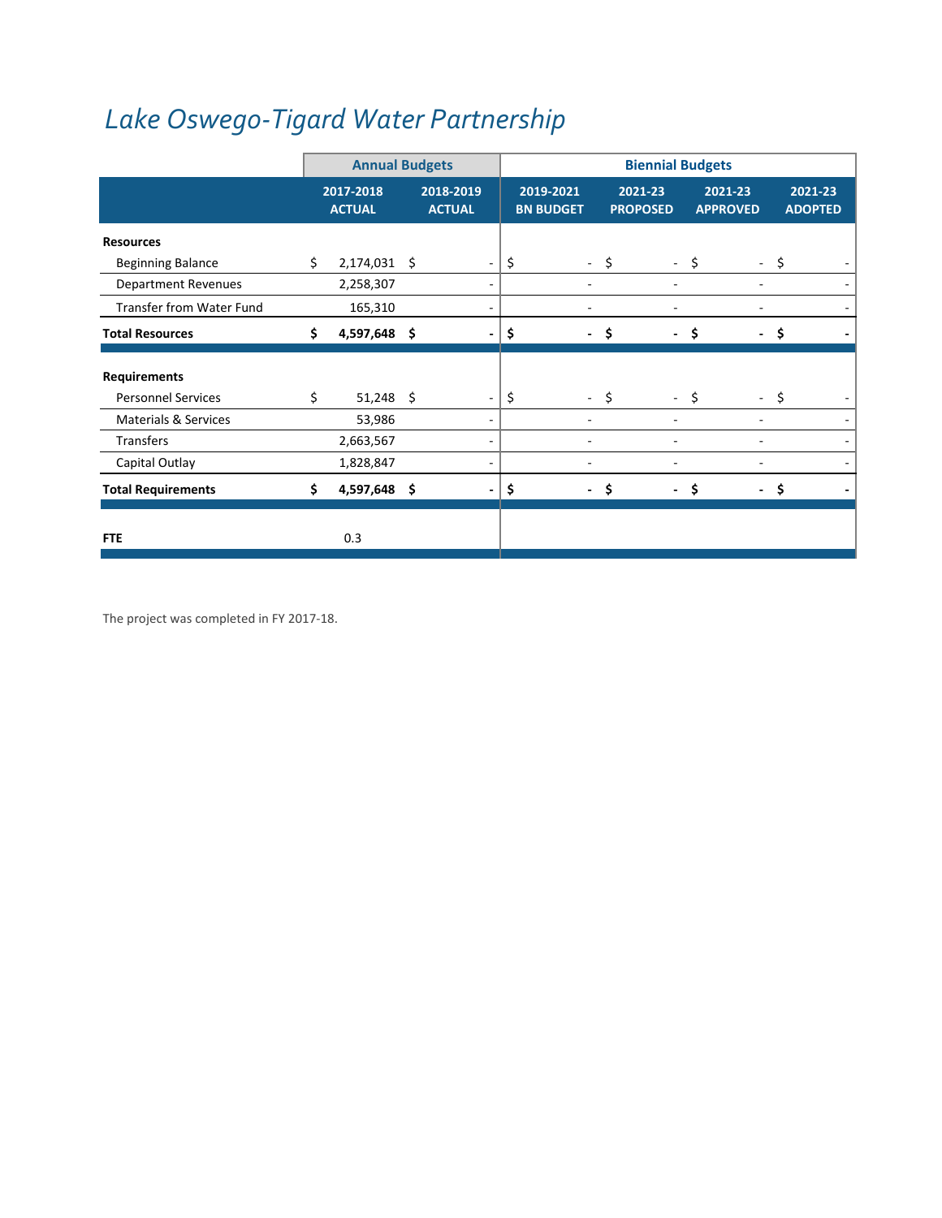# Lake Oswego-Tigard Water Partnership

| | Annual Budgets | | Biennial Budgets | | | |
|---|---|---|---|---|---|---|
| | 2017-2018 ACTUAL | 2018-2019 ACTUAL | 2019-2021 BN BUDGET | 2021-23 PROPOSED | 2021-23 APPROVED | 2021-23 ADOPTED |
| **Resources** | | | | | | |
| Beginning Balance | $ 2,174,031 | $ - | $ - | $ - | $ - | $ - |
| Department Revenues | 2,258,307 | - | - | - | - | - |
| Transfer from Water Fund | 165,310 | - | - | - | - | - |
| **Total Resources** | **$ 4,597,648** | **$ -** | **$ -** | **$ -** | **$ -** | **$ -** |
| **Requirements** | | | | | | |
| Personnel Services | $ 51,248 | $ - | $ - | $ - | $ - | $ - |
| Materials & Services | 53,986 | - | - | - | - | - |
| Transfers | 2,663,567 | - | - | - | - | - |
| Capital Outlay | 1,828,847 | - | - | - | - | - |
| **Total Requirements** | **$ 4,597,648** | **$ -** | **$ -** | **$ -** | **$ -** | **$ -** |
| **FTE** | 0.3 | | | | | |

The project was completed in FY 2017-18.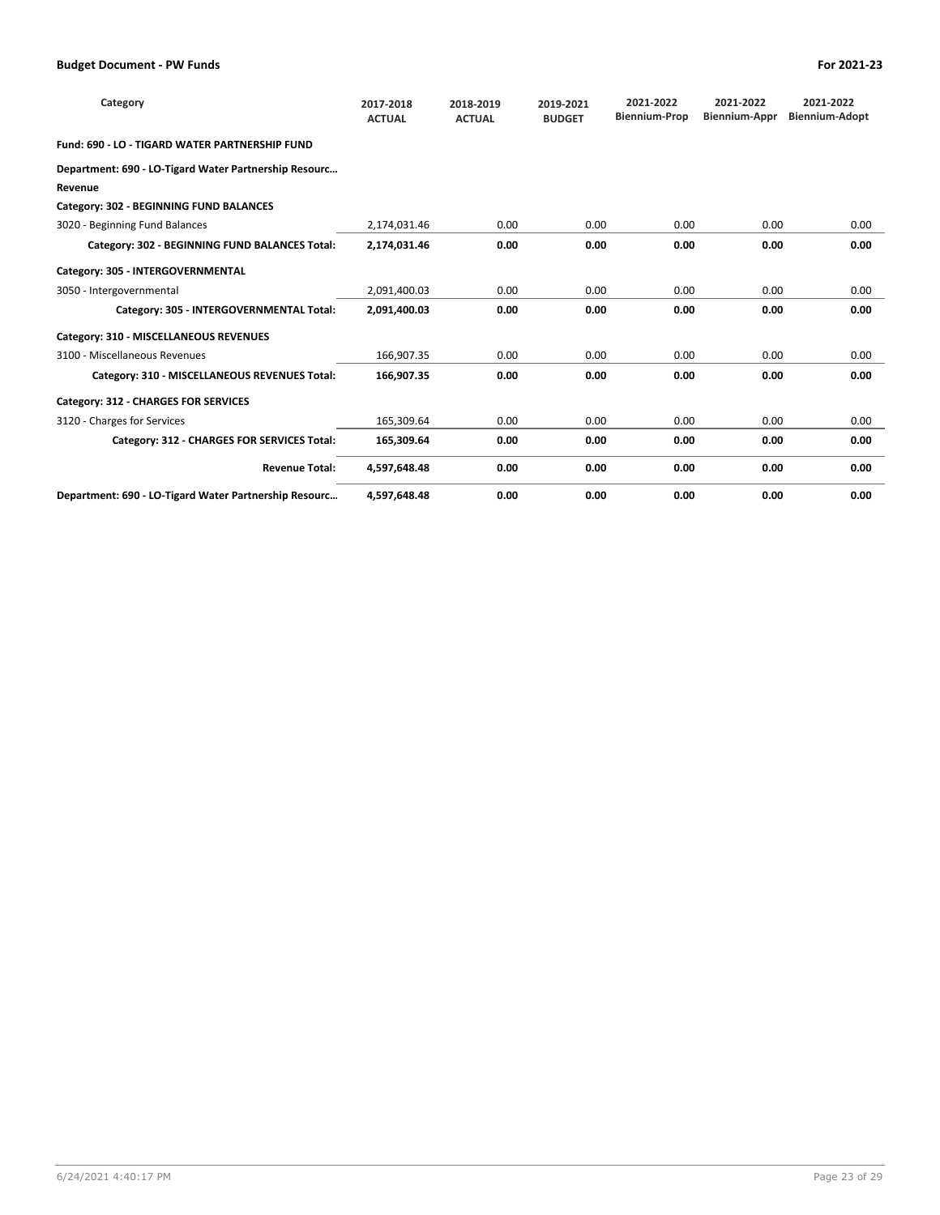| Category | 2017-2018 ACTUAL | 2018-2019 ACTUAL | 2019-2021 BUDGET | 2021-2022 Biennium-Prop | 2021-2022 Biennium-Appr | 2021-2022 Biennium-Adopt |
|---|---|---|---|---|---|---|
| **Fund: 690 - LO - TIGARD WATER PARTNERSHIP FUND** | | | | | | |
| **Department: 690 - LO-Tigard Water Partnership Resourc…** | | | | | | |
| **Revenue** | | | | | | |
| **Category: 302 - BEGINNING FUND BALANCES** | | | | | | |
| 3020 - Beginning Fund Balances | 2,174,031.46 | 0.00 | 0.00 | 0.00 | 0.00 | 0.00 |
| **Category: 302 - BEGINNING FUND BALANCES Total:** | **2,174,031.46** | **0.00** | **0.00** | **0.00** | **0.00** | **0.00** |
| **Category: 305 - INTERGOVERNMENTAL** | | | | | | |
| 3050 - Intergovernmental | 2,091,400.03 | 0.00 | 0.00 | 0.00 | 0.00 | 0.00 |
| **Category: 305 - INTERGOVERNMENTAL Total:** | **2,091,400.03** | **0.00** | **0.00** | **0.00** | **0.00** | **0.00** |
| **Category: 310 - MISCELLANEOUS REVENUES** | | | | | | |
| 3100 - Miscellaneous Revenues | 166,907.35 | 0.00 | 0.00 | 0.00 | 0.00 | 0.00 |
| **Category: 310 - MISCELLANEOUS REVENUES Total:** | **166,907.35** | **0.00** | **0.00** | **0.00** | **0.00** | **0.00** |
| **Category: 312 - CHARGES FOR SERVICES** | | | | | | |
| 3120 - Charges for Services | 165,309.64 | 0.00 | 0.00 | 0.00 | 0.00 | 0.00 |
| **Category: 312 - CHARGES FOR SERVICES Total:** | **165,309.64** | **0.00** | **0.00** | **0.00** | **0.00** | **0.00** |
| **Revenue Total:** | **4,597,648.48** | **0.00** | **0.00** | **0.00** | **0.00** | **0.00** |
| **Department: 690 - LO-Tigard Water Partnership Resourc…** | **4,597,648.48** | **0.00** | **0.00** | **0.00** | **0.00** | **0.00** |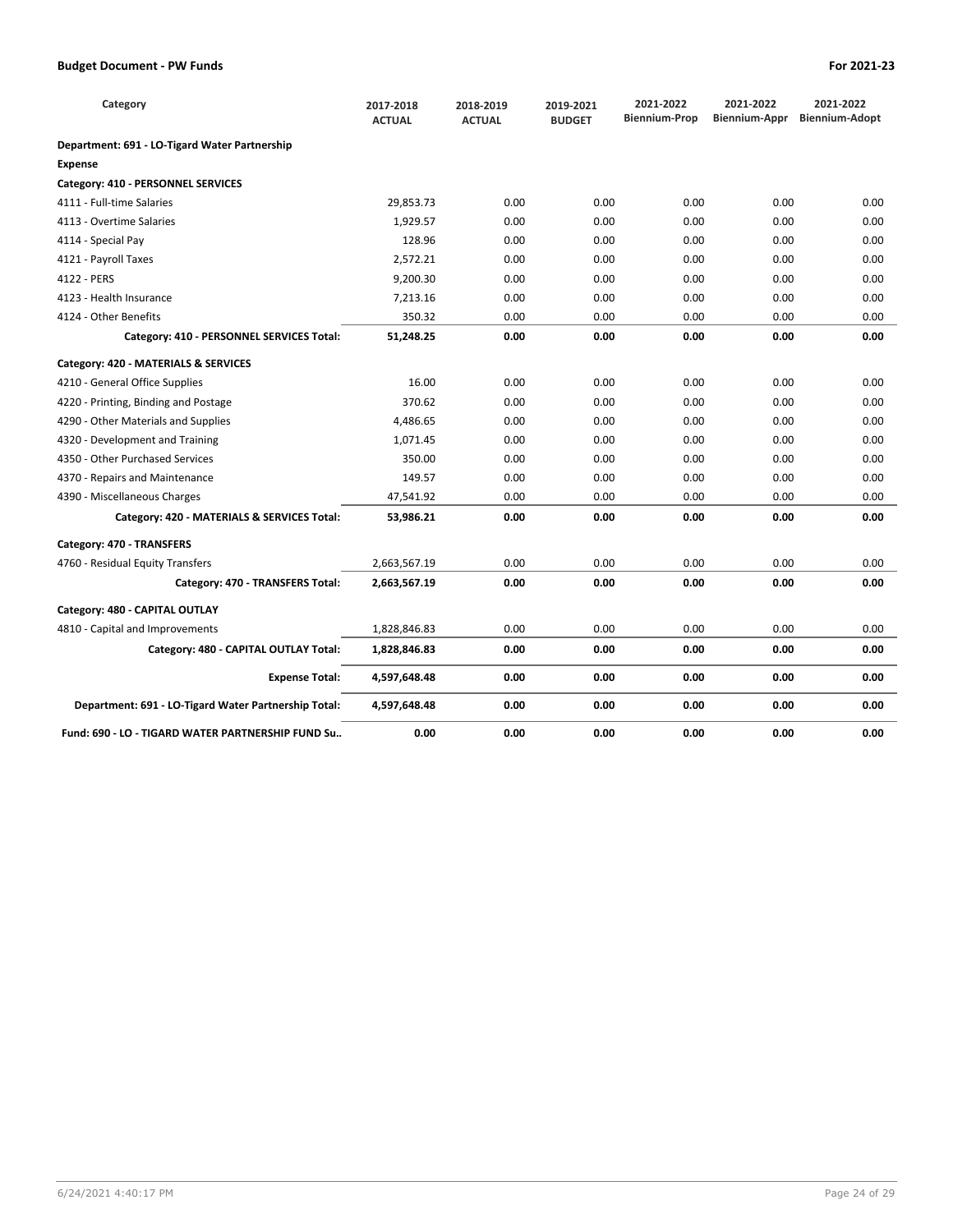| Category | 2017-2018 ACTUAL | 2018-2019 ACTUAL | 2019-2021 BUDGET | 2021-2022 Biennium-Prop | 2021-2022 Biennium-Appr | 2021-2022 Biennium-Adopt |
|---|---|---|---|---|---|---|
| **Department: 691 - LO-Tigard Water Partnership** | | | | | | |
| **Expense** | | | | | | |
| **Category: 410 - PERSONNEL SERVICES** | | | | | | |
| 4111 - Full-time Salaries | 29,853.73 | 0.00 | 0.00 | 0.00 | 0.00 | 0.00 |
| 4113 - Overtime Salaries | 1,929.57 | 0.00 | 0.00 | 0.00 | 0.00 | 0.00 |
| 4114 - Special Pay | 128.96 | 0.00 | 0.00 | 0.00 | 0.00 | 0.00 |
| 4121 - Payroll Taxes | 2,572.21 | 0.00 | 0.00 | 0.00 | 0.00 | 0.00 |
| 4122 - PERS | 9,200.30 | 0.00 | 0.00 | 0.00 | 0.00 | 0.00 |
| 4123 - Health Insurance | 7,213.16 | 0.00 | 0.00 | 0.00 | 0.00 | 0.00 |
| 4124 - Other Benefits | 350.32 | 0.00 | 0.00 | 0.00 | 0.00 | 0.00 |
| **Category: 410 - PERSONNEL SERVICES Total:** | **51,248.25** | **0.00** | **0.00** | **0.00** | **0.00** | **0.00** |
| **Category: 420 - MATERIALS & SERVICES** | | | | | | |
| 4210 - General Office Supplies | 16.00 | 0.00 | 0.00 | 0.00 | 0.00 | 0.00 |
| 4220 - Printing, Binding and Postage | 370.62 | 0.00 | 0.00 | 0.00 | 0.00 | 0.00 |
| 4290 - Other Materials and Supplies | 4,486.65 | 0.00 | 0.00 | 0.00 | 0.00 | 0.00 |
| 4320 - Development and Training | 1,071.45 | 0.00 | 0.00 | 0.00 | 0.00 | 0.00 |
| 4350 - Other Purchased Services | 350.00 | 0.00 | 0.00 | 0.00 | 0.00 | 0.00 |
| 4370 - Repairs and Maintenance | 149.57 | 0.00 | 0.00 | 0.00 | 0.00 | 0.00 |
| 4390 - Miscellaneous Charges | 47,541.92 | 0.00 | 0.00 | 0.00 | 0.00 | 0.00 |
| **Category: 420 - MATERIALS & SERVICES Total:** | **53,986.21** | **0.00** | **0.00** | **0.00** | **0.00** | **0.00** |
| **Category: 470 - TRANSFERS** | | | | | | |
| 4760 - Residual Equity Transfers | 2,663,567.19 | 0.00 | 0.00 | 0.00 | 0.00 | 0.00 |
| **Category: 470 - TRANSFERS Total:** | **2,663,567.19** | **0.00** | **0.00** | **0.00** | **0.00** | **0.00** |
| **Category: 480 - CAPITAL OUTLAY** | | | | | | |
| 4810 - Capital and Improvements | 1,828,846.83 | 0.00 | 0.00 | 0.00 | 0.00 | 0.00 |
| **Category: 480 - CAPITAL OUTLAY Total:** | **1,828,846.83** | **0.00** | **0.00** | **0.00** | **0.00** | **0.00** |
| **Expense Total:** | **4,597,648.48** | **0.00** | **0.00** | **0.00** | **0.00** | **0.00** |
| **Department: 691 - LO-Tigard Water Partnership Total:** | **4,597,648.48** | **0.00** | **0.00** | **0.00** | **0.00** | **0.00** |
| **Fund: 690 - LO - TIGARD WATER PARTNERSHIP FUND Su..** | **0.00** | **0.00** | **0.00** | **0.00** | **0.00** | **0.00** |